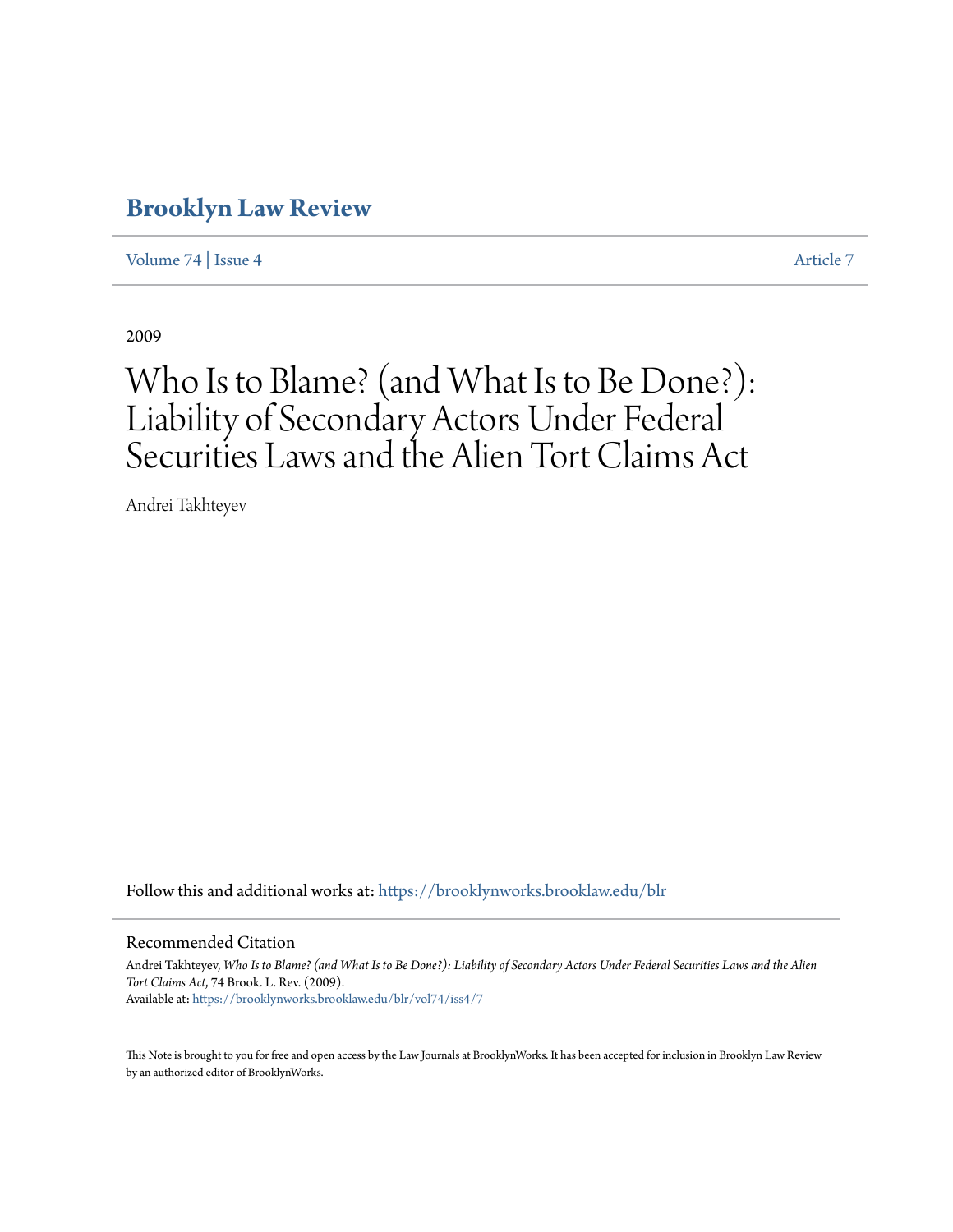# Brooklyn Law Review

Volume 74 | Issue 4 Article 7

2009

# Who Is to Blame? (and What Is to Be Done?): Liability of Secondary Actors Under Federal Securities Laws and the Alien Tort Claims Act

Andrei Takhteyev

Follow this and additional works at: https://brooklynworks.brooklaw.edu/blr

## Recommended Citation

Andrei Takhteyev, *Who Is to Blame? (and What Is to Be Done?): Liability of Secondary Actors Under Federal Securities Laws and the Alien Tort Claims Act*, 74 Brook. L. Rev. (2009).
Available at: https://brooklynworks.brooklaw.edu/blr/vol74/iss4/7

This Note is brought to you for free and open access by the Law Journals at BrooklynWorks. It has been accepted for inclusion in Brooklyn Law Review by an authorized editor of BrooklynWorks.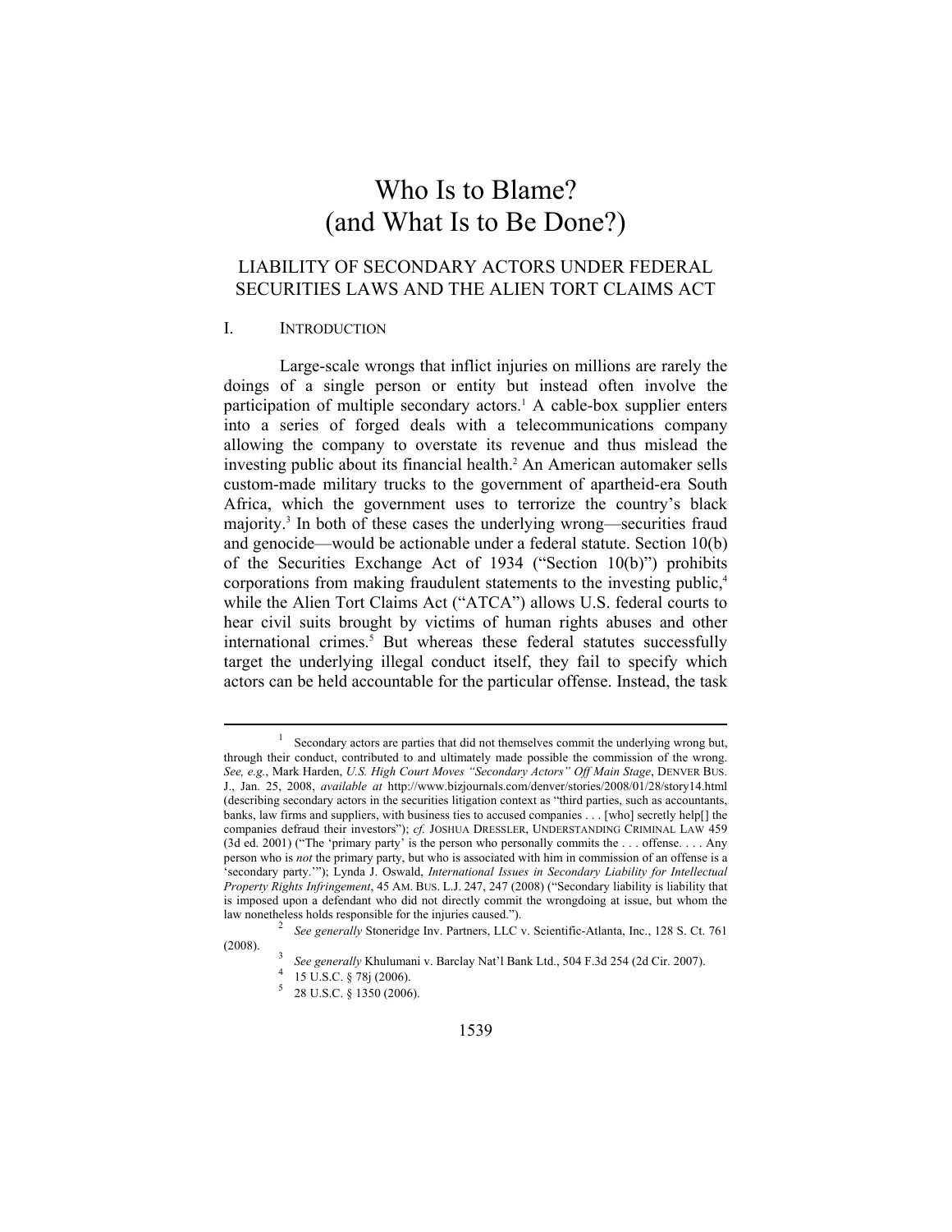# Who Is to Blame? (and What Is to Be Done?)

## LIABILITY OF SECONDARY ACTORS UNDER FEDERAL SECURITIES LAWS AND THE ALIEN TORT CLAIMS ACT

### I. INTRODUCTION

Large-scale wrongs that inflict injuries on millions are rarely the doings of a single person or entity but instead often involve the participation of multiple secondary actors.[1] A cable-box supplier enters into a series of forged deals with a telecommunications company allowing the company to overstate its revenue and thus mislead the investing public about its financial health.[2] An American automaker sells custom-made military trucks to the government of apartheid-era South Africa, which the government uses to terrorize the country's black majority.[3] In both of these cases the underlying wrong—securities fraud and genocide—would be actionable under a federal statute. Section 10(b) of the Securities Exchange Act of 1934 ("Section 10(b)") prohibits corporations from making fraudulent statements to the investing public,[4] while the Alien Tort Claims Act ("ATCA") allows U.S. federal courts to hear civil suits brought by victims of human rights abuses and other international crimes.[5] But whereas these federal statutes successfully target the underlying illegal conduct itself, they fail to specify which actors can be held accountable for the particular offense. Instead, the task

---

[1] Secondary actors are parties that did not themselves commit the underlying wrong but, through their conduct, contributed to and ultimately made possible the commission of the wrong. *See, e.g.*, Mark Harden, *U.S. High Court Moves "Secondary Actors" Off Main Stage*, DENVER BUS. J., Jan. 25, 2008, *available at* http://www.bizjournals.com/denver/stories/2008/01/28/story14.html (describing secondary actors in the securities litigation context as "third parties, such as accountants, banks, law firms and suppliers, with business ties to accused companies . . . [who] secretly help[] the companies defraud their investors"); *cf.* JOSHUA DRESSLER, UNDERSTANDING CRIMINAL LAW 459 (3d ed. 2001) ("The 'primary party' is the person who personally commits the . . . offense. . . . Any person who is *not* the primary party, but who is associated with him in commission of an offense is a 'secondary party.'"); Lynda J. Oswald, *International Issues in Secondary Liability for Intellectual Property Rights Infringement*, 45 AM. BUS. L.J. 247, 247 (2008) ("Secondary liability is liability that is imposed upon a defendant who did not directly commit the wrongdoing at issue, but whom the law nonetheless holds responsible for the injuries caused.").

[2] *See generally* Stoneridge Inv. Partners, LLC v. Scientific-Atlanta, Inc., 128 S. Ct. 761 (2008).

[3] *See generally* Khulumani v. Barclay Nat'l Bank Ltd., 504 F.3d 254 (2d Cir. 2007).

[4] 15 U.S.C. § 78j (2006).

[5] 28 U.S.C. § 1350 (2006).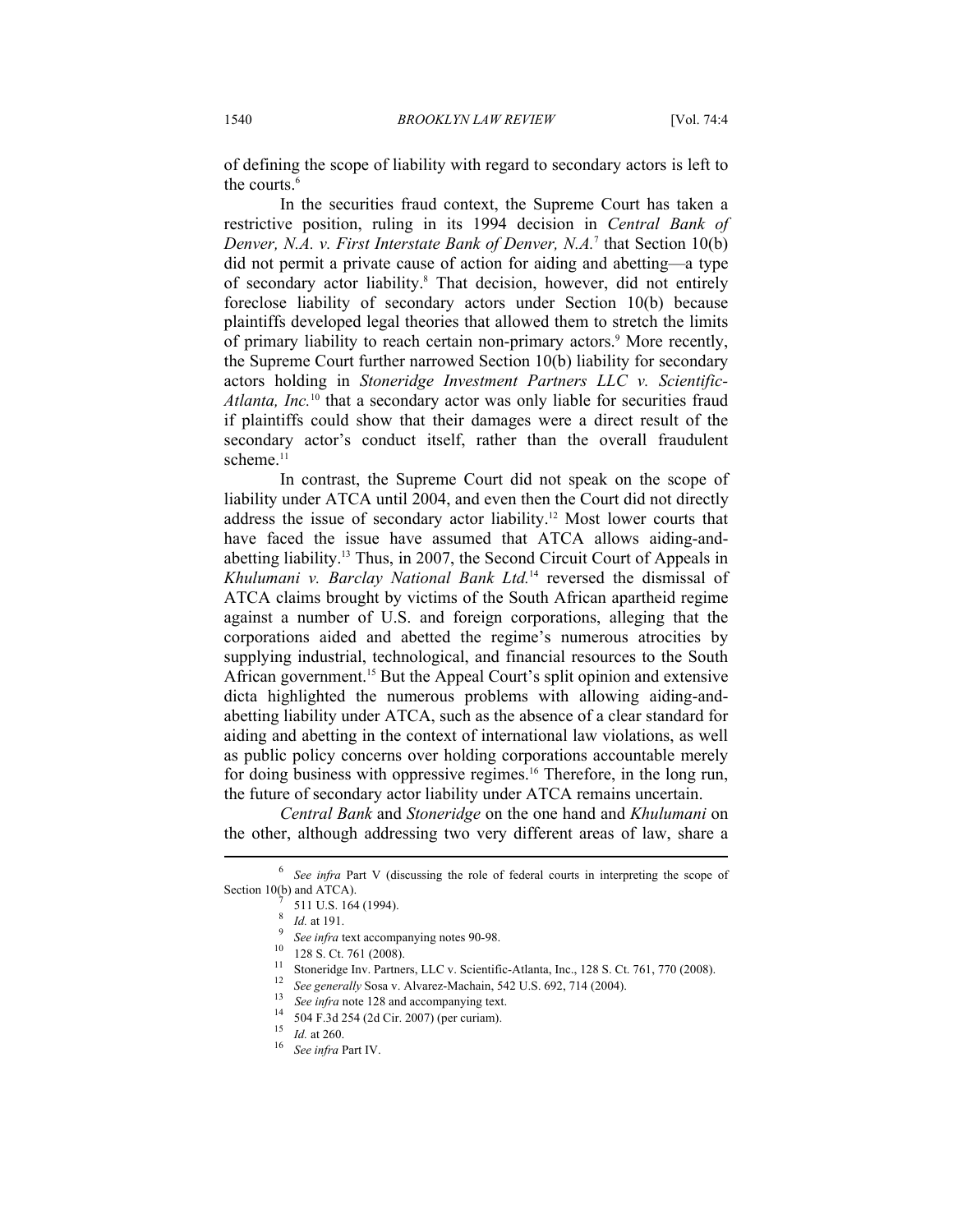of defining the scope of liability with regard to secondary actors is left to the courts.[6]

In the securities fraud context, the Supreme Court has taken a restrictive position, ruling in its 1994 decision in *Central Bank of Denver, N.A. v. First Interstate Bank of Denver, N.A.*[7] that Section 10(b) did not permit a private cause of action for aiding and abetting—a type of secondary actor liability.[8] That decision, however, did not entirely foreclose liability of secondary actors under Section 10(b) because plaintiffs developed legal theories that allowed them to stretch the limits of primary liability to reach certain non-primary actors.[9] More recently, the Supreme Court further narrowed Section 10(b) liability for secondary actors holding in *Stoneridge Investment Partners LLC v. Scientific-Atlanta, Inc.*[10] that a secondary actor was only liable for securities fraud if plaintiffs could show that their damages were a direct result of the secondary actor's conduct itself, rather than the overall fraudulent scheme.[11]

In contrast, the Supreme Court did not speak on the scope of liability under ATCA until 2004, and even then the Court did not directly address the issue of secondary actor liability.[12] Most lower courts that have faced the issue have assumed that ATCA allows aiding-and-abetting liability.[13] Thus, in 2007, the Second Circuit Court of Appeals in *Khulumani v. Barclay National Bank Ltd.*[14] reversed the dismissal of ATCA claims brought by victims of the South African apartheid regime against a number of U.S. and foreign corporations, alleging that the corporations aided and abetted the regime's numerous atrocities by supplying industrial, technological, and financial resources to the South African government.[15] But the Appeal Court's split opinion and extensive dicta highlighted the numerous problems with allowing aiding-and-abetting liability under ATCA, such as the absence of a clear standard for aiding and abetting in the context of international law violations, as well as public policy concerns over holding corporations accountable merely for doing business with oppressive regimes.[16] Therefore, in the long run, the future of secondary actor liability under ATCA remains uncertain.

*Central Bank* and *Stoneridge* on the one hand and *Khulumani* on the other, although addressing two very different areas of law, share a

---

[6] *See infra* Part V (discussing the role of federal courts in interpreting the scope of Section 10(b) and ATCA).

[7] 511 U.S. 164 (1994).

[8] *Id.* at 191.

[9] *See infra* text accompanying notes 90-98.

[10] 128 S. Ct. 761 (2008).

[11] Stoneridge Inv. Partners, LLC v. Scientific-Atlanta, Inc., 128 S. Ct. 761, 770 (2008).

[12] *See generally* Sosa v. Alvarez-Machain, 542 U.S. 692, 714 (2004).

[13] *See infra* note 128 and accompanying text.

[14] 504 F.3d 254 (2d Cir. 2007) (per curiam).

[15] *Id.* at 260.

[16] *See infra* Part IV.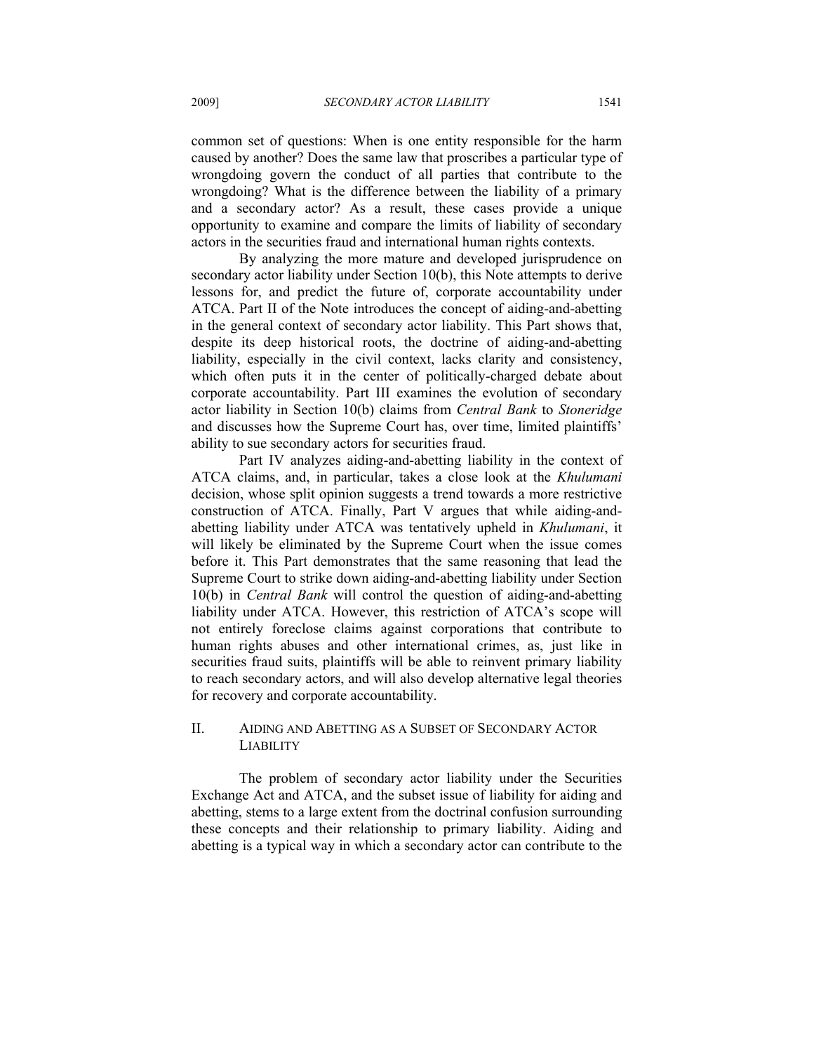common set of questions: When is one entity responsible for the harm caused by another? Does the same law that proscribes a particular type of wrongdoing govern the conduct of all parties that contribute to the wrongdoing? What is the difference between the liability of a primary and a secondary actor? As a result, these cases provide a unique opportunity to examine and compare the limits of liability of secondary actors in the securities fraud and international human rights contexts.

By analyzing the more mature and developed jurisprudence on secondary actor liability under Section 10(b), this Note attempts to derive lessons for, and predict the future of, corporate accountability under ATCA. Part II of the Note introduces the concept of aiding-and-abetting in the general context of secondary actor liability. This Part shows that, despite its deep historical roots, the doctrine of aiding-and-abetting liability, especially in the civil context, lacks clarity and consistency, which often puts it in the center of politically-charged debate about corporate accountability. Part III examines the evolution of secondary actor liability in Section 10(b) claims from *Central Bank* to *Stoneridge* and discusses how the Supreme Court has, over time, limited plaintiffs' ability to sue secondary actors for securities fraud.

Part IV analyzes aiding-and-abetting liability in the context of ATCA claims, and, in particular, takes a close look at the *Khulumani* decision, whose split opinion suggests a trend towards a more restrictive construction of ATCA. Finally, Part V argues that while aiding-and-abetting liability under ATCA was tentatively upheld in *Khulumani*, it will likely be eliminated by the Supreme Court when the issue comes before it. This Part demonstrates that the same reasoning that lead the Supreme Court to strike down aiding-and-abetting liability under Section 10(b) in *Central Bank* will control the question of aiding-and-abetting liability under ATCA. However, this restriction of ATCA's scope will not entirely foreclose claims against corporations that contribute to human rights abuses and other international crimes, as, just like in securities fraud suits, plaintiffs will be able to reinvent primary liability to reach secondary actors, and will also develop alternative legal theories for recovery and corporate accountability.

## II. AIDING AND ABETTING AS A SUBSET OF SECONDARY ACTOR LIABILITY

The problem of secondary actor liability under the Securities Exchange Act and ATCA, and the subset issue of liability for aiding and abetting, stems to a large extent from the doctrinal confusion surrounding these concepts and their relationship to primary liability. Aiding and abetting is a typical way in which a secondary actor can contribute to the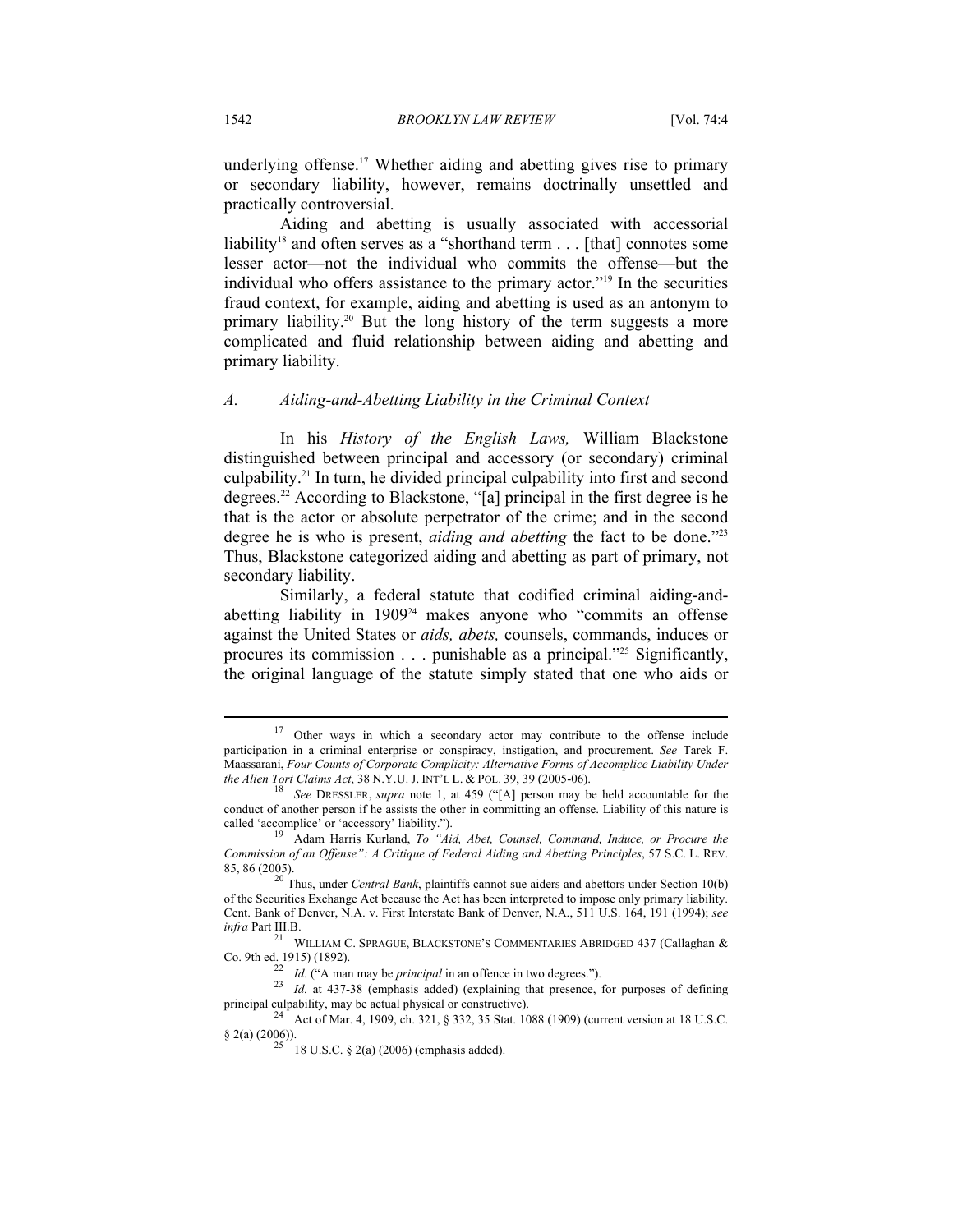underlying offense.[17] Whether aiding and abetting gives rise to primary or secondary liability, however, remains doctrinally unsettled and practically controversial.

Aiding and abetting is usually associated with accessorial liability[18] and often serves as a "shorthand term . . . [that] connotes some lesser actor—not the individual who commits the offense—but the individual who offers assistance to the primary actor."[19] In the securities fraud context, for example, aiding and abetting is used as an antonym to primary liability.[20] But the long history of the term suggests a more complicated and fluid relationship between aiding and abetting and primary liability.

### *A. Aiding-and-Abetting Liability in the Criminal Context*

In his *History of the English Laws,* William Blackstone distinguished between principal and accessory (or secondary) criminal culpability.[21] In turn, he divided principal culpability into first and second degrees.[22] According to Blackstone, "[a] principal in the first degree is he that is the actor or absolute perpetrator of the crime; and in the second degree he is who is present, *aiding and abetting* the fact to be done."[23] Thus, Blackstone categorized aiding and abetting as part of primary, not secondary liability.

Similarly, a federal statute that codified criminal aiding-and-abetting liability in 1909[24] makes anyone who "commits an offense against the United States or *aids, abets,* counsels, commands, induces or procures its commission . . . punishable as a principal."[25] Significantly, the original language of the statute simply stated that one who aids or

---

[17] Other ways in which a secondary actor may contribute to the offense include participation in a criminal enterprise or conspiracy, instigation, and procurement. *See* Tarek F. Maassarani, *Four Counts of Corporate Complicity: Alternative Forms of Accomplice Liability Under the Alien Tort Claims Act*, 38 N.Y.U. J. INT'L L. & POL. 39, 39 (2005-06).

[18] *See* DRESSLER, *supra* note 1, at 459 ("[A] person may be held accountable for the conduct of another person if he assists the other in committing an offense. Liability of this nature is called 'accomplice' or 'accessory' liability.").

[19] Adam Harris Kurland, *To "Aid, Abet, Counsel, Command, Induce, or Procure the Commission of an Offense": A Critique of Federal Aiding and Abetting Principles*, 57 S.C. L. REV. 85, 86 (2005).

[20] Thus, under *Central Bank*, plaintiffs cannot sue aiders and abettors under Section 10(b) of the Securities Exchange Act because the Act has been interpreted to impose only primary liability. Cent. Bank of Denver, N.A. v. First Interstate Bank of Denver, N.A., 511 U.S. 164, 191 (1994); *see infra* Part III.B.

[21] WILLIAM C. SPRAGUE, BLACKSTONE'S COMMENTARIES ABRIDGED 437 (Callaghan & Co. 9th ed. 1915) (1892).

[22] *Id.* ("A man may be *principal* in an offence in two degrees.").

[23] *Id.* at 437-38 (emphasis added) (explaining that presence, for purposes of defining principal culpability, may be actual physical or constructive).

[24] Act of Mar. 4, 1909, ch. 321, § 332, 35 Stat. 1088 (1909) (current version at 18 U.S.C. § 2(a) (2006)).

[25] 18 U.S.C. § 2(a) (2006) (emphasis added).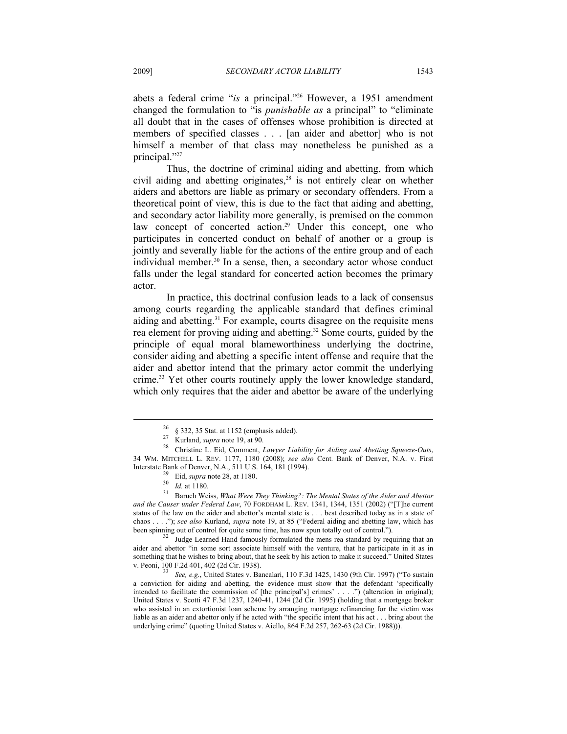abets a federal crime "*is* a principal."[26] However, a 1951 amendment changed the formulation to "is *punishable as* a principal" to "eliminate all doubt that in the cases of offenses whose prohibition is directed at members of specified classes . . . [an aider and abettor] who is not himself a member of that class may nonetheless be punished as a principal."[27]

Thus, the doctrine of criminal aiding and abetting, from which civil aiding and abetting originates,[28] is not entirely clear on whether aiders and abettors are liable as primary or secondary offenders. From a theoretical point of view, this is due to the fact that aiding and abetting, and secondary actor liability more generally, is premised on the common law concept of concerted action.[29] Under this concept, one who participates in concerted conduct on behalf of another or a group is jointly and severally liable for the actions of the entire group and of each individual member.[30] In a sense, then, a secondary actor whose conduct falls under the legal standard for concerted action becomes the primary actor.

In practice, this doctrinal confusion leads to a lack of consensus among courts regarding the applicable standard that defines criminal aiding and abetting.[31] For example, courts disagree on the requisite mens rea element for proving aiding and abetting.[32] Some courts, guided by the principle of equal moral blameworthiness underlying the doctrine, consider aiding and abetting a specific intent offense and require that the aider and abettor intend that the primary actor commit the underlying crime.[33] Yet other courts routinely apply the lower knowledge standard, which only requires that the aider and abettor be aware of the underlying

---

[26] § 332, 35 Stat. at 1152 (emphasis added).

[27] Kurland, *supra* note 19, at 90.

[28] Christine L. Eid, Comment, *Lawyer Liability for Aiding and Abetting Squeeze-Outs*, 34 WM. MITCHELL L. REV. 1177, 1180 (2008); *see also* Cent. Bank of Denver, N.A. v. First Interstate Bank of Denver, N.A., 511 U.S. 164, 181 (1994).

[29] Eid, *supra* note 28, at 1180.

[30] *Id.* at 1180.

[31] Baruch Weiss, *What Were They Thinking?: The Mental States of the Aider and Abettor and the Causer under Federal Law*, 70 FORDHAM L. REV. 1341, 1344, 1351 (2002) ("[T]he current status of the law on the aider and abettor's mental state is . . . best described today as in a state of chaos . . . ."); *see also* Kurland, *supra* note 19, at 85 ("Federal aiding and abetting law, which has been spinning out of control for quite some time, has now spun totally out of control.").

[32] Judge Learned Hand famously formulated the mens rea standard by requiring that an aider and abettor "in some sort associate himself with the venture, that he participate in it as in something that he wishes to bring about, that he seek by his action to make it succeed." United States v. Peoni, 100 F.2d 401, 402 (2d Cir. 1938).

[33] *See, e.g.*, United States v. Bancalari, 110 F.3d 1425, 1430 (9th Cir. 1997) ("To sustain a conviction for aiding and abetting, the evidence must show that the defendant 'specifically intended to facilitate the commission of [the principal's] crimes' . . . .") (alteration in original); United States v. Scotti 47 F.3d 1237, 1240-41, 1244 (2d Cir. 1995) (holding that a mortgage broker who assisted in an extortionist loan scheme by arranging mortgage refinancing for the victim was liable as an aider and abettor only if he acted with "the specific intent that his act . . . bring about the underlying crime" (quoting United States v. Aiello, 864 F.2d 257, 262-63 (2d Cir. 1988))).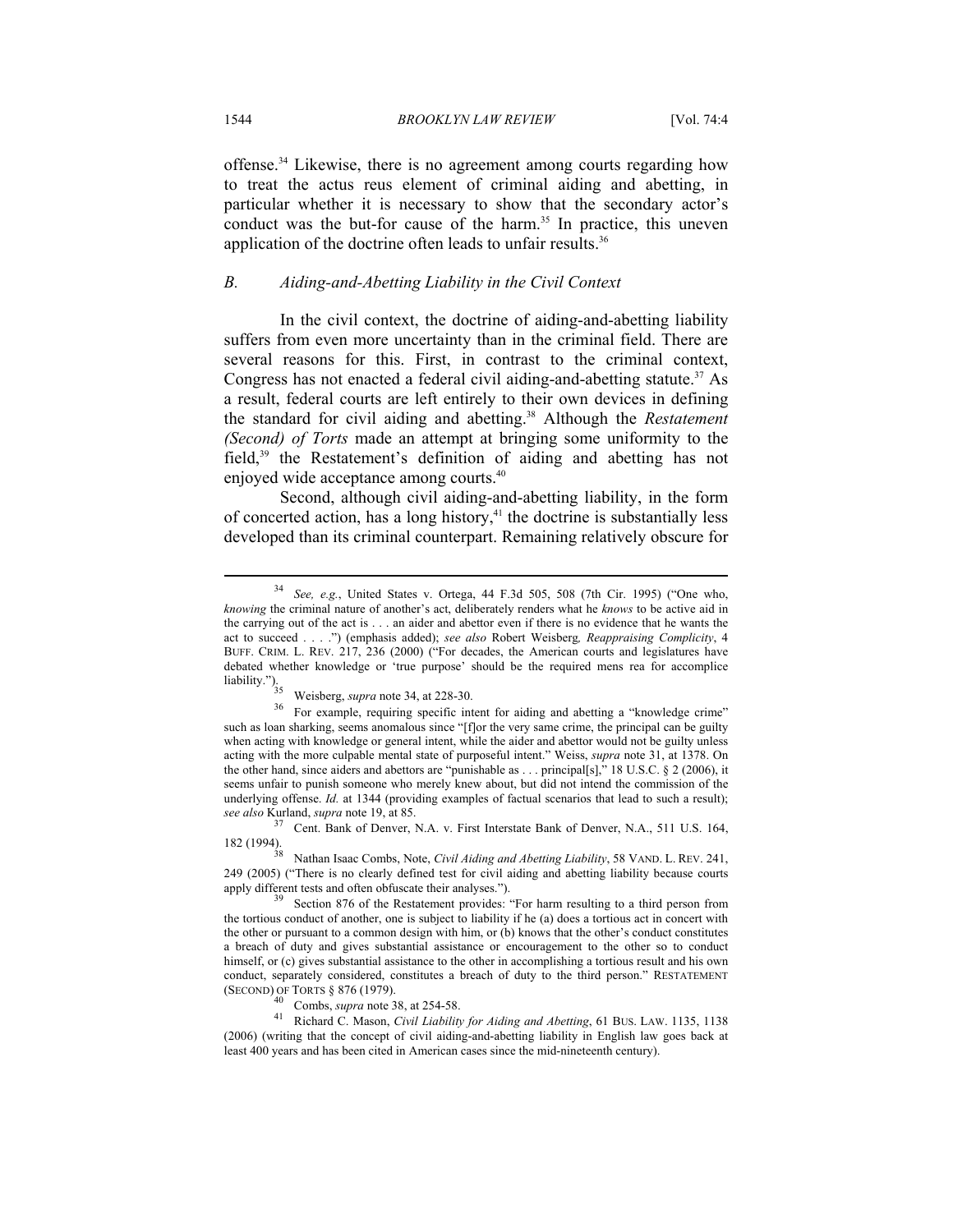offense.[34] Likewise, there is no agreement among courts regarding how to treat the actus reus element of criminal aiding and abetting, in particular whether it is necessary to show that the secondary actor's conduct was the but-for cause of the harm.[35] In practice, this uneven application of the doctrine often leads to unfair results.[36]

### *B. Aiding-and-Abetting Liability in the Civil Context*

In the civil context, the doctrine of aiding-and-abetting liability suffers from even more uncertainty than in the criminal field. There are several reasons for this. First, in contrast to the criminal context, Congress has not enacted a federal civil aiding-and-abetting statute.[37] As a result, federal courts are left entirely to their own devices in defining the standard for civil aiding and abetting.[38] Although the *Restatement (Second) of Torts* made an attempt at bringing some uniformity to the field,[39] the Restatement's definition of aiding and abetting has not enjoyed wide acceptance among courts.[40]

Second, although civil aiding-and-abetting liability, in the form of concerted action, has a long history,[41] the doctrine is substantially less developed than its criminal counterpart. Remaining relatively obscure for

---

[34] *See, e.g.*, United States v. Ortega, 44 F.3d 505, 508 (7th Cir. 1995) ("One who, *knowing* the criminal nature of another's act, deliberately renders what he *knows* to be active aid in the carrying out of the act is . . . an aider and abettor even if there is no evidence that he wants the act to succeed . . . .") (emphasis added); *see also* Robert Weisberg, *Reappraising Complicity*, 4 BUFF. CRIM. L. REV. 217, 236 (2000) ("For decades, the American courts and legislatures have debated whether knowledge or 'true purpose' should be the required mens rea for accomplice liability.").

[35] Weisberg, *supra* note 34, at 228-30.

[36] For example, requiring specific intent for aiding and abetting a "knowledge crime" such as loan sharking, seems anomalous since "[f]or the very same crime, the principal can be guilty when acting with knowledge or general intent, while the aider and abettor would not be guilty unless acting with the more culpable mental state of purposeful intent." Weiss, *supra* note 31, at 1378. On the other hand, since aiders and abettors are "punishable as . . . principal[s]," 18 U.S.C. § 2 (2006), it seems unfair to punish someone who merely knew about, but did not intend the commission of the underlying offense. *Id.* at 1344 (providing examples of factual scenarios that lead to such a result); *see also* Kurland, *supra* note 19, at 85.

[37] Cent. Bank of Denver, N.A. v. First Interstate Bank of Denver, N.A., 511 U.S. 164, 182 (1994).

[38] Nathan Isaac Combs, Note, *Civil Aiding and Abetting Liability*, 58 VAND. L. REV. 241, 249 (2005) ("There is no clearly defined test for civil aiding and abetting liability because courts apply different tests and often obfuscate their analyses.").

[39] Section 876 of the Restatement provides: "For harm resulting to a third person from the tortious conduct of another, one is subject to liability if he (a) does a tortious act in concert with the other or pursuant to a common design with him, or (b) knows that the other's conduct constitutes a breach of duty and gives substantial assistance or encouragement to the other so to conduct himself, or (c) gives substantial assistance to the other in accomplishing a tortious result and his own conduct, separately considered, constitutes a breach of duty to the third person." RESTATEMENT (SECOND) OF TORTS § 876 (1979).

[40] Combs, *supra* note 38, at 254-58.

[41] Richard C. Mason, *Civil Liability for Aiding and Abetting*, 61 BUS. LAW. 1135, 1138 (2006) (writing that the concept of civil aiding-and-abetting liability in English law goes back at least 400 years and has been cited in American cases since the mid-nineteenth century).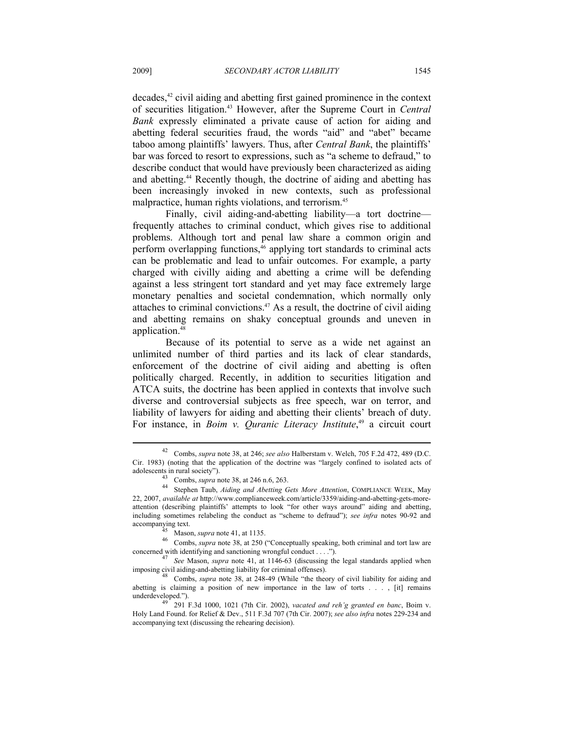decades,[42] civil aiding and abetting first gained prominence in the context of securities litigation.[43] However, after the Supreme Court in *Central Bank* expressly eliminated a private cause of action for aiding and abetting federal securities fraud, the words "aid" and "abet" became taboo among plaintiffs' lawyers. Thus, after *Central Bank*, the plaintiffs' bar was forced to resort to expressions, such as "a scheme to defraud," to describe conduct that would have previously been characterized as aiding and abetting.[44] Recently though, the doctrine of aiding and abetting has been increasingly invoked in new contexts, such as professional malpractice, human rights violations, and terrorism.[45]

Finally, civil aiding-and-abetting liability—a tort doctrine—frequently attaches to criminal conduct, which gives rise to additional problems. Although tort and penal law share a common origin and perform overlapping functions,[46] applying tort standards to criminal acts can be problematic and lead to unfair outcomes. For example, a party charged with civilly aiding and abetting a crime will be defending against a less stringent tort standard and yet may face extremely large monetary penalties and societal condemnation, which normally only attaches to criminal convictions.[47] As a result, the doctrine of civil aiding and abetting remains on shaky conceptual grounds and uneven in application.[48]

Because of its potential to serve as a wide net against an unlimited number of third parties and its lack of clear standards, enforcement of the doctrine of civil aiding and abetting is often politically charged. Recently, in addition to securities litigation and ATCA suits, the doctrine has been applied in contexts that involve such diverse and controversial subjects as free speech, war on terror, and liability of lawyers for aiding and abetting their clients' breach of duty. For instance, in *Boim v. Quranic Literacy Institute*,[49] a circuit court

---

[42] Combs, *supra* note 38, at 246; *see also* Halberstam v. Welch, 705 F.2d 472, 489 (D.C. Cir. 1983) (noting that the application of the doctrine was "largely confined to isolated acts of adolescents in rural society").

[43] Combs, *supra* note 38, at 246 n.6, 263.

[44] Stephen Taub, *Aiding and Abetting Gets More Attention*, COMPLIANCE WEEK, May 22, 2007, *available at* http://www.complianceweek.com/article/3359/aiding-and-abetting-gets-more-attention (describing plaintiffs' attempts to look "for other ways around" aiding and abetting, including sometimes relabeling the conduct as "scheme to defraud"); *see infra* notes 90-92 and accompanying text.

[45] Mason, *supra* note 41, at 1135.

[46] Combs, *supra* note 38, at 250 ("Conceptually speaking, both criminal and tort law are concerned with identifying and sanctioning wrongful conduct . . . .").

[47] *See* Mason, *supra* note 41, at 1146-63 (discussing the legal standards applied when imposing civil aiding-and-abetting liability for criminal offenses).

[48] Combs, *supra* note 38, at 248-49 (While "the theory of civil liability for aiding and abetting is claiming a position of new importance in the law of torts . . . , [it] remains underdeveloped.").

[49] 291 F.3d 1000, 1021 (7th Cir. 2002), *vacated and reh'g granted en banc*, Boim v. Holy Land Found. for Relief & Dev., 511 F.3d 707 (7th Cir. 2007); *see also infra* notes 229-234 and accompanying text (discussing the rehearing decision).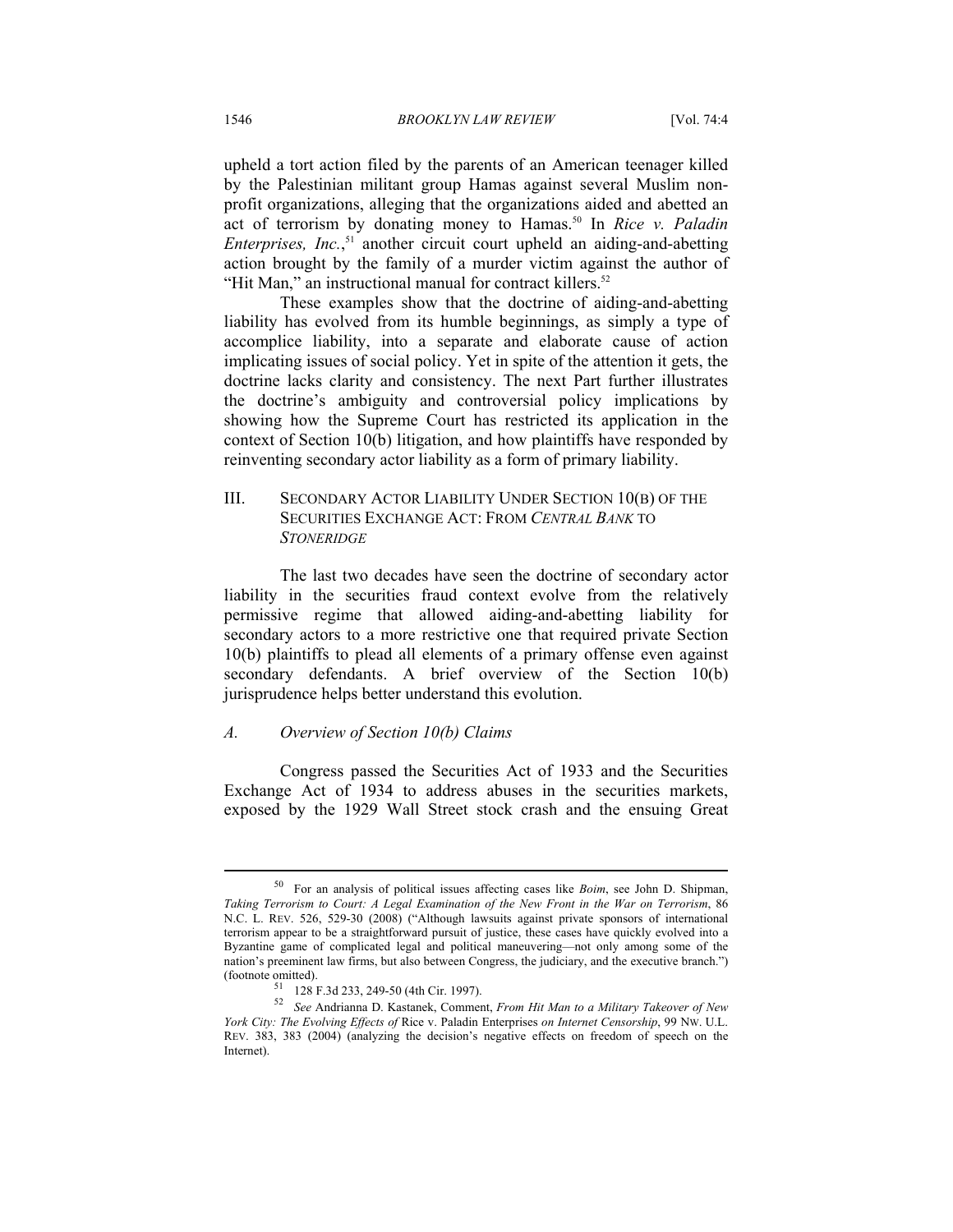upheld a tort action filed by the parents of an American teenager killed by the Palestinian militant group Hamas against several Muslim non-profit organizations, alleging that the organizations aided and abetted an act of terrorism by donating money to Hamas.[50] In *Rice v. Paladin Enterprises, Inc.*,[51] another circuit court upheld an aiding-and-abetting action brought by the family of a murder victim against the author of "Hit Man," an instructional manual for contract killers.[52]

These examples show that the doctrine of aiding-and-abetting liability has evolved from its humble beginnings, as simply a type of accomplice liability, into a separate and elaborate cause of action implicating issues of social policy. Yet in spite of the attention it gets, the doctrine lacks clarity and consistency. The next Part further illustrates the doctrine's ambiguity and controversial policy implications by showing how the Supreme Court has restricted its application in the context of Section 10(b) litigation, and how plaintiffs have responded by reinventing secondary actor liability as a form of primary liability.

## III. Secondary Actor Liability Under Section 10(b) of the Securities Exchange Act: From *Central Bank* to *Stoneridge*

The last two decades have seen the doctrine of secondary actor liability in the securities fraud context evolve from the relatively permissive regime that allowed aiding-and-abetting liability for secondary actors to a more restrictive one that required private Section 10(b) plaintiffs to plead all elements of a primary offense even against secondary defendants. A brief overview of the Section 10(b) jurisprudence helps better understand this evolution.

### *A. Overview of Section 10(b) Claims*

Congress passed the Securities Act of 1933 and the Securities Exchange Act of 1934 to address abuses in the securities markets, exposed by the 1929 Wall Street stock crash and the ensuing Great

---

[50] For an analysis of political issues affecting cases like *Boim*, see John D. Shipman, *Taking Terrorism to Court: A Legal Examination of the New Front in the War on Terrorism*, 86 N.C. L. REV. 526, 529-30 (2008) ("Although lawsuits against private sponsors of international terrorism appear to be a straightforward pursuit of justice, these cases have quickly evolved into a Byzantine game of complicated legal and political maneuvering—not only among some of the nation's preeminent law firms, but also between Congress, the judiciary, and the executive branch.") (footnote omitted).

[51] 128 F.3d 233, 249-50 (4th Cir. 1997).

[52] *See* Andrianna D. Kastanek, Comment, *From Hit Man to a Military Takeover of New York City: The Evolving Effects of* Rice v. Paladin Enterprises *on Internet Censorship*, 99 NW. U.L. REV. 383, 383 (2004) (analyzing the decision's negative effects on freedom of speech on the Internet).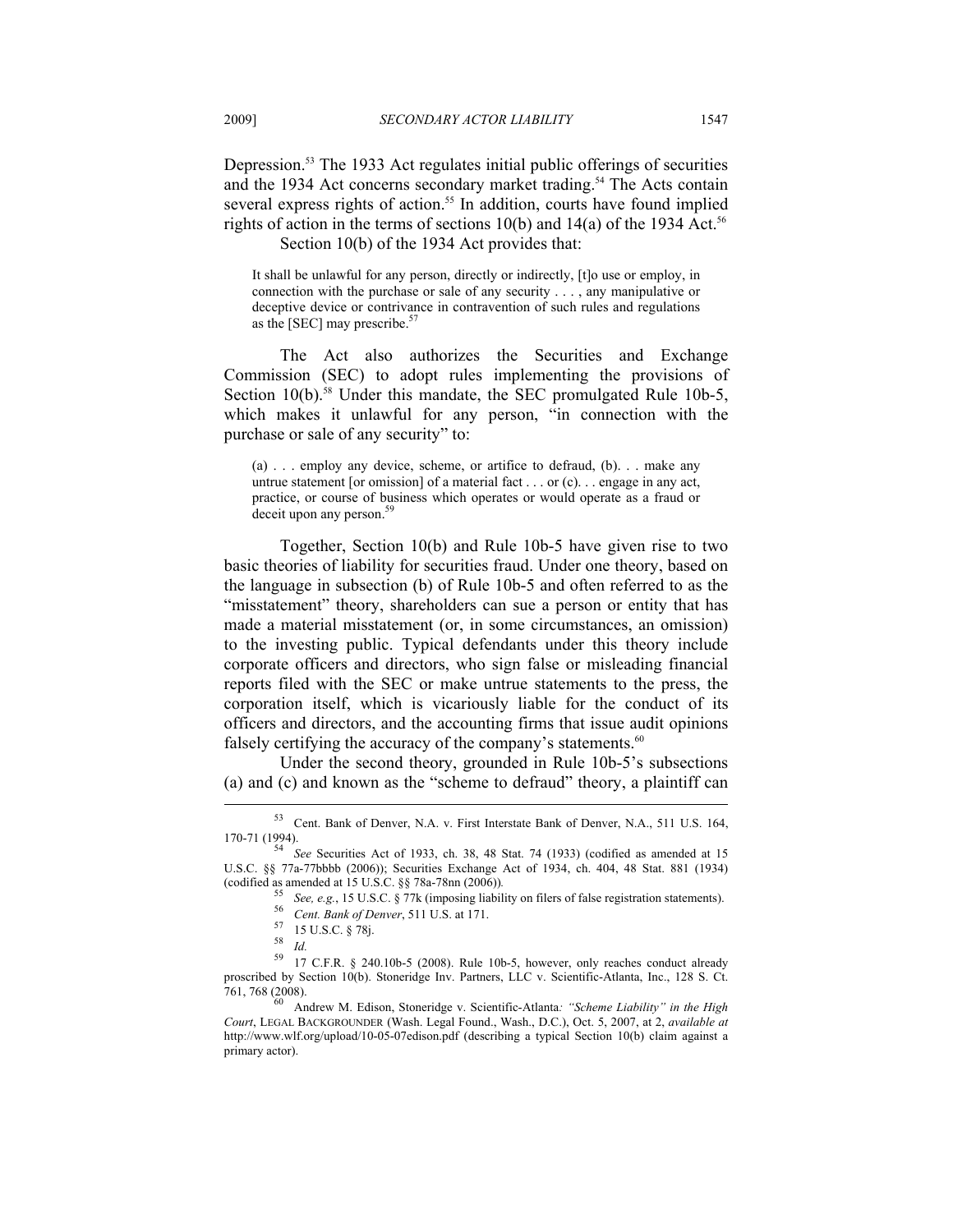Depression.[53] The 1933 Act regulates initial public offerings of securities and the 1934 Act concerns secondary market trading.[54] The Acts contain several express rights of action.[55] In addition, courts have found implied rights of action in the terms of sections 10(b) and 14(a) of the 1934 Act.[56]

Section 10(b) of the 1934 Act provides that:

> It shall be unlawful for any person, directly or indirectly, [t]o use or employ, in connection with the purchase or sale of any security . . . , any manipulative or deceptive device or contrivance in contravention of such rules and regulations as the [SEC] may prescribe.[57]

The Act also authorizes the Securities and Exchange Commission (SEC) to adopt rules implementing the provisions of Section 10(b).[58] Under this mandate, the SEC promulgated Rule 10b-5, which makes it unlawful for any person, "in connection with the purchase or sale of any security" to:

> (a) . . . employ any device, scheme, or artifice to defraud, (b). . . make any untrue statement [or omission] of a material fact . . . or (c). . . engage in any act, practice, or course of business which operates or would operate as a fraud or deceit upon any person.[59]

Together, Section 10(b) and Rule 10b-5 have given rise to two basic theories of liability for securities fraud. Under one theory, based on the language in subsection (b) of Rule 10b-5 and often referred to as the "misstatement" theory, shareholders can sue a person or entity that has made a material misstatement (or, in some circumstances, an omission) to the investing public. Typical defendants under this theory include corporate officers and directors, who sign false or misleading financial reports filed with the SEC or make untrue statements to the press, the corporation itself, which is vicariously liable for the conduct of its officers and directors, and the accounting firms that issue audit opinions falsely certifying the accuracy of the company's statements.[60]

Under the second theory, grounded in Rule 10b-5's subsections (a) and (c) and known as the "scheme to defraud" theory, a plaintiff can

---

[53] Cent. Bank of Denver, N.A. v. First Interstate Bank of Denver, N.A., 511 U.S. 164, 170-71 (1994).

[54] *See* Securities Act of 1933, ch. 38, 48 Stat. 74 (1933) (codified as amended at 15 U.S.C. §§ 77a-77bbbb (2006)); Securities Exchange Act of 1934, ch. 404, 48 Stat. 881 (1934) (codified as amended at 15 U.S.C. §§ 78a-78nn (2006)).

[55] *See, e.g.*, 15 U.S.C. § 77k (imposing liability on filers of false registration statements).

[56] *Cent. Bank of Denver*, 511 U.S. at 171.

[57] 15 U.S.C. § 78j.

[58] *Id.*

[59] 17 C.F.R. § 240.10b-5 (2008). Rule 10b-5, however, only reaches conduct already proscribed by Section 10(b). Stoneridge Inv. Partners, LLC v. Scientific-Atlanta, Inc., 128 S. Ct. 761, 768 (2008).

[60] Andrew M. Edison, Stoneridge v. Scientific-Atlanta*: "Scheme Liability" in the High Court*, LEGAL BACKGROUNDER (Wash. Legal Found., Wash., D.C.), Oct. 5, 2007, at 2, *available at* http://www.wlf.org/upload/10-05-07edison.pdf (describing a typical Section 10(b) claim against a primary actor).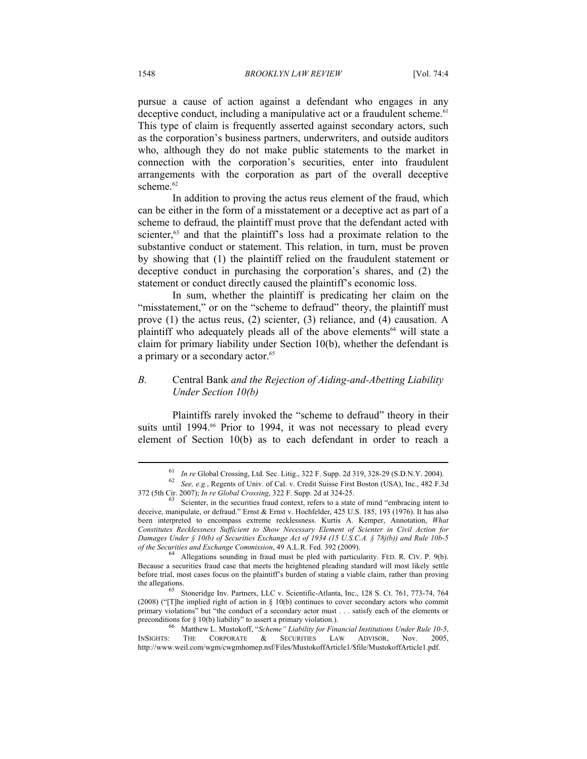pursue a cause of action against a defendant who engages in any deceptive conduct, including a manipulative act or a fraudulent scheme.[61] This type of claim is frequently asserted against secondary actors, such as the corporation's business partners, underwriters, and outside auditors who, although they do not make public statements to the market in connection with the corporation's securities, enter into fraudulent arrangements with the corporation as part of the overall deceptive scheme.[62]

In addition to proving the actus reus element of the fraud, which can be either in the form of a misstatement or a deceptive act as part of a scheme to defraud, the plaintiff must prove that the defendant acted with scienter,[63] and that the plaintiff's loss had a proximate relation to the substantive conduct or statement. This relation, in turn, must be proven by showing that (1) the plaintiff relied on the fraudulent statement or deceptive conduct in purchasing the corporation's shares, and (2) the statement or conduct directly caused the plaintiff's economic loss.

In sum, whether the plaintiff is predicating her claim on the "misstatement," or on the "scheme to defraud" theory, the plaintiff must prove (1) the actus reus, (2) scienter, (3) reliance, and (4) causation. A plaintiff who adequately pleads all of the above elements[64] will state a claim for primary liability under Section 10(b), whether the defendant is a primary or a secondary actor.[65]

### *B.* Central Bank *and the Rejection of Aiding-and-Abetting Liability Under Section 10(b)*

Plaintiffs rarely invoked the "scheme to defraud" theory in their suits until 1994.[66] Prior to 1994, it was not necessary to plead every element of Section 10(b) as to each defendant in order to reach a

---

[61] *In re* Global Crossing, Ltd. Sec. Litig., 322 F. Supp. 2d 319, 328-29 (S.D.N.Y. 2004).

[62] *See, e.g.*, Regents of Univ. of Cal. v. Credit Suisse First Boston (USA), Inc., 482 F.3d 372 (5th Cir. 2007); *In re Global Crossing*, 322 F. Supp. 2d at 324-25.

[63] Scienter, in the securities fraud context, refers to a state of mind "embracing intent to deceive, manipulate, or defraud." Ernst & Ernst v. Hochfelder, 425 U.S. 185, 193 (1976). It has also been interpreted to encompass extreme recklessness. Kurtis A. Kemper, Annotation, *What Constitutes Recklessness Sufficient to Show Necessary Element of Scienter in Civil Action for Damages Under § 10(b) of Securities Exchange Act of 1934 (15 U.S.C.A. § 78j(b)) and Rule 10b-5 of the Securities and Exchange Commission*, 49 A.L.R. Fed. 392 (2009).

[64] Allegations sounding in fraud must be pled with particularity. FED. R. CIV. P. 9(b). Because a securities fraud case that meets the heightened pleading standard will most likely settle before trial, most cases focus on the plaintiff's burden of stating a viable claim, rather than proving the allegations.

[65] Stoneridge Inv. Partners, LLC v. Scientific-Atlanta, Inc., 128 S. Ct. 761, 773-74, 764 (2008) ("[T]he implied right of action in § 10(b) continues to cover secondary actors who commit primary violations" but "the conduct of a secondary actor must . . . satisfy each of the elements or preconditions for § 10(b) liability" to assert a primary violation.).

[66] Matthew L. Mustokoff, "*Scheme" Liability for Financial Institutions Under Rule 10-5*, INSIGHTS: THE CORPORATE & SECURITIES LAW ADVISOR, Nov. 2005, http://www.weil.com/wgm/cwgmhomep.nsf/Files/MustokoffArticle1/$file/MustokoffArticle1.pdf.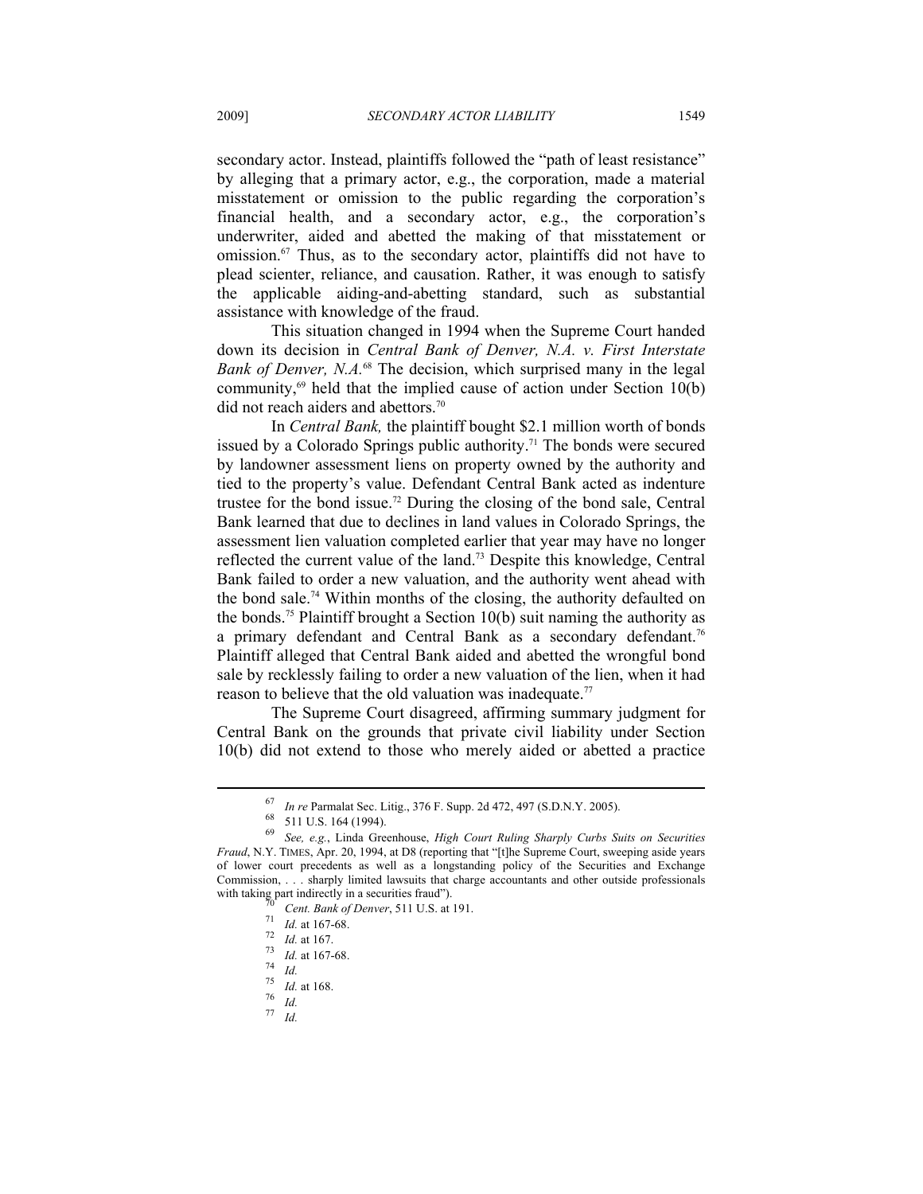secondary actor. Instead, plaintiffs followed the "path of least resistance" by alleging that a primary actor, e.g., the corporation, made a material misstatement or omission to the public regarding the corporation's financial health, and a secondary actor, e.g., the corporation's underwriter, aided and abetted the making of that misstatement or omission.[67] Thus, as to the secondary actor, plaintiffs did not have to plead scienter, reliance, and causation. Rather, it was enough to satisfy the applicable aiding-and-abetting standard, such as substantial assistance with knowledge of the fraud.

This situation changed in 1994 when the Supreme Court handed down its decision in *Central Bank of Denver, N.A. v. First Interstate Bank of Denver, N.A.*[68] The decision, which surprised many in the legal community,[69] held that the implied cause of action under Section 10(b) did not reach aiders and abettors.[70]

In *Central Bank,* the plaintiff bought $2.1 million worth of bonds issued by a Colorado Springs public authority.[71] The bonds were secured by landowner assessment liens on property owned by the authority and tied to the property's value. Defendant Central Bank acted as indenture trustee for the bond issue.[72] During the closing of the bond sale, Central Bank learned that due to declines in land values in Colorado Springs, the assessment lien valuation completed earlier that year may have no longer reflected the current value of the land.[73] Despite this knowledge, Central Bank failed to order a new valuation, and the authority went ahead with the bond sale.[74] Within months of the closing, the authority defaulted on the bonds.[75] Plaintiff brought a Section 10(b) suit naming the authority as a primary defendant and Central Bank as a secondary defendant.[76] Plaintiff alleged that Central Bank aided and abetted the wrongful bond sale by recklessly failing to order a new valuation of the lien, when it had reason to believe that the old valuation was inadequate.[77]

The Supreme Court disagreed, affirming summary judgment for Central Bank on the grounds that private civil liability under Section 10(b) did not extend to those who merely aided or abetted a practice

---

[67] *In re* Parmalat Sec. Litig., 376 F. Supp. 2d 472, 497 (S.D.N.Y. 2005).

[68] 511 U.S. 164 (1994).

[69] *See, e.g.*, Linda Greenhouse, *High Court Ruling Sharply Curbs Suits on Securities Fraud*, N.Y. TIMES, Apr. 20, 1994, at D8 (reporting that "[t]he Supreme Court, sweeping aside years of lower court precedents as well as a longstanding policy of the Securities and Exchange Commission, . . . sharply limited lawsuits that charge accountants and other outside professionals with taking part indirectly in a securities fraud").

[70] *Cent. Bank of Denver*, 511 U.S. at 191.

[71] *Id.* at 167-68.

[72] *Id.* at 167.

[73] *Id.* at 167-68.

[74] *Id.*

[75] *Id.* at 168.

[76] *Id.*

[77] *Id.*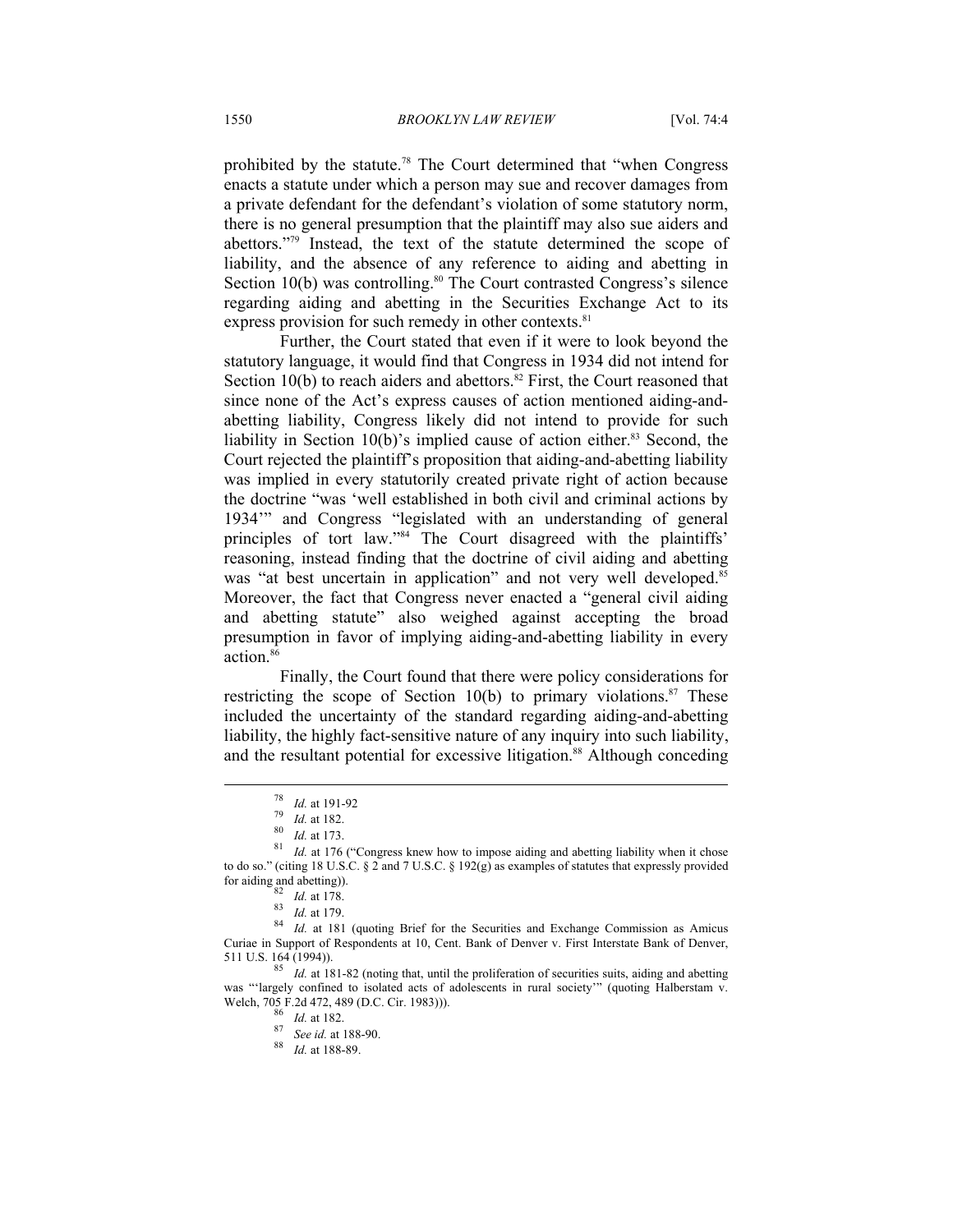prohibited by the statute.[78] The Court determined that "when Congress enacts a statute under which a person may sue and recover damages from a private defendant for the defendant's violation of some statutory norm, there is no general presumption that the plaintiff may also sue aiders and abettors."[79] Instead, the text of the statute determined the scope of liability, and the absence of any reference to aiding and abetting in Section 10(b) was controlling.[80] The Court contrasted Congress's silence regarding aiding and abetting in the Securities Exchange Act to its express provision for such remedy in other contexts.[81]

Further, the Court stated that even if it were to look beyond the statutory language, it would find that Congress in 1934 did not intend for Section 10(b) to reach aiders and abettors.[82] First, the Court reasoned that since none of the Act's express causes of action mentioned aiding-and-abetting liability, Congress likely did not intend to provide for such liability in Section 10(b)'s implied cause of action either.[83] Second, the Court rejected the plaintiff's proposition that aiding-and-abetting liability was implied in every statutorily created private right of action because the doctrine "was 'well established in both civil and criminal actions by 1934'" and Congress "legislated with an understanding of general principles of tort law."[84] The Court disagreed with the plaintiffs' reasoning, instead finding that the doctrine of civil aiding and abetting was "at best uncertain in application" and not very well developed.[85] Moreover, the fact that Congress never enacted a "general civil aiding and abetting statute" also weighed against accepting the broad presumption in favor of implying aiding-and-abetting liability in every action.[86]

Finally, the Court found that there were policy considerations for restricting the scope of Section 10(b) to primary violations.[87] These included the uncertainty of the standard regarding aiding-and-abetting liability, the highly fact-sensitive nature of any inquiry into such liability, and the resultant potential for excessive litigation.[88] Although conceding

---

[78] *Id.* at 191-92

[79] *Id.* at 182.

[80] *Id.* at 173.

[81] *Id.* at 176 ("Congress knew how to impose aiding and abetting liability when it chose to do so." (citing 18 U.S.C. § 2 and 7 U.S.C. § 192(g) as examples of statutes that expressly provided for aiding and abetting)).

[82] *Id.* at 178.

[83] *Id.* at 179.

[84] *Id.* at 181 (quoting Brief for the Securities and Exchange Commission as Amicus Curiae in Support of Respondents at 10, Cent. Bank of Denver v. First Interstate Bank of Denver, 511 U.S. 164 (1994)).

[85] *Id.* at 181-82 (noting that, until the proliferation of securities suits, aiding and abetting was "'largely confined to isolated acts of adolescents in rural society'" (quoting Halberstam v. Welch, 705 F.2d 472, 489 (D.C. Cir. 1983))).

[86] *Id.* at 182.

[87] *See id.* at 188-90.

[88] *Id.* at 188-89.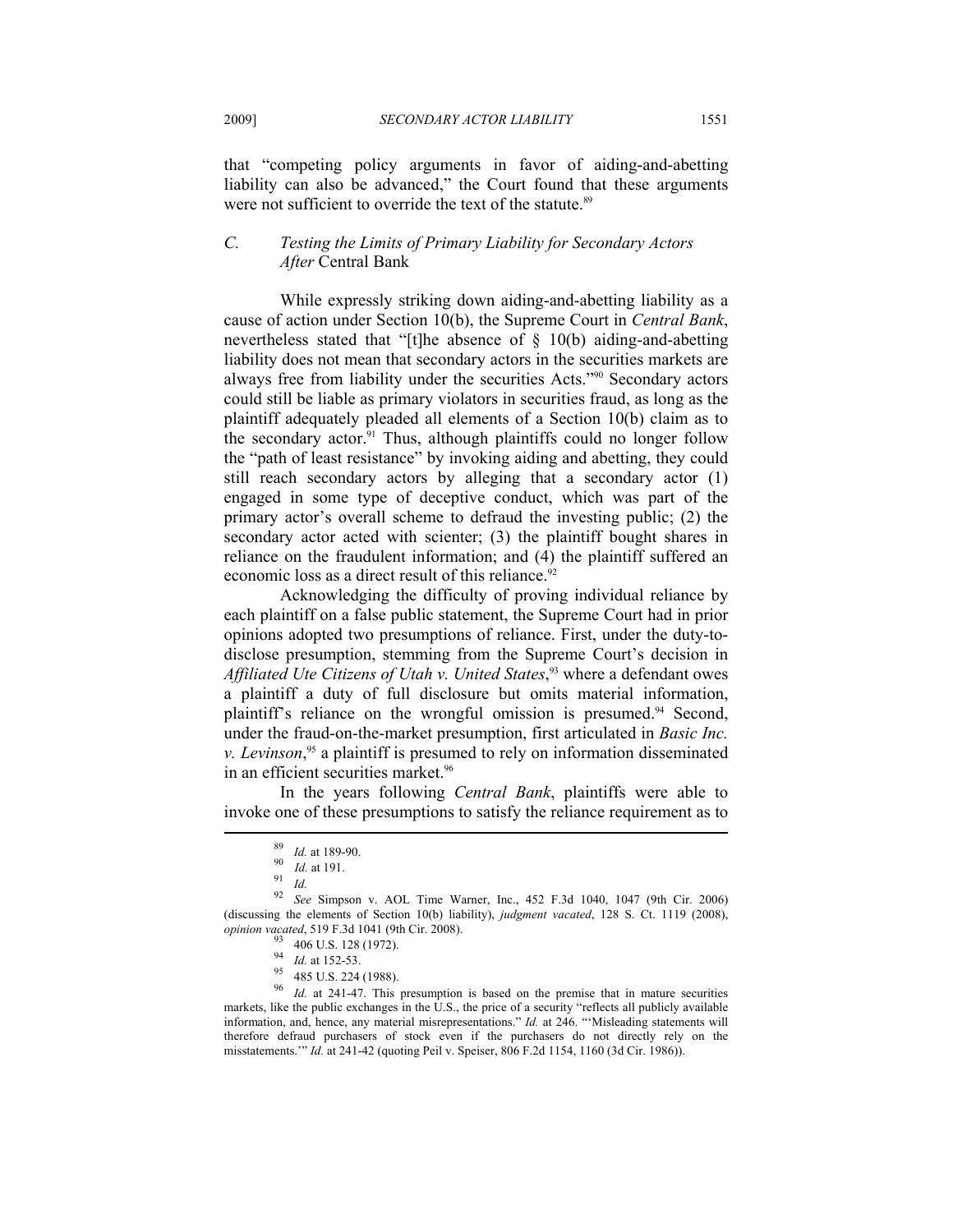that "competing policy arguments in favor of aiding-and-abetting liability can also be advanced," the Court found that these arguments were not sufficient to override the text of the statute.[89]

### C. Testing the Limits of Primary Liability for Secondary Actors After *Central Bank*

While expressly striking down aiding-and-abetting liability as a cause of action under Section 10(b), the Supreme Court in *Central Bank*, nevertheless stated that "[t]he absence of § 10(b) aiding-and-abetting liability does not mean that secondary actors in the securities markets are always free from liability under the securities Acts."[90] Secondary actors could still be liable as primary violators in securities fraud, as long as the plaintiff adequately pleaded all elements of a Section 10(b) claim as to the secondary actor.[91] Thus, although plaintiffs could no longer follow the "path of least resistance" by invoking aiding and abetting, they could still reach secondary actors by alleging that a secondary actor (1) engaged in some type of deceptive conduct, which was part of the primary actor's overall scheme to defraud the investing public; (2) the secondary actor acted with scienter; (3) the plaintiff bought shares in reliance on the fraudulent information; and (4) the plaintiff suffered an economic loss as a direct result of this reliance.[92]

Acknowledging the difficulty of proving individual reliance by each plaintiff on a false public statement, the Supreme Court had in prior opinions adopted two presumptions of reliance. First, under the duty-to-disclose presumption, stemming from the Supreme Court's decision in *Affiliated Ute Citizens of Utah v. United States*,[93] where a defendant owes a plaintiff a duty of full disclosure but omits material information, plaintiff's reliance on the wrongful omission is presumed.[94] Second, under the fraud-on-the-market presumption, first articulated in *Basic Inc. v. Levinson*,[95] a plaintiff is presumed to rely on information disseminated in an efficient securities market.[96]

In the years following *Central Bank*, plaintiffs were able to invoke one of these presumptions to satisfy the reliance requirement as to

---

[89] *Id.* at 189-90.

[90] *Id.* at 191.

[91] *Id.*

[92] *See* Simpson v. AOL Time Warner, Inc., 452 F.3d 1040, 1047 (9th Cir. 2006) (discussing the elements of Section 10(b) liability), *judgment vacated*, 128 S. Ct. 1119 (2008), *opinion vacated*, 519 F.3d 1041 (9th Cir. 2008).

[93] 406 U.S. 128 (1972).

[94] *Id.* at 152-53.

[95] 485 U.S. 224 (1988).

[96] *Id.* at 241-47. This presumption is based on the premise that in mature securities markets, like the public exchanges in the U.S., the price of a security "reflects all publicly available information, and, hence, any material misrepresentations." *Id.* at 246. "'Misleading statements will therefore defraud purchasers of stock even if the purchasers do not directly rely on the misstatements.'" *Id.* at 241-42 (quoting Peil v. Speiser, 806 F.2d 1154, 1160 (3d Cir. 1986)).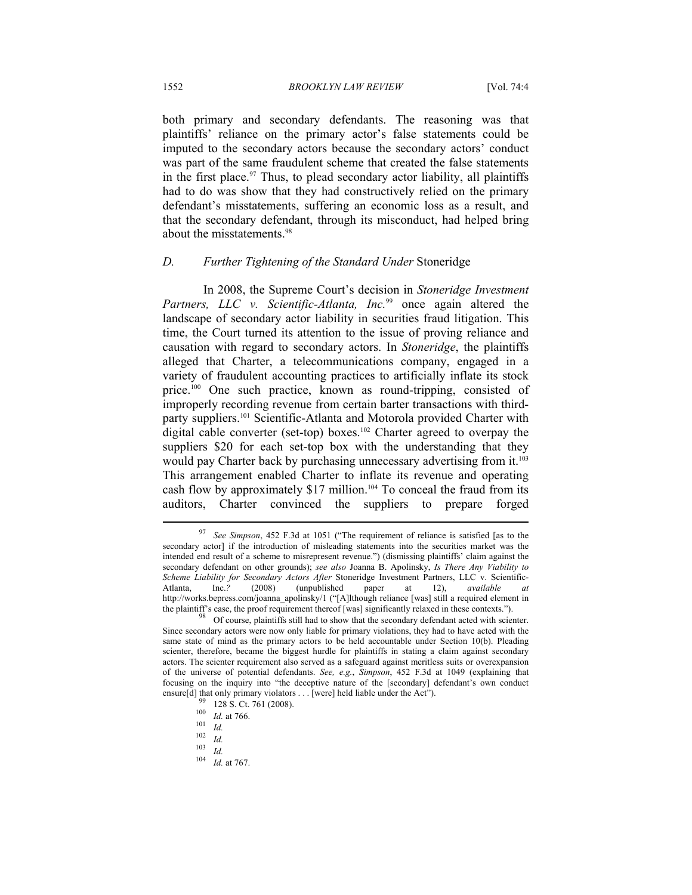both primary and secondary defendants. The reasoning was that plaintiffs' reliance on the primary actor's false statements could be imputed to the secondary actors because the secondary actors' conduct was part of the same fraudulent scheme that created the false statements in the first place.[97] Thus, to plead secondary actor liability, all plaintiffs had to do was show that they had constructively relied on the primary defendant's misstatements, suffering an economic loss as a result, and that the secondary defendant, through its misconduct, had helped bring about the misstatements.[98]

### *D. Further Tightening of the Standard Under* Stoneridge

In 2008, the Supreme Court's decision in *Stoneridge Investment Partners, LLC v. Scientific-Atlanta, Inc.*[99] once again altered the landscape of secondary actor liability in securities fraud litigation. This time, the Court turned its attention to the issue of proving reliance and causation with regard to secondary actors. In *Stoneridge*, the plaintiffs alleged that Charter, a telecommunications company, engaged in a variety of fraudulent accounting practices to artificially inflate its stock price.[100] One such practice, known as round-tripping, consisted of improperly recording revenue from certain barter transactions with third-party suppliers.[101] Scientific-Atlanta and Motorola provided Charter with digital cable converter (set-top) boxes.[102] Charter agreed to overpay the suppliers $20 for each set-top box with the understanding that they would pay Charter back by purchasing unnecessary advertising from it.[103] This arrangement enabled Charter to inflate its revenue and operating cash flow by approximately $17 million.[104] To conceal the fraud from its auditors, Charter convinced the suppliers to prepare forged

---

[97] *See Simpson*, 452 F.3d at 1051 ("The requirement of reliance is satisfied [as to the secondary actor] if the introduction of misleading statements into the securities market was the intended end result of a scheme to misrepresent revenue.") (dismissing plaintiffs' claim against the secondary defendant on other grounds); *see also* Joanna B. Apolinsky, *Is There Any Viability to Scheme Liability for Secondary Actors After* Stoneridge Investment Partners, LLC v. Scientific-Atlanta, Inc.*?* (2008) (unpublished paper at 12), *available at* http://works.bepress.com/joanna_apolinsky/1 ("[A]lthough reliance [was] still a required element in the plaintiff's case, the proof requirement thereof [was] significantly relaxed in these contexts.").

[98] Of course, plaintiffs still had to show that the secondary defendant acted with scienter. Since secondary actors were now only liable for primary violations, they had to have acted with the same state of mind as the primary actors to be held accountable under Section 10(b). Pleading scienter, therefore, became the biggest hurdle for plaintiffs in stating a claim against secondary actors. The scienter requirement also served as a safeguard against meritless suits or overexpansion of the universe of potential defendants. *See, e.g.*, *Simpson*, 452 F.3d at 1049 (explaining that focusing on the inquiry into "the deceptive nature of the [secondary] defendant's own conduct ensure[d] that only primary violators . . . [were] held liable under the Act").

[99] 128 S. Ct. 761 (2008).

[100] *Id.* at 766.

[101] *Id.*

[102] *Id.*

[103] *Id.*

[104] *Id.* at 767.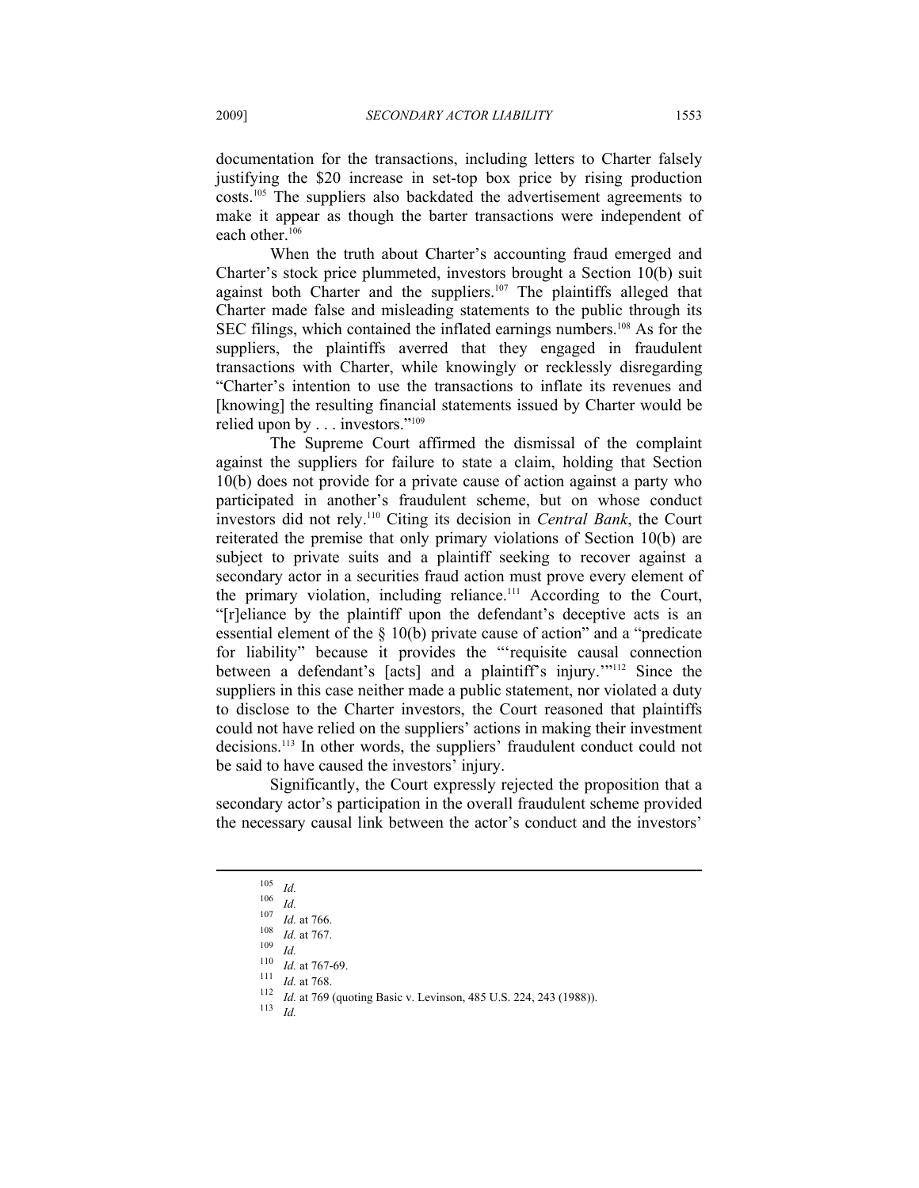documentation for the transactions, including letters to Charter falsely justifying the $20 increase in set-top box price by rising production costs.[105] The suppliers also backdated the advertisement agreements to make it appear as though the barter transactions were independent of each other.[106]

When the truth about Charter's accounting fraud emerged and Charter's stock price plummeted, investors brought a Section 10(b) suit against both Charter and the suppliers.[107] The plaintiffs alleged that Charter made false and misleading statements to the public through its SEC filings, which contained the inflated earnings numbers.[108] As for the suppliers, the plaintiffs averred that they engaged in fraudulent transactions with Charter, while knowingly or recklessly disregarding "Charter's intention to use the transactions to inflate its revenues and [knowing] the resulting financial statements issued by Charter would be relied upon by . . . investors."[109]

The Supreme Court affirmed the dismissal of the complaint against the suppliers for failure to state a claim, holding that Section 10(b) does not provide for a private cause of action against a party who participated in another's fraudulent scheme, but on whose conduct investors did not rely.[110] Citing its decision in *Central Bank*, the Court reiterated the premise that only primary violations of Section 10(b) are subject to private suits and a plaintiff seeking to recover against a secondary actor in a securities fraud action must prove every element of the primary violation, including reliance.[111] According to the Court, "[r]eliance by the plaintiff upon the defendant's deceptive acts is an essential element of the § 10(b) private cause of action" and a "predicate for liability" because it provides the "'requisite causal connection between a defendant's [acts] and a plaintiff's injury.'"[112] Since the suppliers in this case neither made a public statement, nor violated a duty to disclose to the Charter investors, the Court reasoned that plaintiffs could not have relied on the suppliers' actions in making their investment decisions.[113] In other words, the suppliers' fraudulent conduct could not be said to have caused the investors' injury.

Significantly, the Court expressly rejected the proposition that a secondary actor's participation in the overall fraudulent scheme provided the necessary causal link between the actor's conduct and the investors'

---

[105] *Id.*

[106] *Id.*

[107] *Id.* at 766.

[108] *Id.* at 767.

[109] *Id.*

[110] *Id.* at 767-69.

[111] *Id.* at 768.

[112] *Id.* at 769 (quoting Basic v. Levinson, 485 U.S. 224, 243 (1988)).

[113] *Id.*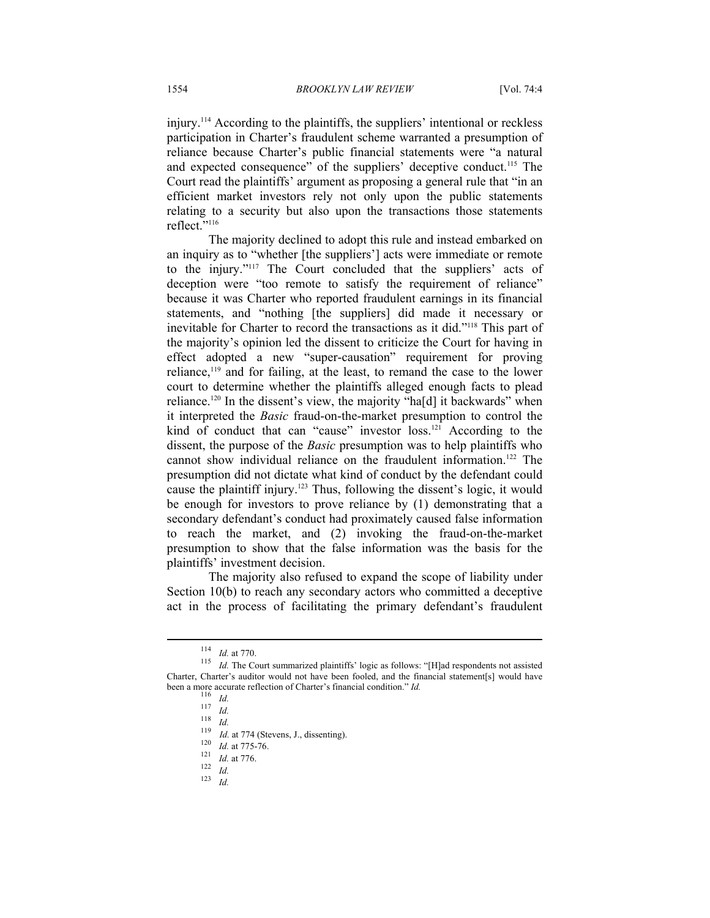injury.[114] According to the plaintiffs, the suppliers' intentional or reckless participation in Charter's fraudulent scheme warranted a presumption of reliance because Charter's public financial statements were "a natural and expected consequence" of the suppliers' deceptive conduct.[115] The Court read the plaintiffs' argument as proposing a general rule that "in an efficient market investors rely not only upon the public statements relating to a security but also upon the transactions those statements reflect."[116]

The majority declined to adopt this rule and instead embarked on an inquiry as to "whether [the suppliers'] acts were immediate or remote to the injury."[117] The Court concluded that the suppliers' acts of deception were "too remote to satisfy the requirement of reliance" because it was Charter who reported fraudulent earnings in its financial statements, and "nothing [the suppliers] did made it necessary or inevitable for Charter to record the transactions as it did."[118] This part of the majority's opinion led the dissent to criticize the Court for having in effect adopted a new "super-causation" requirement for proving reliance,[119] and for failing, at the least, to remand the case to the lower court to determine whether the plaintiffs alleged enough facts to plead reliance.[120] In the dissent's view, the majority "ha[d] it backwards" when it interpreted the *Basic* fraud-on-the-market presumption to control the kind of conduct that can "cause" investor loss.[121] According to the dissent, the purpose of the *Basic* presumption was to help plaintiffs who cannot show individual reliance on the fraudulent information.[122] The presumption did not dictate what kind of conduct by the defendant could cause the plaintiff injury.[123] Thus, following the dissent's logic, it would be enough for investors to prove reliance by (1) demonstrating that a secondary defendant's conduct had proximately caused false information to reach the market, and (2) invoking the fraud-on-the-market presumption to show that the false information was the basis for the plaintiffs' investment decision.

The majority also refused to expand the scope of liability under Section 10(b) to reach any secondary actors who committed a deceptive act in the process of facilitating the primary defendant's fraudulent

---

[114] *Id.* at 770.

[115] *Id.* The Court summarized plaintiffs' logic as follows: "[H]ad respondents not assisted Charter, Charter's auditor would not have been fooled, and the financial statement[s] would have been a more accurate reflection of Charter's financial condition." *Id.*

[116] *Id.*

[117] *Id.*

[118] *Id.*

[119] *Id.* at 774 (Stevens, J., dissenting).

[120] *Id.* at 775-76.

[121] *Id.* at 776.

[122] *Id.*

[123] *Id.*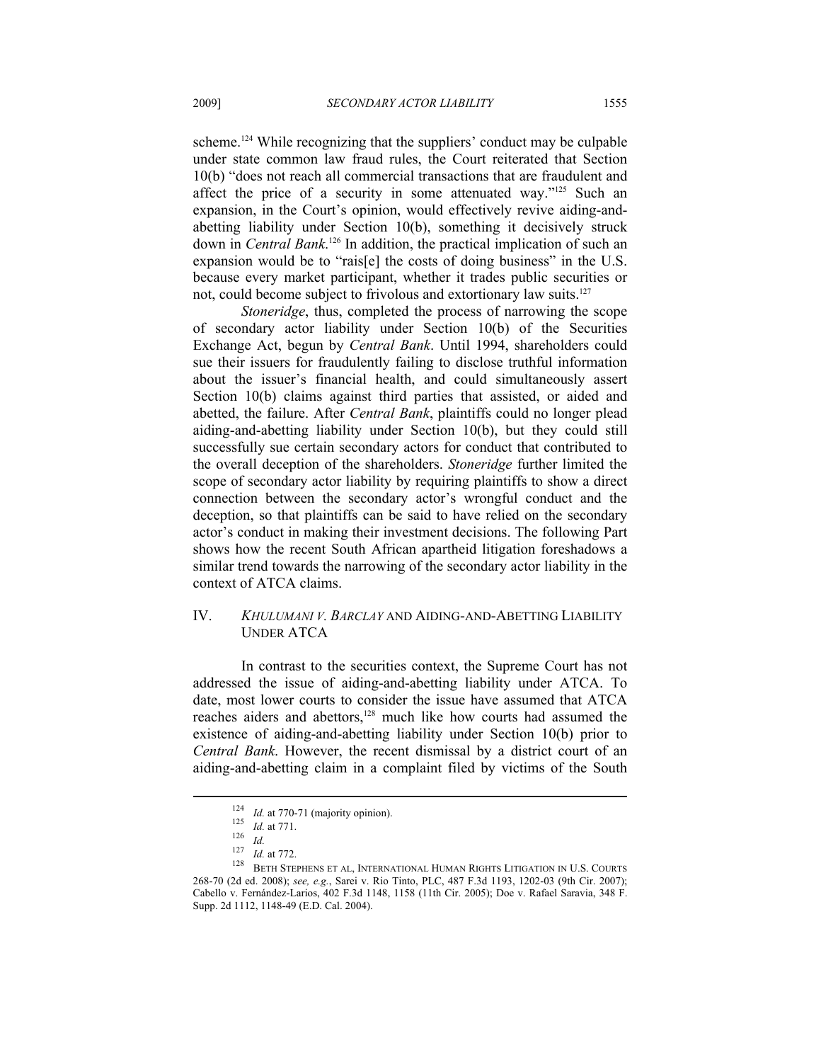scheme.[124] While recognizing that the suppliers' conduct may be culpable under state common law fraud rules, the Court reiterated that Section 10(b) "does not reach all commercial transactions that are fraudulent and affect the price of a security in some attenuated way."[125] Such an expansion, in the Court's opinion, would effectively revive aiding-and-abetting liability under Section 10(b), something it decisively struck down in *Central Bank*.[126] In addition, the practical implication of such an expansion would be to "rais[e] the costs of doing business" in the U.S. because every market participant, whether it trades public securities or not, could become subject to frivolous and extortionary law suits.[127]

*Stoneridge*, thus, completed the process of narrowing the scope of secondary actor liability under Section 10(b) of the Securities Exchange Act, begun by *Central Bank*. Until 1994, shareholders could sue their issuers for fraudulently failing to disclose truthful information about the issuer's financial health, and could simultaneously assert Section 10(b) claims against third parties that assisted, or aided and abetted, the failure. After *Central Bank*, plaintiffs could no longer plead aiding-and-abetting liability under Section 10(b), but they could still successfully sue certain secondary actors for conduct that contributed to the overall deception of the shareholders. *Stoneridge* further limited the scope of secondary actor liability by requiring plaintiffs to show a direct connection between the secondary actor's wrongful conduct and the deception, so that plaintiffs can be said to have relied on the secondary actor's conduct in making their investment decisions. The following Part shows how the recent South African apartheid litigation foreshadows a similar trend towards the narrowing of the secondary actor liability in the context of ATCA claims.

## IV. *KHULUMANI V. BARCLAY* AND AIDING-AND-ABETTING LIABILITY UNDER ATCA

In contrast to the securities context, the Supreme Court has not addressed the issue of aiding-and-abetting liability under ATCA. To date, most lower courts to consider the issue have assumed that ATCA reaches aiders and abettors,[128] much like how courts had assumed the existence of aiding-and-abetting liability under Section 10(b) prior to *Central Bank*. However, the recent dismissal by a district court of an aiding-and-abetting claim in a complaint filed by victims of the South

---

[124] *Id.* at 770-71 (majority opinion).

[125] *Id.* at 771.

[126] *Id.*

[127] *Id.* at 772.

[128] BETH STEPHENS ET AL, INTERNATIONAL HUMAN RIGHTS LITIGATION IN U.S. COURTS 268-70 (2d ed. 2008); *see, e.g.*, Sarei v. Rio Tinto, PLC, 487 F.3d 1193, 1202-03 (9th Cir. 2007); Cabello v. Fernández-Larios, 402 F.3d 1148, 1158 (11th Cir. 2005); Doe v. Rafael Saravia, 348 F. Supp. 2d 1112, 1148-49 (E.D. Cal. 2004).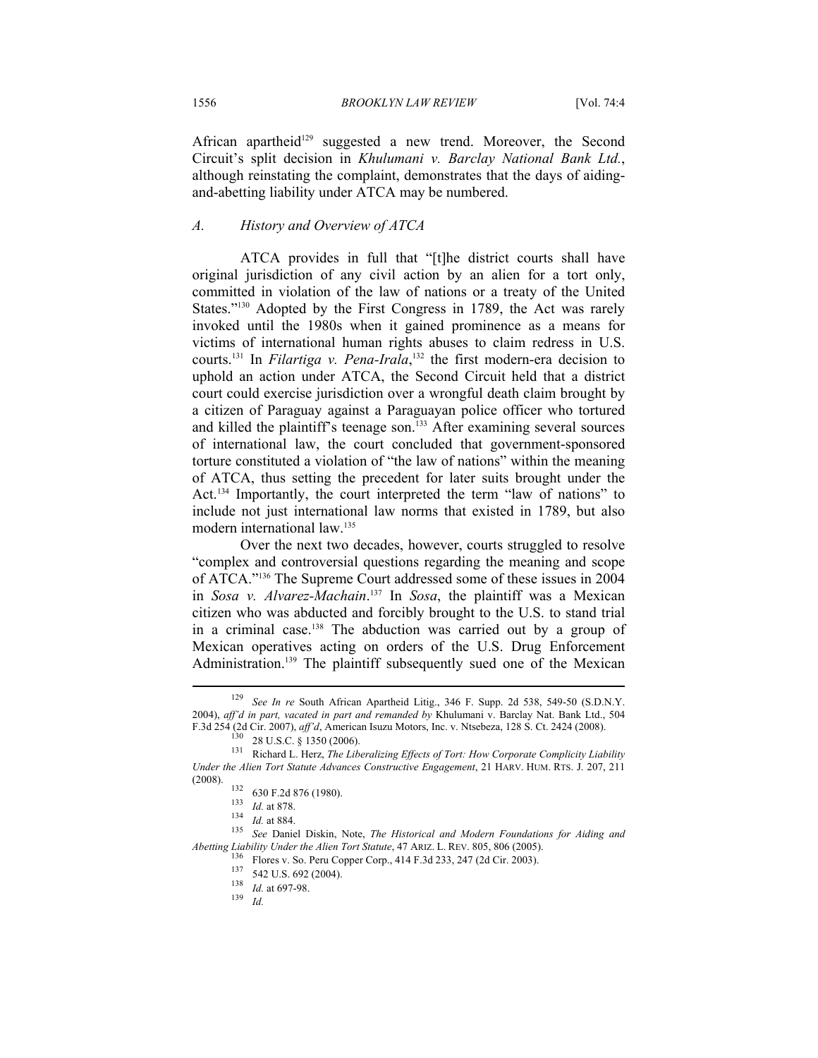African apartheid[129] suggested a new trend. Moreover, the Second Circuit's split decision in *Khulumani v. Barclay National Bank Ltd.*, although reinstating the complaint, demonstrates that the days of aiding-and-abetting liability under ATCA may be numbered.

### *A. History and Overview of ATCA*

ATCA provides in full that "[t]he district courts shall have original jurisdiction of any civil action by an alien for a tort only, committed in violation of the law of nations or a treaty of the United States."[130] Adopted by the First Congress in 1789, the Act was rarely invoked until the 1980s when it gained prominence as a means for victims of international human rights abuses to claim redress in U.S. courts.[131] In *Filartiga v. Pena-Irala*,[132] the first modern-era decision to uphold an action under ATCA, the Second Circuit held that a district court could exercise jurisdiction over a wrongful death claim brought by a citizen of Paraguay against a Paraguayan police officer who tortured and killed the plaintiff's teenage son.[133] After examining several sources of international law, the court concluded that government-sponsored torture constituted a violation of "the law of nations" within the meaning of ATCA, thus setting the precedent for later suits brought under the Act.[134] Importantly, the court interpreted the term "law of nations" to include not just international law norms that existed in 1789, but also modern international law.[135]

Over the next two decades, however, courts struggled to resolve "complex and controversial questions regarding the meaning and scope of ATCA."[136] The Supreme Court addressed some of these issues in 2004 in *Sosa v. Alvarez-Machain*.[137] In *Sosa*, the plaintiff was a Mexican citizen who was abducted and forcibly brought to the U.S. to stand trial in a criminal case.[138] The abduction was carried out by a group of Mexican operatives acting on orders of the U.S. Drug Enforcement Administration.[139] The plaintiff subsequently sued one of the Mexican

---

[129] *See In re* South African Apartheid Litig., 346 F. Supp. 2d 538, 549-50 (S.D.N.Y. 2004), *aff'd in part, vacated in part and remanded by* Khulumani v. Barclay Nat. Bank Ltd., 504 F.3d 254 (2d Cir. 2007), *aff'd*, American Isuzu Motors, Inc. v. Ntsebeza, 128 S. Ct. 2424 (2008).

[130] 28 U.S.C. § 1350 (2006).

[131] Richard L. Herz, *The Liberalizing Effects of Tort: How Corporate Complicity Liability Under the Alien Tort Statute Advances Constructive Engagement*, 21 HARV. HUM. RTS. J. 207, 211 (2008).

[132] 630 F.2d 876 (1980).

[133] *Id.* at 878.

[134] *Id.* at 884.

[135] *See* Daniel Diskin, Note, *The Historical and Modern Foundations for Aiding and Abetting Liability Under the Alien Tort Statute*, 47 ARIZ. L. REV. 805, 806 (2005).

[136] Flores v. So. Peru Copper Corp., 414 F.3d 233, 247 (2d Cir. 2003).

[137] 542 U.S. 692 (2004).

[138] *Id.* at 697-98.

[139] *Id.*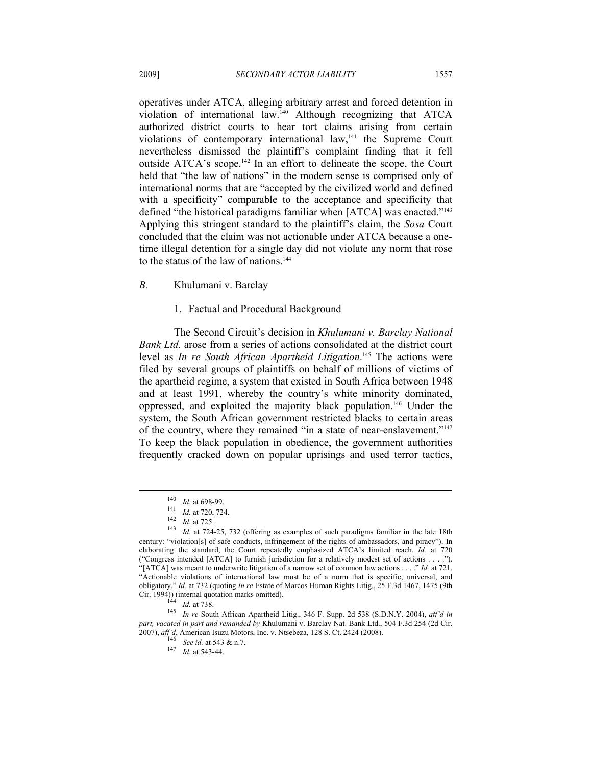operatives under ATCA, alleging arbitrary arrest and forced detention in violation of international law.[140] Although recognizing that ATCA authorized district courts to hear tort claims arising from certain violations of contemporary international law,[141] the Supreme Court nevertheless dismissed the plaintiff's complaint finding that it fell outside ATCA's scope.[142] In an effort to delineate the scope, the Court held that "the law of nations" in the modern sense is comprised only of international norms that are "accepted by the civilized world and defined with a specificity" comparable to the acceptance and specificity that defined "the historical paradigms familiar when [ATCA] was enacted."[143] Applying this stringent standard to the plaintiff's claim, the *Sosa* Court concluded that the claim was not actionable under ATCA because a one-time illegal detention for a single day did not violate any norm that rose to the status of the law of nations.[144]

### *B.* Khulumani v. Barclay

#### 1. Factual and Procedural Background

The Second Circuit's decision in *Khulumani v. Barclay National Bank Ltd.* arose from a series of actions consolidated at the district court level as *In re South African Apartheid Litigation*.[145] The actions were filed by several groups of plaintiffs on behalf of millions of victims of the apartheid regime, a system that existed in South Africa between 1948 and at least 1991, whereby the country's white minority dominated, oppressed, and exploited the majority black population.[146] Under the system, the South African government restricted blacks to certain areas of the country, where they remained "in a state of near-enslavement."[147] To keep the black population in obedience, the government authorities frequently cracked down on popular uprisings and used terror tactics,

---

[140] *Id.* at 698-99.

[141] *Id.* at 720, 724.

[142] *Id.* at 725.

[143] *Id.* at 724-25, 732 (offering as examples of such paradigms familiar in the late 18th century: "violation[s] of safe conducts, infringement of the rights of ambassadors, and piracy"). In elaborating the standard, the Court repeatedly emphasized ATCA's limited reach. *Id.* at 720 ("Congress intended [ATCA] to furnish jurisdiction for a relatively modest set of actions . . . ."). "[ATCA] was meant to underwrite litigation of a narrow set of common law actions . . . ." *Id.* at 721. "Actionable violations of international law must be of a norm that is specific, universal, and obligatory." *Id.* at 732 (quoting *In re* Estate of Marcos Human Rights Litig., 25 F.3d 1467, 1475 (9th Cir. 1994)) (internal quotation marks omitted).

[144] *Id.* at 738.

[145] *In re* South African Apartheid Litig., 346 F. Supp. 2d 538 (S.D.N.Y. 2004), *aff'd in part, vacated in part and remanded by* Khulumani v. Barclay Nat. Bank Ltd., 504 F.3d 254 (2d Cir. 2007), *aff'd*, American Isuzu Motors, Inc. v. Ntsebeza, 128 S. Ct. 2424 (2008).

[146] *See id.* at 543 & n.7.

[147] *Id.* at 543-44.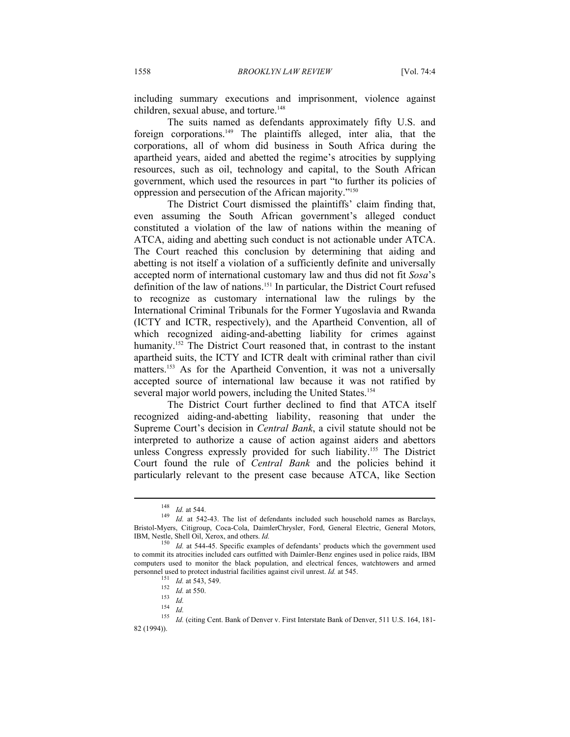including summary executions and imprisonment, violence against children, sexual abuse, and torture.[148]

The suits named as defendants approximately fifty U.S. and foreign corporations.[149] The plaintiffs alleged, inter alia, that the corporations, all of whom did business in South Africa during the apartheid years, aided and abetted the regime's atrocities by supplying resources, such as oil, technology and capital, to the South African government, which used the resources in part "to further its policies of oppression and persecution of the African majority."[150]

The District Court dismissed the plaintiffs' claim finding that, even assuming the South African government's alleged conduct constituted a violation of the law of nations within the meaning of ATCA, aiding and abetting such conduct is not actionable under ATCA. The Court reached this conclusion by determining that aiding and abetting is not itself a violation of a sufficiently definite and universally accepted norm of international customary law and thus did not fit *Sosa*'s definition of the law of nations.[151] In particular, the District Court refused to recognize as customary international law the rulings by the International Criminal Tribunals for the Former Yugoslavia and Rwanda (ICTY and ICTR, respectively), and the Apartheid Convention, all of which recognized aiding-and-abetting liability for crimes against humanity.[152] The District Court reasoned that, in contrast to the instant apartheid suits, the ICTY and ICTR dealt with criminal rather than civil matters.[153] As for the Apartheid Convention, it was not a universally accepted source of international law because it was not ratified by several major world powers, including the United States.[154]

The District Court further declined to find that ATCA itself recognized aiding-and-abetting liability, reasoning that under the Supreme Court's decision in *Central Bank*, a civil statute should not be interpreted to authorize a cause of action against aiders and abettors unless Congress expressly provided for such liability.[155] The District Court found the rule of *Central Bank* and the policies behind it particularly relevant to the present case because ATCA, like Section

---

[148] *Id.* at 544.

[149] *Id.* at 542-43. The list of defendants included such household names as Barclays, Bristol-Myers, Citigroup, Coca-Cola, DaimlerChrysler, Ford, General Electric, General Motors, IBM, Nestle, Shell Oil, Xerox, and others. *Id.*

[150] *Id.* at 544-45. Specific examples of defendants' products which the government used to commit its atrocities included cars outfitted with Daimler-Benz engines used in police raids, IBM computers used to monitor the black population, and electrical fences, watchtowers and armed personnel used to protect industrial facilities against civil unrest. *Id.* at 545.

[151] *Id.* at 543, 549.

[152] *Id.* at 550.

[153] *Id.*

[154] *Id.*

[155] *Id.* (citing Cent. Bank of Denver v. First Interstate Bank of Denver, 511 U.S. 164, 181-82 (1994)).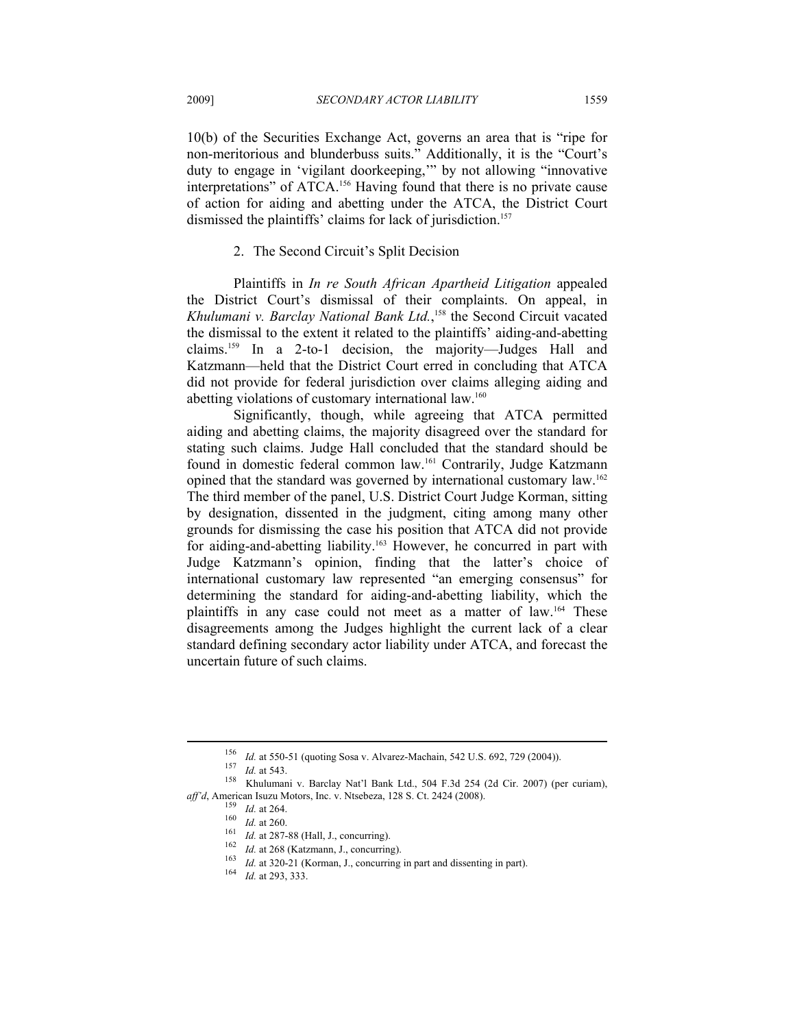10(b) of the Securities Exchange Act, governs an area that is "ripe for non-meritorious and blunderbuss suits." Additionally, it is the "Court's duty to engage in 'vigilant doorkeeping,'" by not allowing "innovative interpretations" of ATCA.[156] Having found that there is no private cause of action for aiding and abetting under the ATCA, the District Court dismissed the plaintiffs' claims for lack of jurisdiction.[157]

### 2. The Second Circuit's Split Decision

Plaintiffs in *In re South African Apartheid Litigation* appealed the District Court's dismissal of their complaints. On appeal, in *Khulumani v. Barclay National Bank Ltd.*,[158] the Second Circuit vacated the dismissal to the extent it related to the plaintiffs' aiding-and-abetting claims.[159] In a 2-to-1 decision, the majority—Judges Hall and Katzmann—held that the District Court erred in concluding that ATCA did not provide for federal jurisdiction over claims alleging aiding and abetting violations of customary international law.[160]

Significantly, though, while agreeing that ATCA permitted aiding and abetting claims, the majority disagreed over the standard for stating such claims. Judge Hall concluded that the standard should be found in domestic federal common law.[161] Contrarily, Judge Katzmann opined that the standard was governed by international customary law.[162] The third member of the panel, U.S. District Court Judge Korman, sitting by designation, dissented in the judgment, citing among many other grounds for dismissing the case his position that ATCA did not provide for aiding-and-abetting liability.[163] However, he concurred in part with Judge Katzmann's opinion, finding that the latter's choice of international customary law represented "an emerging consensus" for determining the standard for aiding-and-abetting liability, which the plaintiffs in any case could not meet as a matter of law.[164] These disagreements among the Judges highlight the current lack of a clear standard defining secondary actor liability under ATCA, and forecast the uncertain future of such claims.

---

[156] *Id.* at 550-51 (quoting Sosa v. Alvarez-Machain, 542 U.S. 692, 729 (2004)).

[157] *Id.* at 543.

[158] Khulumani v. Barclay Nat'l Bank Ltd., 504 F.3d 254 (2d Cir. 2007) (per curiam), *aff'd*, American Isuzu Motors, Inc. v. Ntsebeza, 128 S. Ct. 2424 (2008).

[159] *Id.* at 264.

[160] *Id.* at 260.

[161] *Id.* at 287-88 (Hall, J., concurring).

[162] *Id.* at 268 (Katzmann, J., concurring).

[163] *Id.* at 320-21 (Korman, J., concurring in part and dissenting in part).

[164] *Id.* at 293, 333.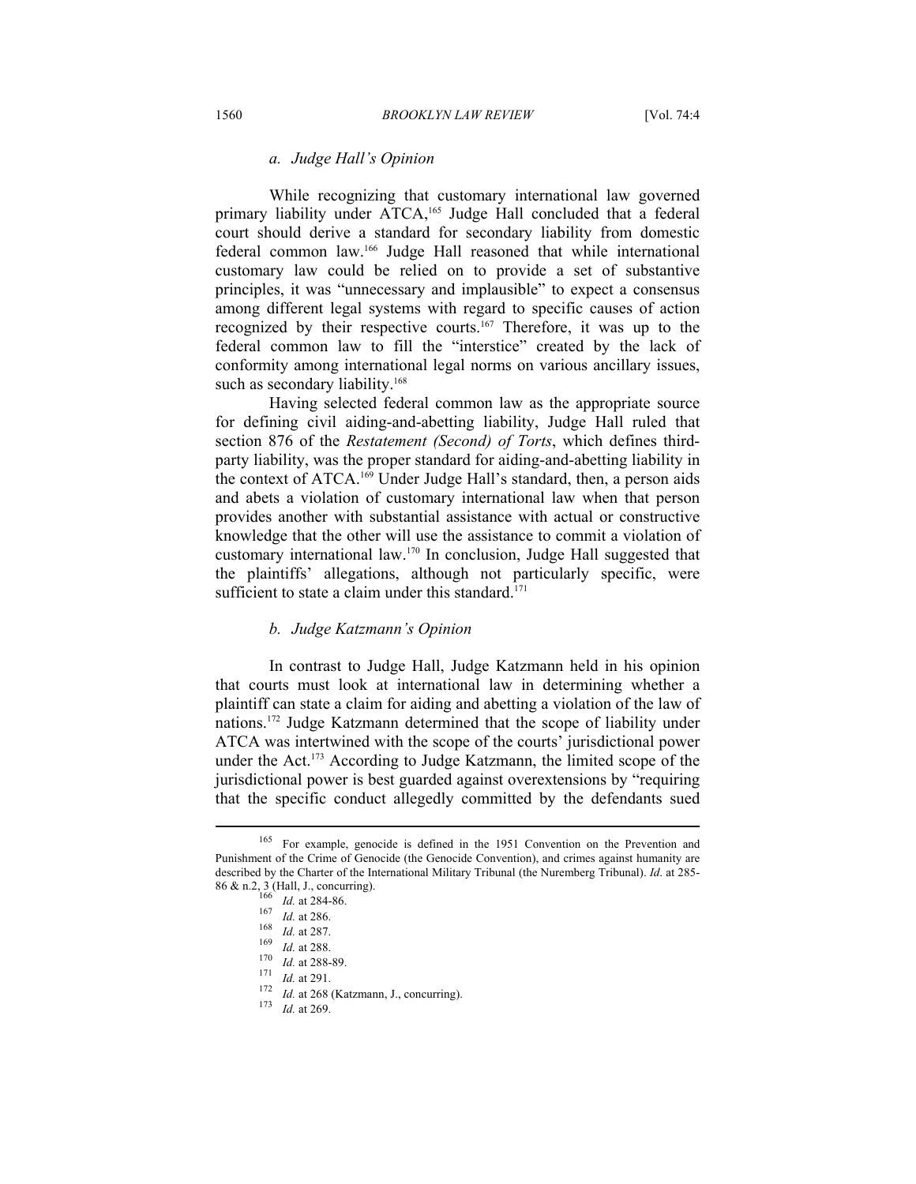#### a. *Judge Hall's Opinion*

While recognizing that customary international law governed primary liability under ATCA,[165] Judge Hall concluded that a federal court should derive a standard for secondary liability from domestic federal common law.[166] Judge Hall reasoned that while international customary law could be relied on to provide a set of substantive principles, it was "unnecessary and implausible" to expect a consensus among different legal systems with regard to specific causes of action recognized by their respective courts.[167] Therefore, it was up to the federal common law to fill the "interstice" created by the lack of conformity among international legal norms on various ancillary issues, such as secondary liability.[168]

Having selected federal common law as the appropriate source for defining civil aiding-and-abetting liability, Judge Hall ruled that section 876 of the *Restatement (Second) of Torts*, which defines third-party liability, was the proper standard for aiding-and-abetting liability in the context of ATCA.[169] Under Judge Hall's standard, then, a person aids and abets a violation of customary international law when that person provides another with substantial assistance with actual or constructive knowledge that the other will use the assistance to commit a violation of customary international law.[170] In conclusion, Judge Hall suggested that the plaintiffs' allegations, although not particularly specific, were sufficient to state a claim under this standard.[171]

#### b. *Judge Katzmann's Opinion*

In contrast to Judge Hall, Judge Katzmann held in his opinion that courts must look at international law in determining whether a plaintiff can state a claim for aiding and abetting a violation of the law of nations.[172] Judge Katzmann determined that the scope of liability under ATCA was intertwined with the scope of the courts' jurisdictional power under the Act.[173] According to Judge Katzmann, the limited scope of the jurisdictional power is best guarded against overextensions by "requiring that the specific conduct allegedly committed by the defendants sued

---

[165] For example, genocide is defined in the 1951 Convention on the Prevention and Punishment of the Crime of Genocide (the Genocide Convention), and crimes against humanity are described by the Charter of the International Military Tribunal (the Nuremberg Tribunal). *Id*. at 285-86 & n.2, 3 (Hall, J., concurring).

[166] *Id.* at 284-86.

[167] *Id.* at 286.

[168] *Id.* at 287.

[169] *Id.* at 288.

[170] *Id.* at 288-89.

[171] *Id.* at 291.

[172] *Id.* at 268 (Katzmann, J., concurring).

[173] *Id.* at 269.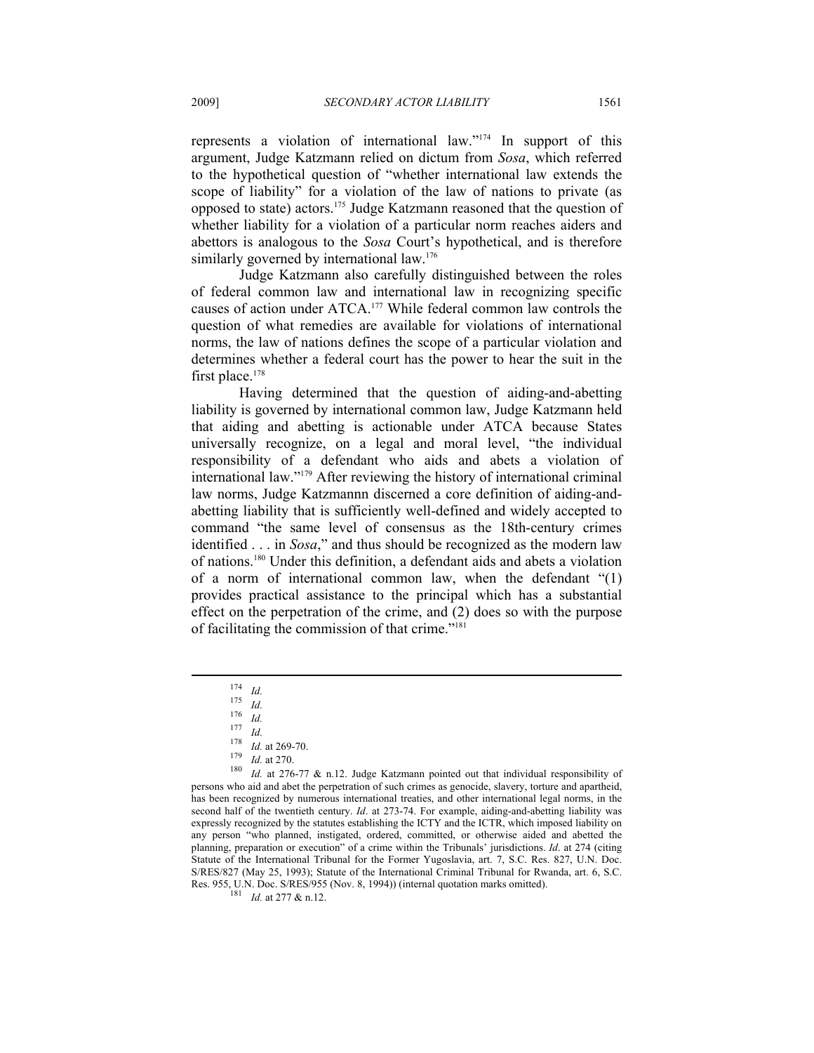represents a violation of international law."[174] In support of this argument, Judge Katzmann relied on dictum from *Sosa*, which referred to the hypothetical question of "whether international law extends the scope of liability" for a violation of the law of nations to private (as opposed to state) actors.[175] Judge Katzmann reasoned that the question of whether liability for a violation of a particular norm reaches aiders and abettors is analogous to the *Sosa* Court's hypothetical, and is therefore similarly governed by international law.[176]

Judge Katzmann also carefully distinguished between the roles of federal common law and international law in recognizing specific causes of action under ATCA.[177] While federal common law controls the question of what remedies are available for violations of international norms, the law of nations defines the scope of a particular violation and determines whether a federal court has the power to hear the suit in the first place.[178]

Having determined that the question of aiding-and-abetting liability is governed by international common law, Judge Katzmann held that aiding and abetting is actionable under ATCA because States universally recognize, on a legal and moral level, "the individual responsibility of a defendant who aids and abets a violation of international law."[179] After reviewing the history of international criminal law norms, Judge Katzmannn discerned a core definition of aiding-and-abetting liability that is sufficiently well-defined and widely accepted to command "the same level of consensus as the 18th-century crimes identified . . . in *Sosa*," and thus should be recognized as the modern law of nations.[180] Under this definition, a defendant aids and abets a violation of a norm of international common law, when the defendant "(1) provides practical assistance to the principal which has a substantial effect on the perpetration of the crime, and (2) does so with the purpose of facilitating the commission of that crime."[181]

---

[174] *Id.*

[175] *Id.*

[176] *Id.*

[177] *Id.*

[178] *Id.* at 269-70.

[179] *Id.* at 270.

[180] *Id.* at 276-77 & n.12. Judge Katzmann pointed out that individual responsibility of persons who aid and abet the perpetration of such crimes as genocide, slavery, torture and apartheid, has been recognized by numerous international treaties, and other international legal norms, in the second half of the twentieth century. *Id*. at 273-74. For example, aiding-and-abetting liability was expressly recognized by the statutes establishing the ICTY and the ICTR, which imposed liability on any person "who planned, instigated, ordered, committed, or otherwise aided and abetted the planning, preparation or execution" of a crime within the Tribunals' jurisdictions. *Id*. at 274 (citing Statute of the International Tribunal for the Former Yugoslavia, art. 7, S.C. Res. 827, U.N. Doc. S/RES/827 (May 25, 1993); Statute of the International Criminal Tribunal for Rwanda, art. 6, S.C. Res. 955, U.N. Doc. S/RES/955 (Nov. 8, 1994)) (internal quotation marks omitted).

[181] *Id.* at 277 & n.12.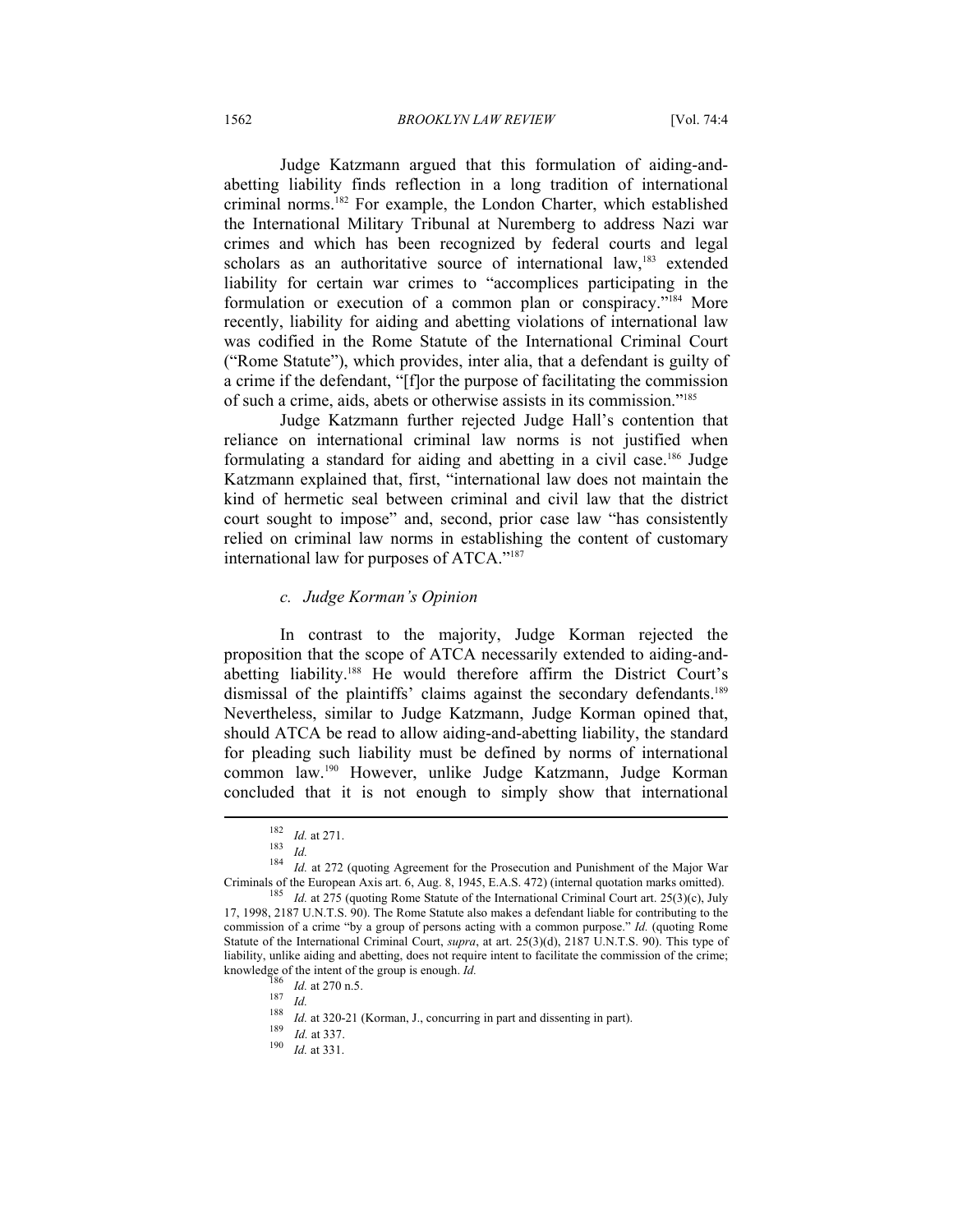Judge Katzmann argued that this formulation of aiding-and-abetting liability finds reflection in a long tradition of international criminal norms.[182] For example, the London Charter, which established the International Military Tribunal at Nuremberg to address Nazi war crimes and which has been recognized by federal courts and legal scholars as an authoritative source of international law,[183] extended liability for certain war crimes to "accomplices participating in the formulation or execution of a common plan or conspiracy."[184] More recently, liability for aiding and abetting violations of international law was codified in the Rome Statute of the International Criminal Court ("Rome Statute"), which provides, inter alia, that a defendant is guilty of a crime if the defendant, "[f]or the purpose of facilitating the commission of such a crime, aids, abets or otherwise assists in its commission."[185]

Judge Katzmann further rejected Judge Hall's contention that reliance on international criminal law norms is not justified when formulating a standard for aiding and abetting in a civil case.[186] Judge Katzmann explained that, first, "international law does not maintain the kind of hermetic seal between criminal and civil law that the district court sought to impose" and, second, prior case law "has consistently relied on criminal law norms in establishing the content of customary international law for purposes of ATCA."[187]

### *c. Judge Korman's Opinion*

In contrast to the majority, Judge Korman rejected the proposition that the scope of ATCA necessarily extended to aiding-and-abetting liability.[188] He would therefore affirm the District Court's dismissal of the plaintiffs' claims against the secondary defendants.[189] Nevertheless, similar to Judge Katzmann, Judge Korman opined that, should ATCA be read to allow aiding-and-abetting liability, the standard for pleading such liability must be defined by norms of international common law.[190] However, unlike Judge Katzmann, Judge Korman concluded that it is not enough to simply show that international

---

[182] *Id.* at 271.

[183] *Id.*

[184] *Id.* at 272 (quoting Agreement for the Prosecution and Punishment of the Major War Criminals of the European Axis art. 6, Aug. 8, 1945, E.A.S. 472) (internal quotation marks omitted).

[185] *Id.* at 275 (quoting Rome Statute of the International Criminal Court art. 25(3)(c), July 17, 1998, 2187 U.N.T.S. 90). The Rome Statute also makes a defendant liable for contributing to the commission of a crime "by a group of persons acting with a common purpose." *Id.* (quoting Rome Statute of the International Criminal Court, *supra*, at art. 25(3)(d), 2187 U.N.T.S. 90). This type of liability, unlike aiding and abetting, does not require intent to facilitate the commission of the crime; knowledge of the intent of the group is enough. *Id.*

[186] *Id.* at 270 n.5.

[187] *Id.*

[188] *Id.* at 320-21 (Korman, J., concurring in part and dissenting in part).

[189] *Id.* at 337.

[190] *Id.* at 331.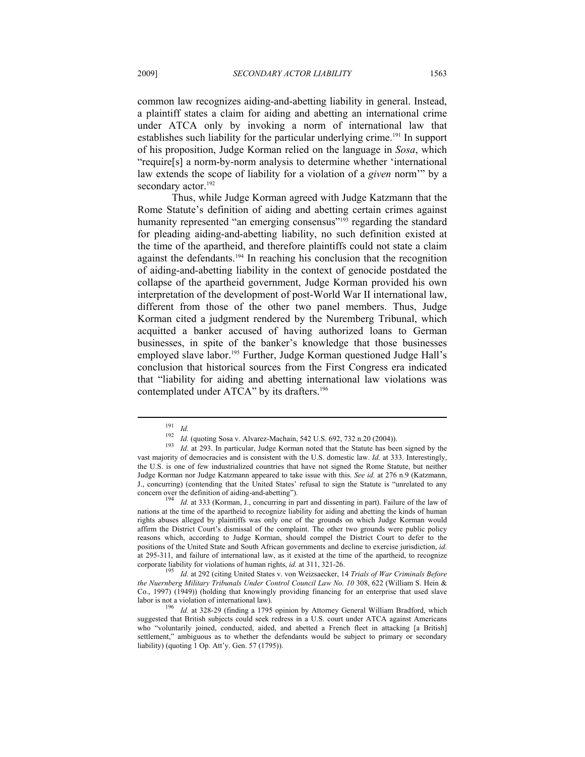common law recognizes aiding-and-abetting liability in general. Instead, a plaintiff states a claim for aiding and abetting an international crime under ATCA only by invoking a norm of international law that establishes such liability for the particular underlying crime.[191] In support of his proposition, Judge Korman relied on the language in *Sosa*, which "require[s] a norm-by-norm analysis to determine whether 'international law extends the scope of liability for a violation of a *given* norm'" by a secondary actor.[192]

Thus, while Judge Korman agreed with Judge Katzmann that the Rome Statute's definition of aiding and abetting certain crimes against humanity represented "an emerging consensus"[193] regarding the standard for pleading aiding-and-abetting liability, no such definition existed at the time of the apartheid, and therefore plaintiffs could not state a claim against the defendants.[194] In reaching his conclusion that the recognition of aiding-and-abetting liability in the context of genocide postdated the collapse of the apartheid government, Judge Korman provided his own interpretation of the development of post-World War II international law, different from those of the other two panel members. Thus, Judge Korman cited a judgment rendered by the Nuremberg Tribunal, which acquitted a banker accused of having authorized loans to German businesses, in spite of the banker's knowledge that those businesses employed slave labor.[195] Further, Judge Korman questioned Judge Hall's conclusion that historical sources from the First Congress era indicated that "liability for aiding and abetting international law violations was contemplated under ATCA" by its drafters.[196]

---

[191] *Id.*

[192] *Id.* (quoting Sosa v. Alvarez-Machain, 542 U.S. 692, 732 n.20 (2004)).

[193] *Id.* at 293. In particular, Judge Korman noted that the Statute has been signed by the vast majority of democracies and is consistent with the U.S. domestic law. *Id.* at 333. Interestingly, the U.S. is one of few industrialized countries that have not signed the Rome Statute, but neither Judge Korman nor Judge Katzmann appeared to take issue with this. *See id.* at 276 n.9 (Katzmann, J., concurring) (contending that the United States' refusal to sign the Statute is "unrelated to any concern over the definition of aiding-and-abetting").

[194] *Id.* at 333 (Korman, J., concurring in part and dissenting in part). Failure of the law of nations at the time of the apartheid to recognize liability for aiding and abetting the kinds of human rights abuses alleged by plaintiffs was only one of the grounds on which Judge Korman would affirm the District Court's dismissal of the complaint. The other two grounds were public policy reasons which, according to Judge Korman, should compel the District Court to defer to the positions of the United State and South African governments and decline to exercise jurisdiction, *id.* at 295-311, and failure of international law, as it existed at the time of the apartheid, to recognize corporate liability for violations of human rights, *id.* at 311, 321-26.

[195] *Id.* at 292 (citing United States v. von Weizsaecker, 14 *Trials of War Criminals Before the Nuernberg Military Tribunals Under Control Council Law No. 10* 308, 622 (William S. Hein & Co., 1997) (1949)) (holding that knowingly providing financing for an enterprise that used slave labor is not a violation of international law).

[196] *Id.* at 328-29 (finding a 1795 opinion by Attorney General William Bradford, which suggested that British subjects could seek redress in a U.S. court under ATCA against Americans who "voluntarily joined, conducted, aided, and abetted a French fleet in attacking [a British] settlement," ambiguous as to whether the defendants would be subject to primary or secondary liability) (quoting 1 Op. Att'y. Gen. 57 (1795)).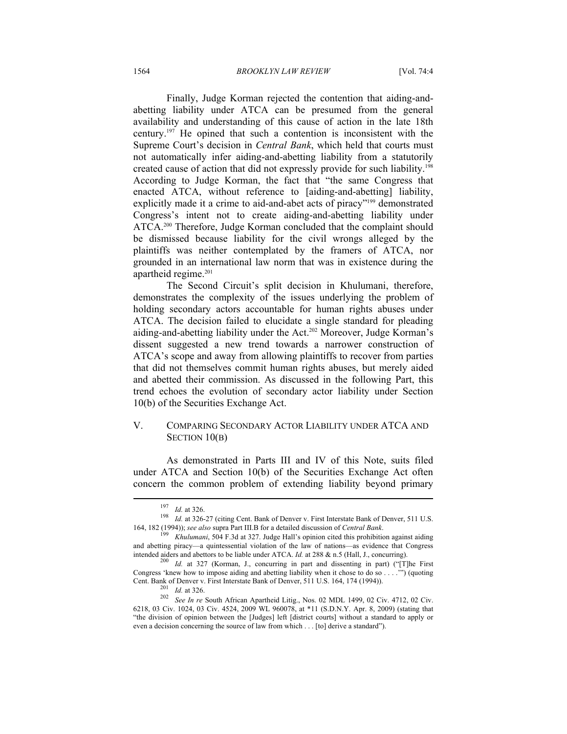Finally, Judge Korman rejected the contention that aiding-and-abetting liability under ATCA can be presumed from the general availability and understanding of this cause of action in the late 18th century.[197] He opined that such a contention is inconsistent with the Supreme Court's decision in *Central Bank*, which held that courts must not automatically infer aiding-and-abetting liability from a statutorily created cause of action that did not expressly provide for such liability.[198] According to Judge Korman, the fact that "the same Congress that enacted ATCA, without reference to [aiding-and-abetting] liability, explicitly made it a crime to aid-and-abet acts of piracy"[199] demonstrated Congress's intent not to create aiding-and-abetting liability under ATCA.[200] Therefore, Judge Korman concluded that the complaint should be dismissed because liability for the civil wrongs alleged by the plaintiffs was neither contemplated by the framers of ATCA, nor grounded in an international law norm that was in existence during the apartheid regime.[201]

The Second Circuit's split decision in Khulumani, therefore, demonstrates the complexity of the issues underlying the problem of holding secondary actors accountable for human rights abuses under ATCA. The decision failed to elucidate a single standard for pleading aiding-and-abetting liability under the Act.[202] Moreover, Judge Korman's dissent suggested a new trend towards a narrower construction of ATCA's scope and away from allowing plaintiffs to recover from parties that did not themselves commit human rights abuses, but merely aided and abetted their commission. As discussed in the following Part, this trend echoes the evolution of secondary actor liability under Section 10(b) of the Securities Exchange Act.

## V. COMPARING SECONDARY ACTOR LIABILITY UNDER ATCA AND SECTION 10(B)

As demonstrated in Parts III and IV of this Note, suits filed under ATCA and Section 10(b) of the Securities Exchange Act often concern the common problem of extending liability beyond primary

---

[197] *Id.* at 326.

[198] *Id.* at 326-27 (citing Cent. Bank of Denver v. First Interstate Bank of Denver, 511 U.S. 164, 182 (1994)); *see also* supra Part III.B for a detailed discussion of *Central Bank*.

[199] *Khulumani*, 504 F.3d at 327. Judge Hall's opinion cited this prohibition against aiding and abetting piracy—a quintessential violation of the law of nations—as evidence that Congress intended aiders and abettors to be liable under ATCA. *Id.* at 288 & n.5 (Hall, J., concurring).

[200] *Id.* at 327 (Korman, J., concurring in part and dissenting in part) ("[T]he First Congress 'knew how to impose aiding and abetting liability when it chose to do so . . . .'") (quoting Cent. Bank of Denver v. First Interstate Bank of Denver, 511 U.S. 164, 174 (1994)).

[201] *Id.* at 326.

[202] *See In re* South African Apartheid Litig., Nos. 02 MDL 1499, 02 Civ. 4712, 02 Civ. 6218, 03 Civ. 1024, 03 Civ. 4524, 2009 WL 960078, at *11 (S.D.N.Y. Apr. 8, 2009) (stating that "the division of opinion between the [Judges] left [district courts] without a standard to apply or even a decision concerning the source of law from which . . . [to] derive a standard").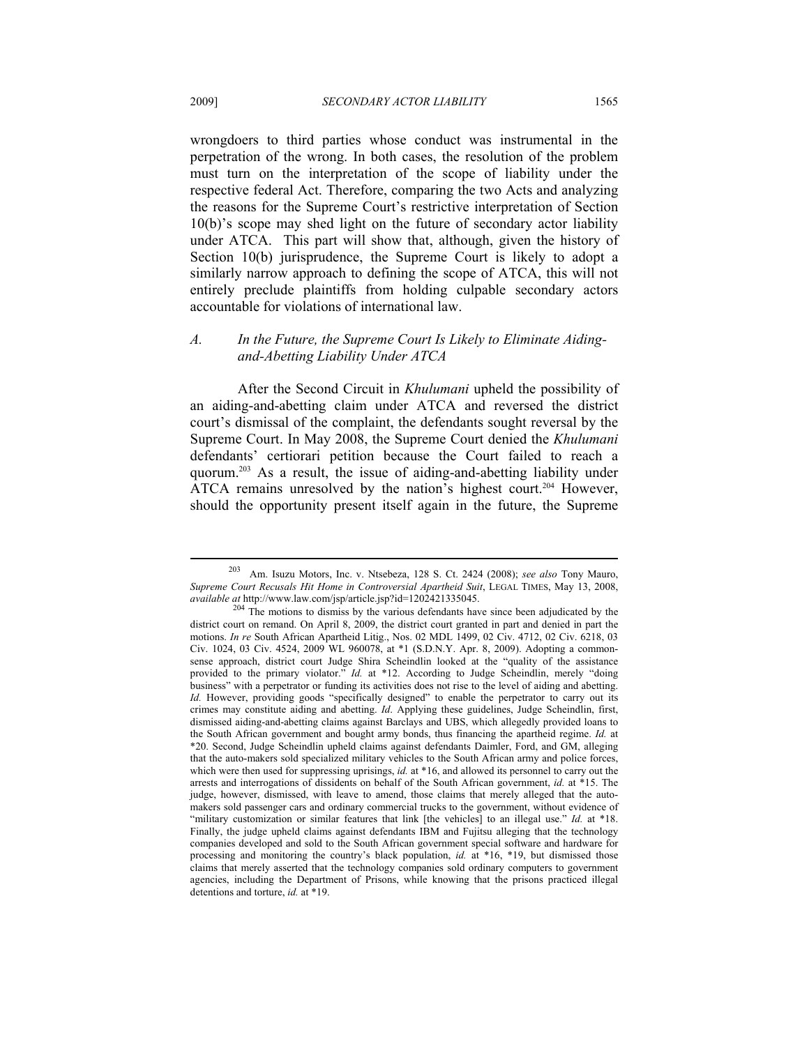wrongdoers to third parties whose conduct was instrumental in the perpetration of the wrong. In both cases, the resolution of the problem must turn on the interpretation of the scope of liability under the respective federal Act. Therefore, comparing the two Acts and analyzing the reasons for the Supreme Court's restrictive interpretation of Section 10(b)'s scope may shed light on the future of secondary actor liability under ATCA. This part will show that, although, given the history of Section 10(b) jurisprudence, the Supreme Court is likely to adopt a similarly narrow approach to defining the scope of ATCA, this will not entirely preclude plaintiffs from holding culpable secondary actors accountable for violations of international law.

### A. In the Future, the Supreme Court Is Likely to Eliminate Aiding-and-Abetting Liability Under ATCA

After the Second Circuit in *Khulumani* upheld the possibility of an aiding-and-abetting claim under ATCA and reversed the district court's dismissal of the complaint, the defendants sought reversal by the Supreme Court. In May 2008, the Supreme Court denied the *Khulumani* defendants' certiorari petition because the Court failed to reach a quorum.[203] As a result, the issue of aiding-and-abetting liability under ATCA remains unresolved by the nation's highest court.[204] However, should the opportunity present itself again in the future, the Supreme

---

[203] Am. Isuzu Motors, Inc. v. Ntsebeza, 128 S. Ct. 2424 (2008); *see also* Tony Mauro, *Supreme Court Recusals Hit Home in Controversial Apartheid Suit*, LEGAL TIMES, May 13, 2008, *available at* http://www.law.com/jsp/article.jsp?id=1202421335045.

[204] The motions to dismiss by the various defendants have since been adjudicated by the district court on remand. On April 8, 2009, the district court granted in part and denied in part the motions. *In re* South African Apartheid Litig., Nos. 02 MDL 1499, 02 Civ. 4712, 02 Civ. 6218, 03 Civ. 1024, 03 Civ. 4524, 2009 WL 960078, at *1 (S.D.N.Y. Apr. 8, 2009). Adopting a common-sense approach, district court Judge Shira Scheindlin looked at the "quality of the assistance provided to the primary violator." *Id.* at *12. According to Judge Scheindlin, merely "doing business" with a perpetrator or funding its activities does not rise to the level of aiding and abetting. *Id.* However, providing goods "specifically designed" to enable the perpetrator to carry out its crimes may constitute aiding and abetting. *Id*. Applying these guidelines, Judge Scheindlin, first, dismissed aiding-and-abetting claims against Barclays and UBS, which allegedly provided loans to the South African government and bought army bonds, thus financing the apartheid regime. *Id.* at *20. Second, Judge Scheindlin upheld claims against defendants Daimler, Ford, and GM, alleging that the auto-makers sold specialized military vehicles to the South African army and police forces, which were then used for suppressing uprisings, *id.* at *16, and allowed its personnel to carry out the arrests and interrogations of dissidents on behalf of the South African government, *id.* at *15. The judge, however, dismissed, with leave to amend, those claims that merely alleged that the auto-makers sold passenger cars and ordinary commercial trucks to the government, without evidence of "military customization or similar features that link [the vehicles] to an illegal use." *Id.* at *18. Finally, the judge upheld claims against defendants IBM and Fujitsu alleging that the technology companies developed and sold to the South African government special software and hardware for processing and monitoring the country's black population, *id.* at *16, *19, but dismissed those claims that merely asserted that the technology companies sold ordinary computers to government agencies, including the Department of Prisons, while knowing that the prisons practiced illegal detentions and torture, *id.* at *19.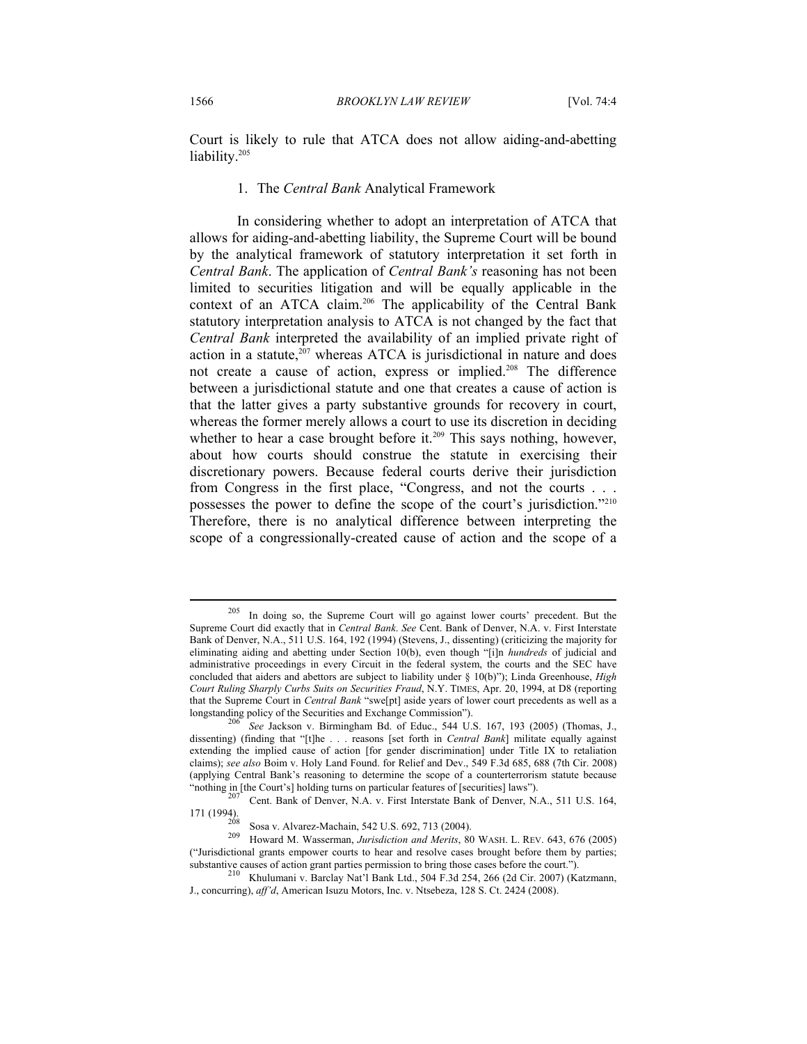Court is likely to rule that ATCA does not allow aiding-and-abetting liability.[205]

### 1. The *Central Bank* Analytical Framework

In considering whether to adopt an interpretation of ATCA that allows for aiding-and-abetting liability, the Supreme Court will be bound by the analytical framework of statutory interpretation it set forth in *Central Bank*. The application of *Central Bank's* reasoning has not been limited to securities litigation and will be equally applicable in the context of an ATCA claim.[206] The applicability of the Central Bank statutory interpretation analysis to ATCA is not changed by the fact that *Central Bank* interpreted the availability of an implied private right of action in a statute,[207] whereas ATCA is jurisdictional in nature and does not create a cause of action, express or implied.[208] The difference between a jurisdictional statute and one that creates a cause of action is that the latter gives a party substantive grounds for recovery in court, whereas the former merely allows a court to use its discretion in deciding whether to hear a case brought before it.[209] This says nothing, however, about how courts should construe the statute in exercising their discretionary powers. Because federal courts derive their jurisdiction from Congress in the first place, "Congress, and not the courts . . . possesses the power to define the scope of the court's jurisdiction."[210] Therefore, there is no analytical difference between interpreting the scope of a congressionally-created cause of action and the scope of a

---

[205] In doing so, the Supreme Court will go against lower courts' precedent. But the Supreme Court did exactly that in *Central Bank*. *See* Cent. Bank of Denver, N.A. v. First Interstate Bank of Denver, N.A., 511 U.S. 164, 192 (1994) (Stevens, J., dissenting) (criticizing the majority for eliminating aiding and abetting under Section 10(b), even though "[i]n *hundreds* of judicial and administrative proceedings in every Circuit in the federal system, the courts and the SEC have concluded that aiders and abettors are subject to liability under § 10(b)"); Linda Greenhouse, *High Court Ruling Sharply Curbs Suits on Securities Fraud*, N.Y. TIMES, Apr. 20, 1994, at D8 (reporting that the Supreme Court in *Central Bank* "swe[pt] aside years of lower court precedents as well as a longstanding policy of the Securities and Exchange Commission").

[206] *See* Jackson v. Birmingham Bd. of Educ., 544 U.S. 167, 193 (2005) (Thomas, J., dissenting) (finding that "[t]he . . . reasons [set forth in *Central Bank*] militate equally against extending the implied cause of action [for gender discrimination] under Title IX to retaliation claims); *see also* Boim v. Holy Land Found. for Relief and Dev., 549 F.3d 685, 688 (7th Cir. 2008) (applying Central Bank's reasoning to determine the scope of a counterterrorism statute because "nothing in [the Court's] holding turns on particular features of [securities] laws").

[207] Cent. Bank of Denver, N.A. v. First Interstate Bank of Denver, N.A., 511 U.S. 164, 171 (1994).

[208] Sosa v. Alvarez-Machain, 542 U.S. 692, 713 (2004).

[209] Howard M. Wasserman, *Jurisdiction and Merits*, 80 WASH. L. REV. 643, 676 (2005) ("Jurisdictional grants empower courts to hear and resolve cases brought before them by parties; substantive causes of action grant parties permission to bring those cases before the court.").

[210] Khulumani v. Barclay Nat'l Bank Ltd., 504 F.3d 254, 266 (2d Cir. 2007) (Katzmann, J., concurring), *aff'd*, American Isuzu Motors, Inc. v. Ntsebeza, 128 S. Ct. 2424 (2008).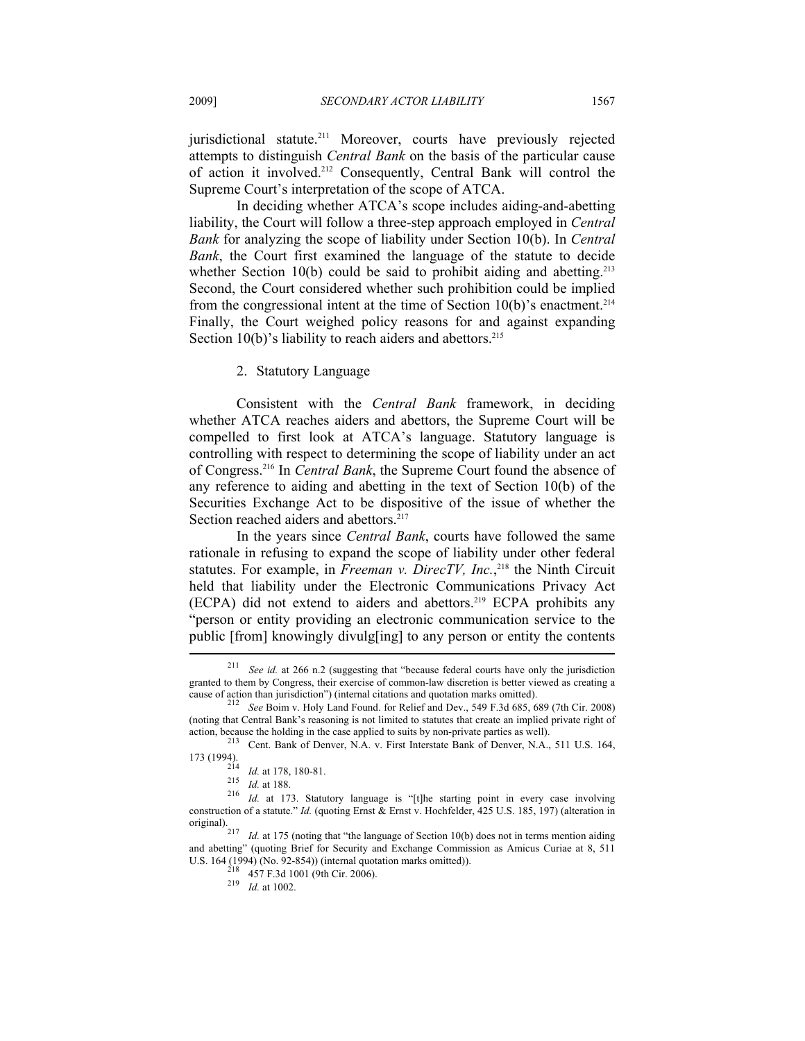jurisdictional statute.[211] Moreover, courts have previously rejected attempts to distinguish *Central Bank* on the basis of the particular cause of action it involved.[212] Consequently, Central Bank will control the Supreme Court's interpretation of the scope of ATCA.

In deciding whether ATCA's scope includes aiding-and-abetting liability, the Court will follow a three-step approach employed in *Central Bank* for analyzing the scope of liability under Section 10(b). In *Central Bank*, the Court first examined the language of the statute to decide whether Section 10(b) could be said to prohibit aiding and abetting.[213] Second, the Court considered whether such prohibition could be implied from the congressional intent at the time of Section 10(b)'s enactment.[214] Finally, the Court weighed policy reasons for and against expanding Section 10(b)'s liability to reach aiders and abettors.[215]

2. Statutory Language

Consistent with the *Central Bank* framework, in deciding whether ATCA reaches aiders and abettors, the Supreme Court will be compelled to first look at ATCA's language. Statutory language is controlling with respect to determining the scope of liability under an act of Congress.[216] In *Central Bank*, the Supreme Court found the absence of any reference to aiding and abetting in the text of Section 10(b) of the Securities Exchange Act to be dispositive of the issue of whether the Section reached aiders and abettors.[217]

In the years since *Central Bank*, courts have followed the same rationale in refusing to expand the scope of liability under other federal statutes. For example, in *Freeman v. DirecTV, Inc.*,[218] the Ninth Circuit held that liability under the Electronic Communications Privacy Act (ECPA) did not extend to aiders and abettors.[219] ECPA prohibits any "person or entity providing an electronic communication service to the public [from] knowingly divulg[ing] to any person or entity the contents

---

[211] *See id.* at 266 n.2 (suggesting that "because federal courts have only the jurisdiction granted to them by Congress, their exercise of common-law discretion is better viewed as creating a cause of action than jurisdiction") (internal citations and quotation marks omitted).

[212] *See* Boim v. Holy Land Found. for Relief and Dev., 549 F.3d 685, 689 (7th Cir. 2008) (noting that Central Bank's reasoning is not limited to statutes that create an implied private right of action, because the holding in the case applied to suits by non-private parties as well).

[213] Cent. Bank of Denver, N.A. v. First Interstate Bank of Denver, N.A., 511 U.S. 164, 173 (1994).

[214] *Id.* at 178, 180-81.

[215] *Id.* at 188.

[216] *Id.* at 173. Statutory language is "[t]he starting point in every case involving construction of a statute." *Id.* (quoting Ernst & Ernst v. Hochfelder, 425 U.S. 185, 197) (alteration in original).

[217] *Id.* at 175 (noting that "the language of Section 10(b) does not in terms mention aiding and abetting" (quoting Brief for Security and Exchange Commission as Amicus Curiae at 8, 511 U.S. 164 (1994) (No. 92-854)) (internal quotation marks omitted)).

[218] 457 F.3d 1001 (9th Cir. 2006).

[219] *Id.* at 1002.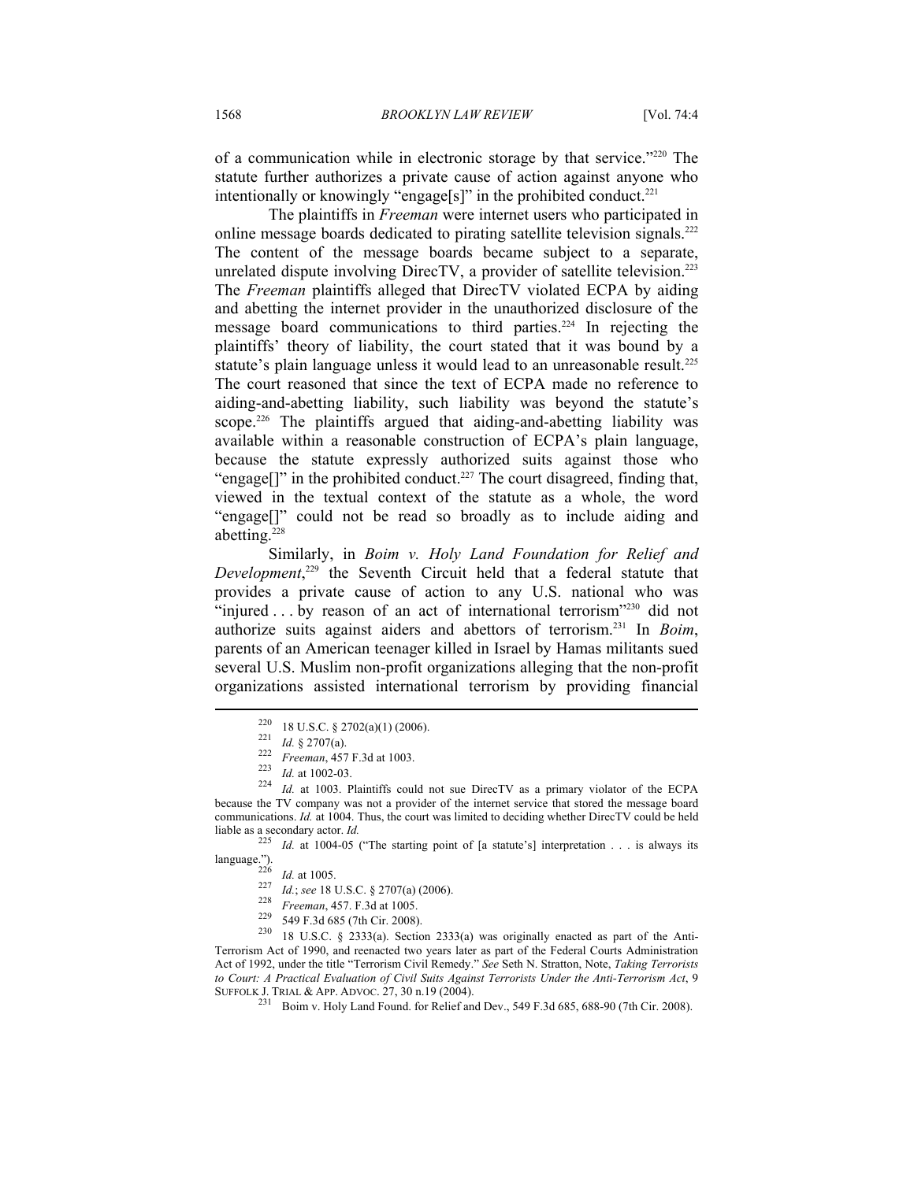of a communication while in electronic storage by that service."[220] The statute further authorizes a private cause of action against anyone who intentionally or knowingly "engage[s]" in the prohibited conduct.[221]

The plaintiffs in *Freeman* were internet users who participated in online message boards dedicated to pirating satellite television signals.[222] The content of the message boards became subject to a separate, unrelated dispute involving DirecTV, a provider of satellite television.[223] The *Freeman* plaintiffs alleged that DirecTV violated ECPA by aiding and abetting the internet provider in the unauthorized disclosure of the message board communications to third parties.[224] In rejecting the plaintiffs' theory of liability, the court stated that it was bound by a statute's plain language unless it would lead to an unreasonable result.[225] The court reasoned that since the text of ECPA made no reference to aiding-and-abetting liability, such liability was beyond the statute's scope.[226] The plaintiffs argued that aiding-and-abetting liability was available within a reasonable construction of ECPA's plain language, because the statute expressly authorized suits against those who "engage[]" in the prohibited conduct.[227] The court disagreed, finding that, viewed in the textual context of the statute as a whole, the word "engage[]" could not be read so broadly as to include aiding and abetting.[228]

Similarly, in *Boim v. Holy Land Foundation for Relief and Development*,[229] the Seventh Circuit held that a federal statute that provides a private cause of action to any U.S. national who was "injured . . . by reason of an act of international terrorism"[230] did not authorize suits against aiders and abettors of terrorism.[231] In *Boim*, parents of an American teenager killed in Israel by Hamas militants sued several U.S. Muslim non-profit organizations alleging that the non-profit organizations assisted international terrorism by providing financial

---

[220] 18 U.S.C. § 2702(a)(1) (2006).

[221] *Id.* § 2707(a).

[222] *Freeman*, 457 F.3d at 1003.

[223] *Id.* at 1002-03.

[224] *Id.* at 1003. Plaintiffs could not sue DirecTV as a primary violator of the ECPA because the TV company was not a provider of the internet service that stored the message board communications. *Id.* at 1004. Thus, the court was limited to deciding whether DirecTV could be held liable as a secondary actor. *Id.*

[225] *Id.* at 1004-05 ("The starting point of [a statute's] interpretation . . . is always its language.").

[226] *Id.* at 1005.

[227] *Id.*; *see* 18 U.S.C. § 2707(a) (2006).

[228] *Freeman*, 457. F.3d at 1005.

[229] 549 F.3d 685 (7th Cir. 2008).

[230] 18 U.S.C. § 2333(a). Section 2333(a) was originally enacted as part of the Anti-Terrorism Act of 1990, and reenacted two years later as part of the Federal Courts Administration Act of 1992, under the title "Terrorism Civil Remedy." *See* Seth N. Stratton, Note, *Taking Terrorists to Court: A Practical Evaluation of Civil Suits Against Terrorists Under the Anti-Terrorism Act*, 9 SUFFOLK J. TRIAL & APP. ADVOC. 27, 30 n.19 (2004).

[231] Boim v. Holy Land Found. for Relief and Dev., 549 F.3d 685, 688-90 (7th Cir. 2008).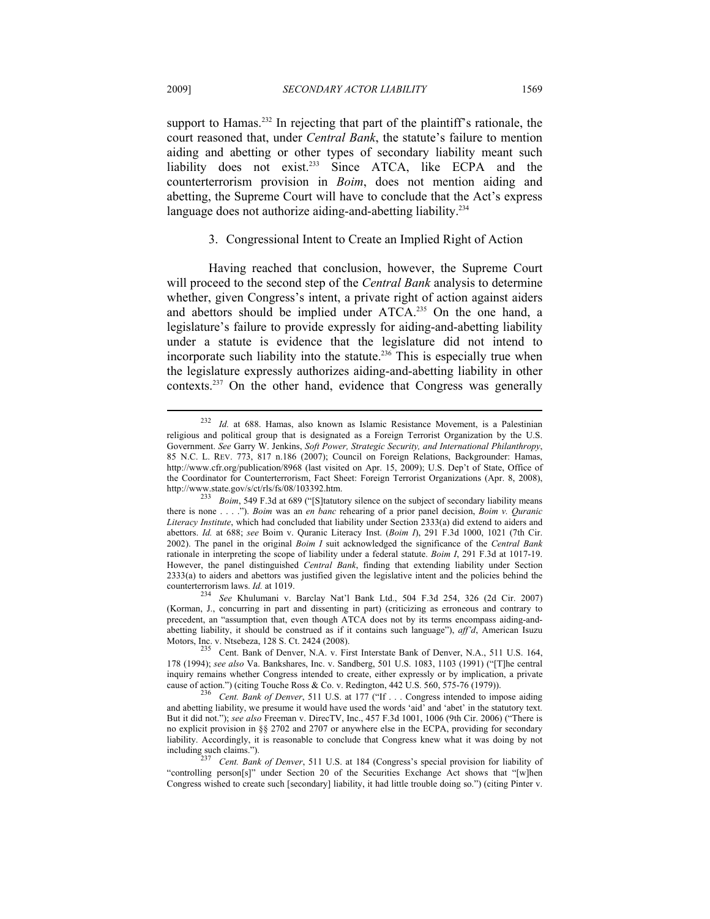support to Hamas.[232] In rejecting that part of the plaintiff's rationale, the court reasoned that, under *Central Bank*, the statute's failure to mention aiding and abetting or other types of secondary liability meant such liability does not exist.[233] Since ATCA, like ECPA and the counterterrorism provision in *Boim*, does not mention aiding and abetting, the Supreme Court will have to conclude that the Act's express language does not authorize aiding-and-abetting liability.[234]

### 3. Congressional Intent to Create an Implied Right of Action

Having reached that conclusion, however, the Supreme Court will proceed to the second step of the *Central Bank* analysis to determine whether, given Congress's intent, a private right of action against aiders and abettors should be implied under ATCA.[235] On the one hand, a legislature's failure to provide expressly for aiding-and-abetting liability under a statute is evidence that the legislature did not intend to incorporate such liability into the statute.[236] This is especially true when the legislature expressly authorizes aiding-and-abetting liability in other contexts.[237] On the other hand, evidence that Congress was generally

---

[232] *Id.* at 688. Hamas, also known as Islamic Resistance Movement, is a Palestinian religious and political group that is designated as a Foreign Terrorist Organization by the U.S. Government. *See* Garry W. Jenkins, *Soft Power, Strategic Security, and International Philanthropy*, 85 N.C. L. REV. 773, 817 n.186 (2007); Council on Foreign Relations, Backgrounder: Hamas, http://www.cfr.org/publication/8968 (last visited on Apr. 15, 2009); U.S. Dep't of State, Office of the Coordinator for Counterterrorism, Fact Sheet: Foreign Terrorist Organizations (Apr. 8, 2008), http://www.state.gov/s/ct/rls/fs/08/103392.htm.

[233] *Boim*, 549 F.3d at 689 ("[S]tatutory silence on the subject of secondary liability means there is none . . . ."). *Boim* was an *en banc* rehearing of a prior panel decision, *Boim v. Quranic Literacy Institute*, which had concluded that liability under Section 2333(a) did extend to aiders and abettors. *Id.* at 688; *see* Boim v. Quranic Literacy Inst. (*Boim I*), 291 F.3d 1000, 1021 (7th Cir. 2002). The panel in the original *Boim I* suit acknowledged the significance of the *Central Bank* rationale in interpreting the scope of liability under a federal statute. *Boim I*, 291 F.3d at 1017-19. However, the panel distinguished *Central Bank*, finding that extending liability under Section 2333(a) to aiders and abettors was justified given the legislative intent and the policies behind the counterterrorism laws. *Id.* at 1019.

[234] *See* Khulumani v. Barclay Nat'l Bank Ltd., 504 F.3d 254, 326 (2d Cir. 2007) (Korman, J., concurring in part and dissenting in part) (criticizing as erroneous and contrary to precedent, an "assumption that, even though ATCA does not by its terms encompass aiding-and-abetting liability, it should be construed as if it contains such language"), *aff'd*, American Isuzu Motors, Inc. v. Ntsebeza, 128 S. Ct. 2424 (2008).

[235] Cent. Bank of Denver, N.A. v. First Interstate Bank of Denver, N.A., 511 U.S. 164, 178 (1994); *see also* Va. Bankshares, Inc. v. Sandberg, 501 U.S. 1083, 1103 (1991) ("[T]he central inquiry remains whether Congress intended to create, either expressly or by implication, a private cause of action.") (citing Touche Ross & Co. v. Redington, 442 U.S. 560, 575-76 (1979)).

[236] *Cent. Bank of Denver*, 511 U.S. at 177 ("If . . . Congress intended to impose aiding and abetting liability, we presume it would have used the words 'aid' and 'abet' in the statutory text. But it did not."); *see also* Freeman v. DirecTV, Inc., 457 F.3d 1001, 1006 (9th Cir. 2006) ("There is no explicit provision in §§ 2702 and 2707 or anywhere else in the ECPA, providing for secondary liability. Accordingly, it is reasonable to conclude that Congress knew what it was doing by not including such claims.").

[237] *Cent. Bank of Denver*, 511 U.S. at 184 (Congress's special provision for liability of "controlling person[s]" under Section 20 of the Securities Exchange Act shows that "[w]hen Congress wished to create such [secondary] liability, it had little trouble doing so.") (citing Pinter v.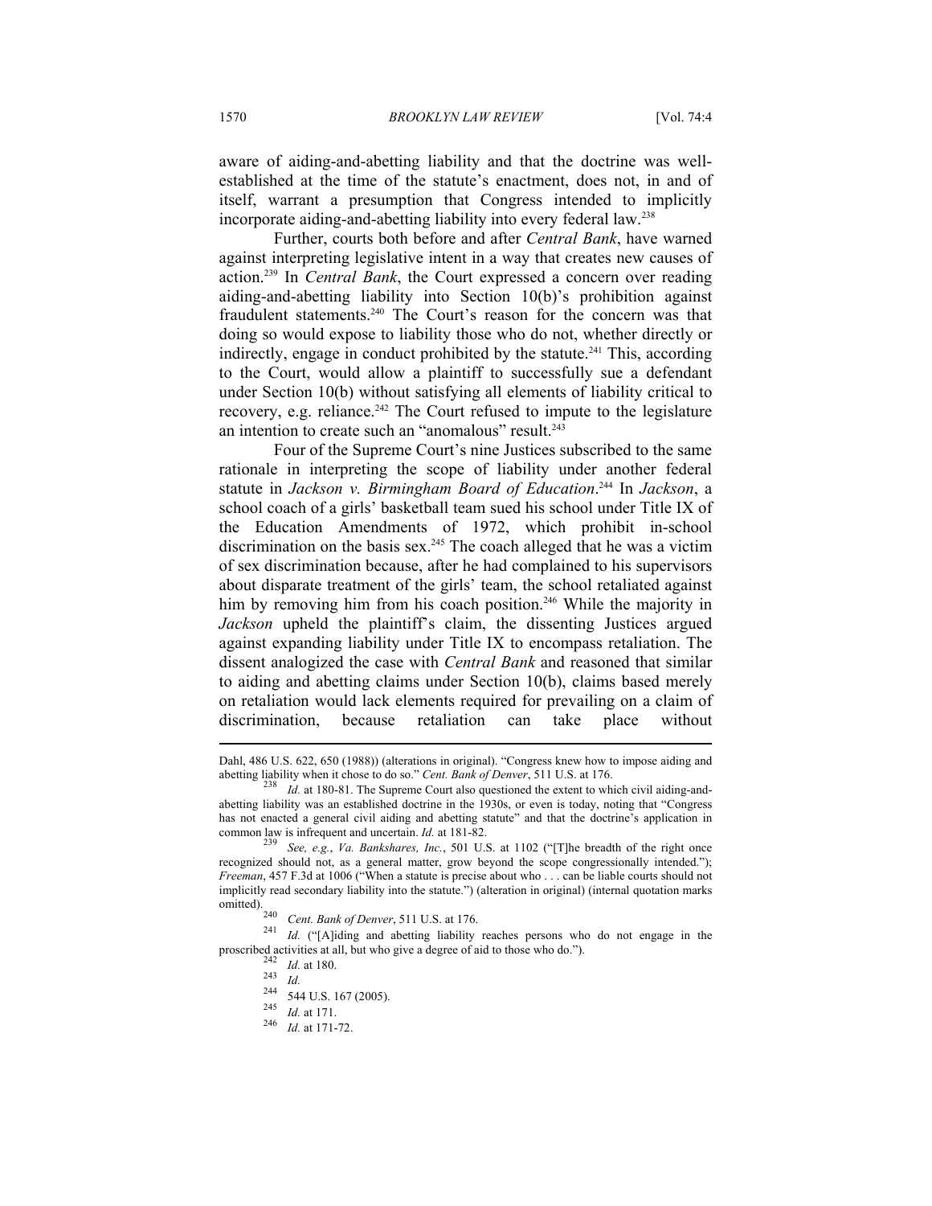aware of aiding-and-abetting liability and that the doctrine was well-established at the time of the statute's enactment, does not, in and of itself, warrant a presumption that Congress intended to implicitly incorporate aiding-and-abetting liability into every federal law.[238]

Further, courts both before and after *Central Bank*, have warned against interpreting legislative intent in a way that creates new causes of action.[239] In *Central Bank*, the Court expressed a concern over reading aiding-and-abetting liability into Section 10(b)'s prohibition against fraudulent statements.[240] The Court's reason for the concern was that doing so would expose to liability those who do not, whether directly or indirectly, engage in conduct prohibited by the statute.[241] This, according to the Court, would allow a plaintiff to successfully sue a defendant under Section 10(b) without satisfying all elements of liability critical to recovery, e.g. reliance.[242] The Court refused to impute to the legislature an intention to create such an "anomalous" result.[243]

Four of the Supreme Court's nine Justices subscribed to the same rationale in interpreting the scope of liability under another federal statute in *Jackson v. Birmingham Board of Education*.[244] In *Jackson*, a school coach of a girls' basketball team sued his school under Title IX of the Education Amendments of 1972, which prohibit in-school discrimination on the basis sex.[245] The coach alleged that he was a victim of sex discrimination because, after he had complained to his supervisors about disparate treatment of the girls' team, the school retaliated against him by removing him from his coach position.[246] While the majority in *Jackson* upheld the plaintiff's claim, the dissenting Justices argued against expanding liability under Title IX to encompass retaliation. The dissent analogized the case with *Central Bank* and reasoned that similar to aiding and abetting claims under Section 10(b), claims based merely on retaliation would lack elements required for prevailing on a claim of discrimination, because retaliation can take place without

---

Dahl, 486 U.S. 622, 650 (1988)) (alterations in original). "Congress knew how to impose aiding and abetting liability when it chose to do so." *Cent. Bank of Denver*, 511 U.S. at 176.

[238] *Id.* at 180-81. The Supreme Court also questioned the extent to which civil aiding-and-abetting liability was an established doctrine in the 1930s, or even is today, noting that "Congress has not enacted a general civil aiding and abetting statute" and that the doctrine's application in common law is infrequent and uncertain. *Id.* at 181-82.

[239] *See, e.g.*, *Va. Bankshares, Inc.*, 501 U.S. at 1102 ("[T]he breadth of the right once recognized should not, as a general matter, grow beyond the scope congressionally intended."); *Freeman*, 457 F.3d at 1006 ("When a statute is precise about who . . . can be liable courts should not implicitly read secondary liability into the statute.") (alteration in original) (internal quotation marks omitted).

[240] *Cent. Bank of Denver*, 511 U.S. at 176.

[241] *Id.* ("[A]iding and abetting liability reaches persons who do not engage in the proscribed activities at all, but who give a degree of aid to those who do.").

[242] *Id.* at 180.

[243] *Id.*

[244] 544 U.S. 167 (2005).

[245] *Id.* at 171.

[246] *Id.* at 171-72.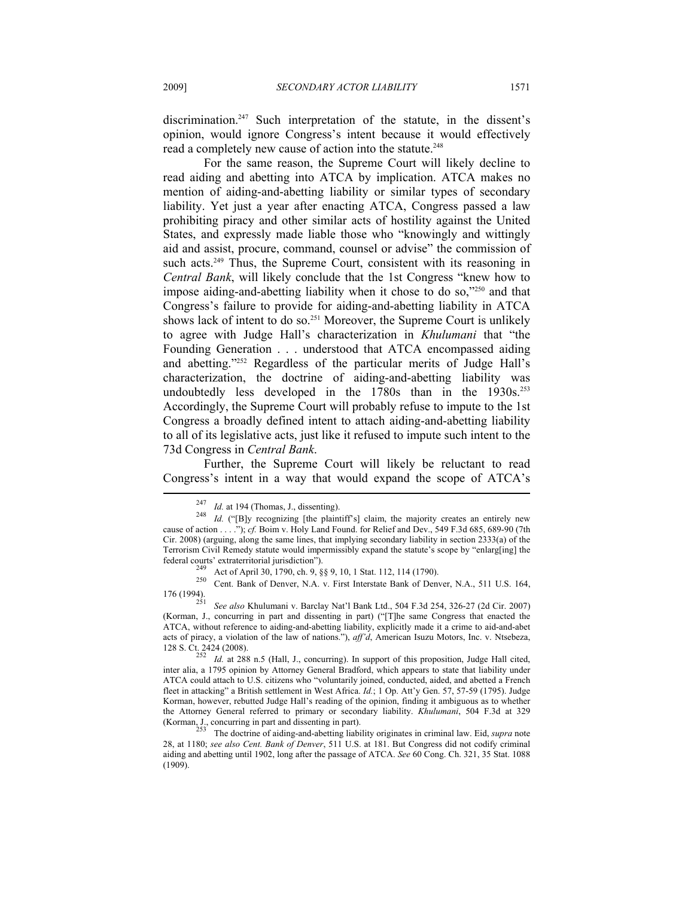discrimination.[247] Such interpretation of the statute, in the dissent's opinion, would ignore Congress's intent because it would effectively read a completely new cause of action into the statute.[248]

For the same reason, the Supreme Court will likely decline to read aiding and abetting into ATCA by implication. ATCA makes no mention of aiding-and-abetting liability or similar types of secondary liability. Yet just a year after enacting ATCA, Congress passed a law prohibiting piracy and other similar acts of hostility against the United States, and expressly made liable those who "knowingly and wittingly aid and assist, procure, command, counsel or advise" the commission of such acts.[249] Thus, the Supreme Court, consistent with its reasoning in *Central Bank*, will likely conclude that the 1st Congress "knew how to impose aiding-and-abetting liability when it chose to do so,"[250] and that Congress's failure to provide for aiding-and-abetting liability in ATCA shows lack of intent to do so.[251] Moreover, the Supreme Court is unlikely to agree with Judge Hall's characterization in *Khulumani* that "the Founding Generation . . . understood that ATCA encompassed aiding and abetting."[252] Regardless of the particular merits of Judge Hall's characterization, the doctrine of aiding-and-abetting liability was undoubtedly less developed in the 1780s than in the 1930s.[253] Accordingly, the Supreme Court will probably refuse to impute to the 1st Congress a broadly defined intent to attach aiding-and-abetting liability to all of its legislative acts, just like it refused to impute such intent to the 73d Congress in *Central Bank*.

Further, the Supreme Court will likely be reluctant to read Congress's intent in a way that would expand the scope of ATCA's

---

[247] *Id.* at 194 (Thomas, J., dissenting).

[248] *Id.* ("[B]y recognizing [the plaintiff's] claim, the majority creates an entirely new cause of action . . . ."); *cf.* Boim v. Holy Land Found. for Relief and Dev., 549 F.3d 685, 689-90 (7th Cir. 2008) (arguing, along the same lines, that implying secondary liability in section 2333(a) of the Terrorism Civil Remedy statute would impermissibly expand the statute's scope by "enlarg[ing] the federal courts' extraterritorial jurisdiction").

[249] Act of April 30, 1790, ch. 9, §§ 9, 10, 1 Stat. 112, 114 (1790).

[250] Cent. Bank of Denver, N.A. v. First Interstate Bank of Denver, N.A., 511 U.S. 164, 176 (1994).

[251] *See also* Khulumani v. Barclay Nat'l Bank Ltd., 504 F.3d 254, 326-27 (2d Cir. 2007) (Korman, J., concurring in part and dissenting in part) ("[T]he same Congress that enacted the ATCA, without reference to aiding-and-abetting liability, explicitly made it a crime to aid-and-abet acts of piracy, a violation of the law of nations."), *aff'd*, American Isuzu Motors, Inc. v. Ntsebeza, 128 S. Ct. 2424 (2008).

[252] *Id.* at 288 n.5 (Hall, J., concurring). In support of this proposition, Judge Hall cited, inter alia, a 1795 opinion by Attorney General Bradford, which appears to state that liability under ATCA could attach to U.S. citizens who "voluntarily joined, conducted, aided, and abetted a French fleet in attacking" a British settlement in West Africa. *Id.*; 1 Op. Att'y Gen. 57, 57-59 (1795). Judge Korman, however, rebutted Judge Hall's reading of the opinion, finding it ambiguous as to whether the Attorney General referred to primary or secondary liability. *Khulumani*, 504 F.3d at 329 (Korman, J., concurring in part and dissenting in part).

[253] The doctrine of aiding-and-abetting liability originates in criminal law. Eid, *supra* note 28, at 1180; *see also Cent. Bank of Denver*, 511 U.S. at 181. But Congress did not codify criminal aiding and abetting until 1902, long after the passage of ATCA. *See* 60 Cong. Ch. 321, 35 Stat. 1088 (1909).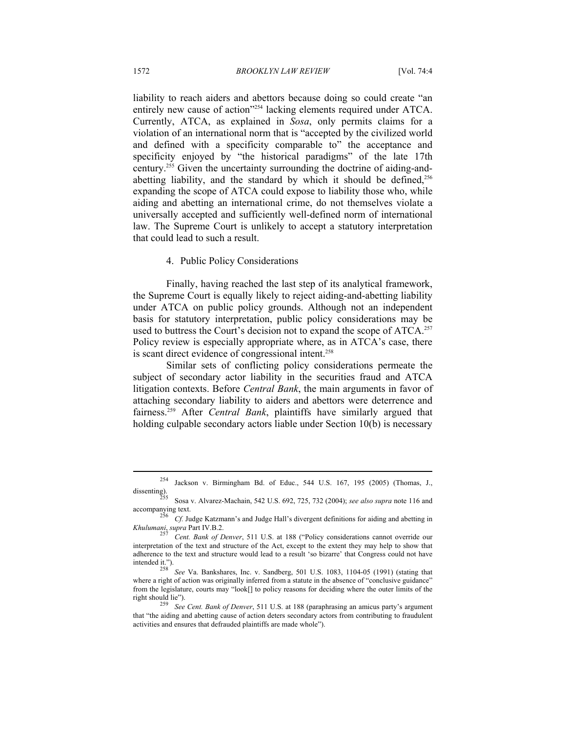liability to reach aiders and abettors because doing so could create "an entirely new cause of action"[254] lacking elements required under ATCA. Currently, ATCA, as explained in *Sosa*, only permits claims for a violation of an international norm that is "accepted by the civilized world and defined with a specificity comparable to" the acceptance and specificity enjoyed by "the historical paradigms" of the late 17th century.[255] Given the uncertainty surrounding the doctrine of aiding-and-abetting liability, and the standard by which it should be defined,[256] expanding the scope of ATCA could expose to liability those who, while aiding and abetting an international crime, do not themselves violate a universally accepted and sufficiently well-defined norm of international law. The Supreme Court is unlikely to accept a statutory interpretation that could lead to such a result.

#### 4. Public Policy Considerations

Finally, having reached the last step of its analytical framework, the Supreme Court is equally likely to reject aiding-and-abetting liability under ATCA on public policy grounds. Although not an independent basis for statutory interpretation, public policy considerations may be used to buttress the Court's decision not to expand the scope of ATCA.[257] Policy review is especially appropriate where, as in ATCA's case, there is scant direct evidence of congressional intent.[258]

Similar sets of conflicting policy considerations permeate the subject of secondary actor liability in the securities fraud and ATCA litigation contexts. Before *Central Bank*, the main arguments in favor of attaching secondary liability to aiders and abettors were deterrence and fairness.[259] After *Central Bank*, plaintiffs have similarly argued that holding culpable secondary actors liable under Section 10(b) is necessary

---

[254] Jackson v. Birmingham Bd. of Educ., 544 U.S. 167, 195 (2005) (Thomas, J., dissenting).

[255] Sosa v. Alvarez-Machain, 542 U.S. 692, 725, 732 (2004); *see also supra* note 116 and accompanying text.

[256] *Cf.* Judge Katzmann's and Judge Hall's divergent definitions for aiding and abetting in *Khulumani*, *supra* Part IV.B.2.

[257] *Cent. Bank of Denver*, 511 U.S. at 188 ("Policy considerations cannot override our interpretation of the text and structure of the Act, except to the extent they may help to show that adherence to the text and structure would lead to a result 'so bizarre' that Congress could not have intended it.").

[258] *See* Va. Bankshares, Inc. v. Sandberg, 501 U.S. 1083, 1104-05 (1991) (stating that where a right of action was originally inferred from a statute in the absence of "conclusive guidance" from the legislature, courts may "look[] to policy reasons for deciding where the outer limits of the right should lie").

[259] *See Cent. Bank of Denver*, 511 U.S. at 188 (paraphrasing an amicus party's argument that "the aiding and abetting cause of action deters secondary actors from contributing to fraudulent activities and ensures that defrauded plaintiffs are made whole").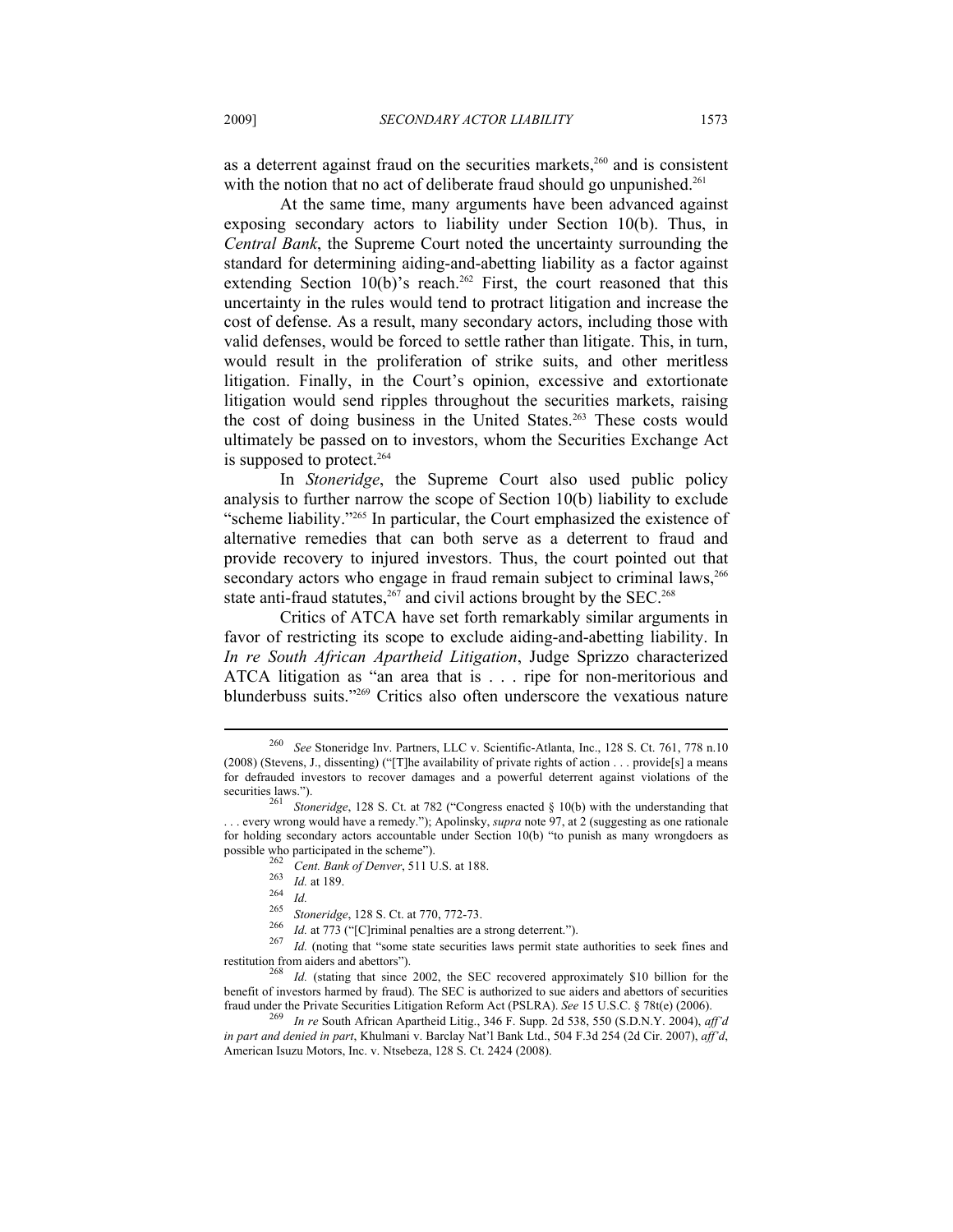as a deterrent against fraud on the securities markets,[260] and is consistent with the notion that no act of deliberate fraud should go unpunished.[261]

At the same time, many arguments have been advanced against exposing secondary actors to liability under Section 10(b). Thus, in *Central Bank*, the Supreme Court noted the uncertainty surrounding the standard for determining aiding-and-abetting liability as a factor against extending Section 10(b)'s reach.[262] First, the court reasoned that this uncertainty in the rules would tend to protract litigation and increase the cost of defense. As a result, many secondary actors, including those with valid defenses, would be forced to settle rather than litigate. This, in turn, would result in the proliferation of strike suits, and other meritless litigation. Finally, in the Court's opinion, excessive and extortionate litigation would send ripples throughout the securities markets, raising the cost of doing business in the United States.[263] These costs would ultimately be passed on to investors, whom the Securities Exchange Act is supposed to protect.[264]

In *Stoneridge*, the Supreme Court also used public policy analysis to further narrow the scope of Section 10(b) liability to exclude "scheme liability."[265] In particular, the Court emphasized the existence of alternative remedies that can both serve as a deterrent to fraud and provide recovery to injured investors. Thus, the court pointed out that secondary actors who engage in fraud remain subject to criminal laws,[266] state anti-fraud statutes,[267] and civil actions brought by the SEC.[268]

Critics of ATCA have set forth remarkably similar arguments in favor of restricting its scope to exclude aiding-and-abetting liability. In *In re South African Apartheid Litigation*, Judge Sprizzo characterized ATCA litigation as "an area that is . . . ripe for non-meritorious and blunderbuss suits."[269] Critics also often underscore the vexatious nature

---

[260] *See* Stoneridge Inv. Partners, LLC v. Scientific-Atlanta, Inc., 128 S. Ct. 761, 778 n.10 (2008) (Stevens, J., dissenting) ("[T]he availability of private rights of action . . . provide[s] a means for defrauded investors to recover damages and a powerful deterrent against violations of the securities laws.").

[261] *Stoneridge*, 128 S. Ct. at 782 ("Congress enacted § 10(b) with the understanding that . . . every wrong would have a remedy."); Apolinsky, *supra* note 97, at 2 (suggesting as one rationale for holding secondary actors accountable under Section 10(b) "to punish as many wrongdoers as possible who participated in the scheme").

[262] *Cent. Bank of Denver*, 511 U.S. at 188.

[263] *Id.* at 189.

[264] *Id.*

[265] *Stoneridge*, 128 S. Ct. at 770, 772-73.

[266] *Id.* at 773 ("[C]riminal penalties are a strong deterrent.").

[267] *Id.* (noting that "some state securities laws permit state authorities to seek fines and restitution from aiders and abettors").

[268] *Id.* (stating that since 2002, the SEC recovered approximately $10 billion for the benefit of investors harmed by fraud). The SEC is authorized to sue aiders and abettors of securities fraud under the Private Securities Litigation Reform Act (PSLRA). *See* 15 U.S.C. § 78t(e) (2006).

[269] *In re* South African Apartheid Litig., 346 F. Supp. 2d 538, 550 (S.D.N.Y. 2004), *aff'd in part and denied in part*, Khulmani v. Barclay Nat'l Bank Ltd., 504 F.3d 254 (2d Cir. 2007), *aff'd*, American Isuzu Motors, Inc. v. Ntsebeza, 128 S. Ct. 2424 (2008).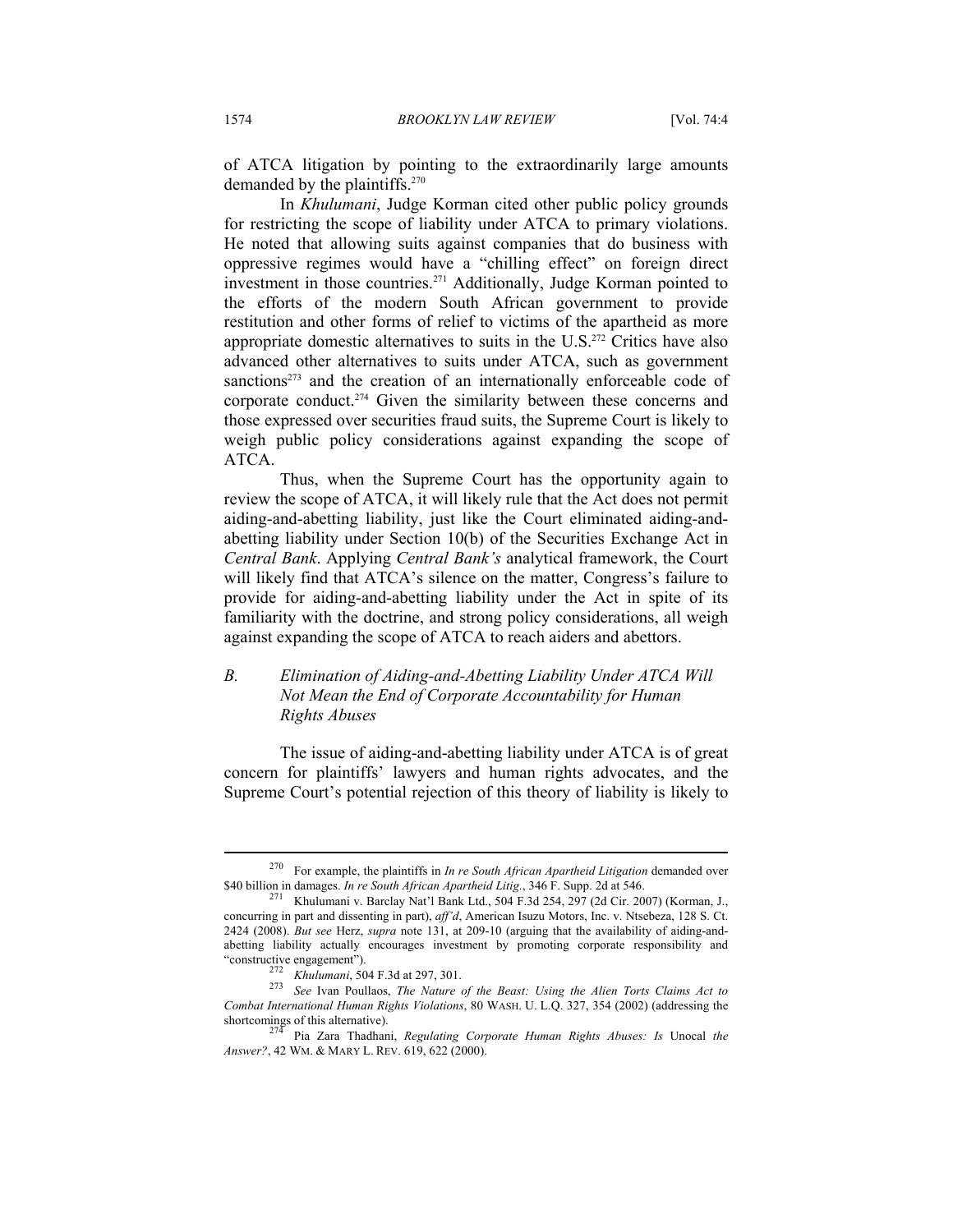of ATCA litigation by pointing to the extraordinarily large amounts demanded by the plaintiffs.[270]

In *Khulumani*, Judge Korman cited other public policy grounds for restricting the scope of liability under ATCA to primary violations. He noted that allowing suits against companies that do business with oppressive regimes would have a "chilling effect" on foreign direct investment in those countries.[271] Additionally, Judge Korman pointed to the efforts of the modern South African government to provide restitution and other forms of relief to victims of the apartheid as more appropriate domestic alternatives to suits in the U.S.[272] Critics have also advanced other alternatives to suits under ATCA, such as government sanctions[273] and the creation of an internationally enforceable code of corporate conduct.[274] Given the similarity between these concerns and those expressed over securities fraud suits, the Supreme Court is likely to weigh public policy considerations against expanding the scope of ATCA.

Thus, when the Supreme Court has the opportunity again to review the scope of ATCA, it will likely rule that the Act does not permit aiding-and-abetting liability, just like the Court eliminated aiding-and-abetting liability under Section 10(b) of the Securities Exchange Act in *Central Bank*. Applying *Central Bank's* analytical framework, the Court will likely find that ATCA's silence on the matter, Congress's failure to provide for aiding-and-abetting liability under the Act in spite of its familiarity with the doctrine, and strong policy considerations, all weigh against expanding the scope of ATCA to reach aiders and abettors.

### *B. Elimination of Aiding-and-Abetting Liability Under ATCA Will Not Mean the End of Corporate Accountability for Human Rights Abuses*

The issue of aiding-and-abetting liability under ATCA is of great concern for plaintiffs' lawyers and human rights advocates, and the Supreme Court's potential rejection of this theory of liability is likely to

---

[270] For example, the plaintiffs in *In re South African Apartheid Litigation* demanded over $40 billion in damages. *In re South African Apartheid Litig.*, 346 F. Supp. 2d at 546.

[271] Khulumani v. Barclay Nat'l Bank Ltd., 504 F.3d 254, 297 (2d Cir. 2007) (Korman, J., concurring in part and dissenting in part), *aff'd*, American Isuzu Motors, Inc. v. Ntsebeza, 128 S. Ct. 2424 (2008). *But see* Herz, *supra* note 131, at 209-10 (arguing that the availability of aiding-and-abetting liability actually encourages investment by promoting corporate responsibility and "constructive engagement").

[272] *Khulumani*, 504 F.3d at 297, 301.

[273] *See* Ivan Poullaos, *The Nature of the Beast: Using the Alien Torts Claims Act to Combat International Human Rights Violations*, 80 WASH. U. L.Q. 327, 354 (2002) (addressing the shortcomings of this alternative).

[274] Pia Zara Thadhani, *Regulating Corporate Human Rights Abuses: Is* Unocal *the Answer?*, 42 WM. & MARY L. REV. 619, 622 (2000).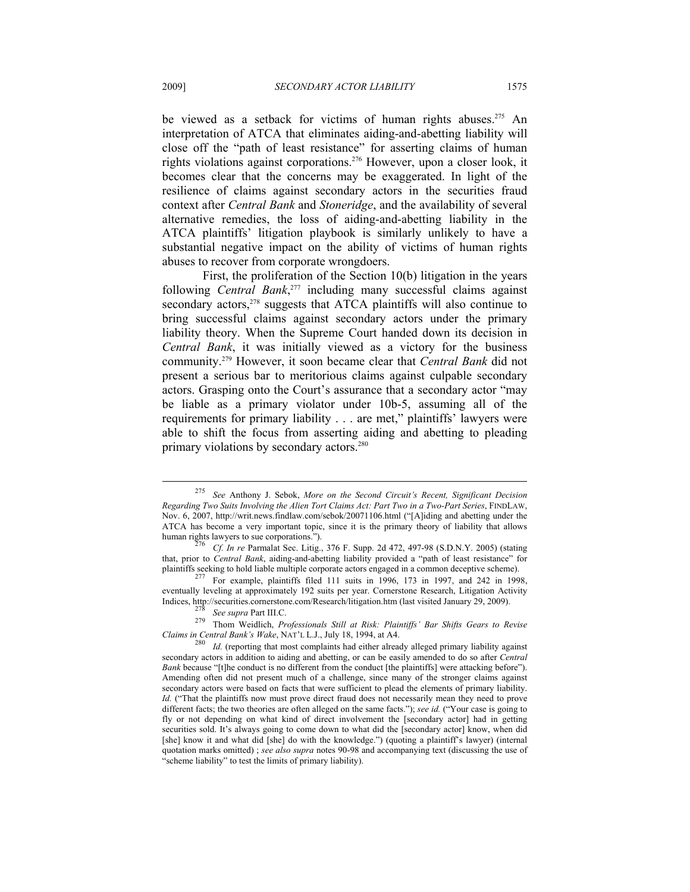be viewed as a setback for victims of human rights abuses.[275] An interpretation of ATCA that eliminates aiding-and-abetting liability will close off the "path of least resistance" for asserting claims of human rights violations against corporations.[276] However, upon a closer look, it becomes clear that the concerns may be exaggerated. In light of the resilience of claims against secondary actors in the securities fraud context after *Central Bank* and *Stoneridge*, and the availability of several alternative remedies, the loss of aiding-and-abetting liability in the ATCA plaintiffs' litigation playbook is similarly unlikely to have a substantial negative impact on the ability of victims of human rights abuses to recover from corporate wrongdoers.

First, the proliferation of the Section 10(b) litigation in the years following *Central Bank*,[277] including many successful claims against secondary actors,[278] suggests that ATCA plaintiffs will also continue to bring successful claims against secondary actors under the primary liability theory. When the Supreme Court handed down its decision in *Central Bank*, it was initially viewed as a victory for the business community.[279] However, it soon became clear that *Central Bank* did not present a serious bar to meritorious claims against culpable secondary actors. Grasping onto the Court's assurance that a secondary actor "may be liable as a primary violator under 10b-5, assuming all of the requirements for primary liability . . . are met," plaintiffs' lawyers were able to shift the focus from asserting aiding and abetting to pleading primary violations by secondary actors.[280]

---

[275] *See* Anthony J. Sebok, *More on the Second Circuit's Recent, Significant Decision Regarding Two Suits Involving the Alien Tort Claims Act: Part Two in a Two-Part Series*, FINDLAW, Nov. 6, 2007, http://writ.news.findlaw.com/sebok/20071106.html ("[A]iding and abetting under the ATCA has become a very important topic, since it is the primary theory of liability that allows human rights lawyers to sue corporations.").

[276] *Cf. In re* Parmalat Sec. Litig., 376 F. Supp. 2d 472, 497-98 (S.D.N.Y. 2005) (stating that, prior to *Central Bank*, aiding-and-abetting liability provided a "path of least resistance" for plaintiffs seeking to hold liable multiple corporate actors engaged in a common deceptive scheme).

[277] For example, plaintiffs filed 111 suits in 1996, 173 in 1997, and 242 in 1998, eventually leveling at approximately 192 suits per year. Cornerstone Research, Litigation Activity Indices, http://securities.cornerstone.com/Research/litigation.htm (last visited January 29, 2009).

[278] *See supra* Part III.C.

[279] Thom Weidlich, *Professionals Still at Risk: Plaintiffs' Bar Shifts Gears to Revise Claims in Central Bank's Wake*, NAT'L L.J., July 18, 1994, at A4.

[280] *Id.* (reporting that most complaints had either already alleged primary liability against secondary actors in addition to aiding and abetting, or can be easily amended to do so after *Central Bank* because "[t]he conduct is no different from the conduct [the plaintiffs] were attacking before"). Amending often did not present much of a challenge, since many of the stronger claims against secondary actors were based on facts that were sufficient to plead the elements of primary liability. *Id.* ("That the plaintiffs now must prove direct fraud does not necessarily mean they need to prove different facts; the two theories are often alleged on the same facts."); *see id.* ("Your case is going to fly or not depending on what kind of direct involvement the [secondary actor] had in getting securities sold. It's always going to come down to what did the [secondary actor] know, when did [she] know it and what did [she] do with the knowledge.") (quoting a plaintiff's lawyer) (internal quotation marks omitted) ; *see also supra* notes 90-98 and accompanying text (discussing the use of "scheme liability" to test the limits of primary liability).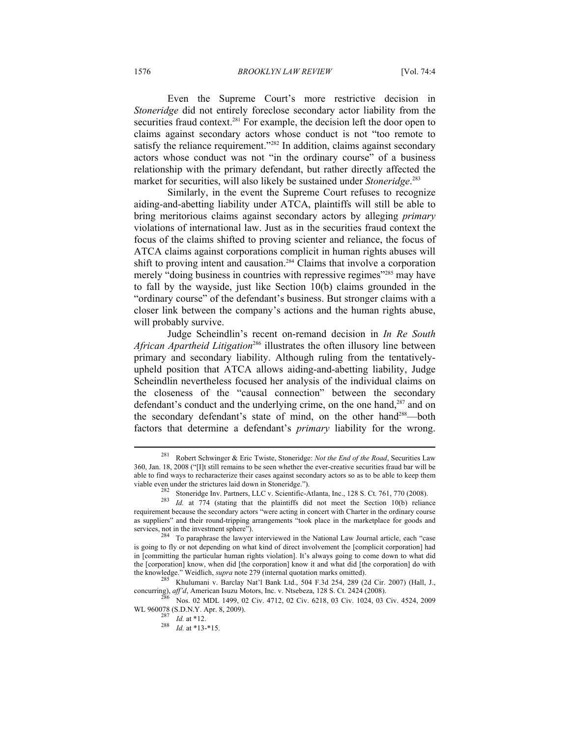Even the Supreme Court's more restrictive decision in *Stoneridge* did not entirely foreclose secondary actor liability from the securities fraud context.[281] For example, the decision left the door open to claims against secondary actors whose conduct is not "too remote to satisfy the reliance requirement."[282] In addition, claims against secondary actors whose conduct was not "in the ordinary course" of a business relationship with the primary defendant, but rather directly affected the market for securities, will also likely be sustained under *Stoneridge*.[283]

Similarly, in the event the Supreme Court refuses to recognize aiding-and-abetting liability under ATCA, plaintiffs will still be able to bring meritorious claims against secondary actors by alleging *primary* violations of international law. Just as in the securities fraud context the focus of the claims shifted to proving scienter and reliance, the focus of ATCA claims against corporations complicit in human rights abuses will shift to proving intent and causation.[284] Claims that involve a corporation merely "doing business in countries with repressive regimes"[285] may have to fall by the wayside, just like Section 10(b) claims grounded in the "ordinary course" of the defendant's business. But stronger claims with a closer link between the company's actions and the human rights abuse, will probably survive.

Judge Scheindlin's recent on-remand decision in *In Re South African Apartheid Litigation*[286] illustrates the often illusory line between primary and secondary liability. Although ruling from the tentatively-upheld position that ATCA allows aiding-and-abetting liability, Judge Scheindlin nevertheless focused her analysis of the individual claims on the closeness of the "causal connection" between the secondary defendant's conduct and the underlying crime, on the one hand,[287] and on the secondary defendant's state of mind, on the other hand[288]—both factors that determine a defendant's *primary* liability for the wrong.

---

[281] Robert Schwinger & Eric Twiste, Stoneridge: *Not the End of the Road*, Securities Law 360, Jan. 18, 2008 ("[I]t still remains to be seen whether the ever-creative securities fraud bar will be able to find ways to recharacterize their cases against secondary actors so as to be able to keep them viable even under the strictures laid down in Stoneridge.").

[282] Stoneridge Inv. Partners, LLC v. Scientific-Atlanta, Inc., 128 S. Ct. 761, 770 (2008).

[283] *Id.* at 774 (stating that the plaintiffs did not meet the Section 10(b) reliance requirement because the secondary actors "were acting in concert with Charter in the ordinary course as suppliers" and their round-tripping arrangements "took place in the marketplace for goods and services, not in the investment sphere").

[284] To paraphrase the lawyer interviewed in the National Law Journal article, each "case is going to fly or not depending on what kind of direct involvement the [complicit corporation] had in [committing the particular human rights violation]. It's always going to come down to what did the [corporation] know, when did [the corporation] know it and what did [the corporation] do with the knowledge." Weidlich, *supra* note 279 (internal quotation marks omitted).

[285] Khulumani v. Barclay Nat'l Bank Ltd., 504 F.3d 254, 289 (2d Cir. 2007) (Hall, J., concurring), *aff'd*, American Isuzu Motors, Inc. v. Ntsebeza, 128 S. Ct. 2424 (2008).

[286] Nos. 02 MDL 1499, 02 Civ. 4712, 02 Civ. 6218, 03 Civ. 1024, 03 Civ. 4524, 2009 WL 960078 (S.D.N.Y. Apr. 8, 2009).

[287] *Id.* at *12.

[288] *Id.* at *13-*15.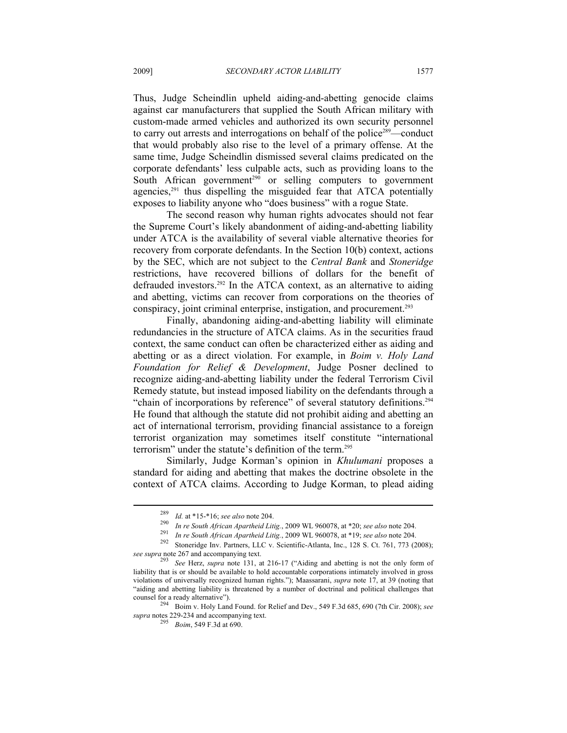Thus, Judge Scheindlin upheld aiding-and-abetting genocide claims against car manufacturers that supplied the South African military with custom-made armed vehicles and authorized its own security personnel to carry out arrests and interrogations on behalf of the police[289]—conduct that would probably also rise to the level of a primary offense. At the same time, Judge Scheindlin dismissed several claims predicated on the corporate defendants' less culpable acts, such as providing loans to the South African government[290] or selling computers to government agencies,[291] thus dispelling the misguided fear that ATCA potentially exposes to liability anyone who "does business" with a rogue State.

The second reason why human rights advocates should not fear the Supreme Court's likely abandonment of aiding-and-abetting liability under ATCA is the availability of several viable alternative theories for recovery from corporate defendants. In the Section 10(b) context, actions by the SEC, which are not subject to the *Central Bank* and *Stoneridge* restrictions, have recovered billions of dollars for the benefit of defrauded investors.[292] In the ATCA context, as an alternative to aiding and abetting, victims can recover from corporations on the theories of conspiracy, joint criminal enterprise, instigation, and procurement.[293]

Finally, abandoning aiding-and-abetting liability will eliminate redundancies in the structure of ATCA claims. As in the securities fraud context, the same conduct can often be characterized either as aiding and abetting or as a direct violation. For example, in *Boim v. Holy Land Foundation for Relief & Development*, Judge Posner declined to recognize aiding-and-abetting liability under the federal Terrorism Civil Remedy statute, but instead imposed liability on the defendants through a "chain of incorporations by reference" of several statutory definitions.[294] He found that although the statute did not prohibit aiding and abetting an act of international terrorism, providing financial assistance to a foreign terrorist organization may sometimes itself constitute "international terrorism" under the statute's definition of the term.[295]

Similarly, Judge Korman's opinion in *Khulumani* proposes a standard for aiding and abetting that makes the doctrine obsolete in the context of ATCA claims. According to Judge Korman, to plead aiding

---

[289] *Id.* at *15-*16; *see also* note 204.

[290] *In re South African Apartheid Litig.*, 2009 WL 960078, at *20; *see also* note 204.

[291] *In re South African Apartheid Litig.*, 2009 WL 960078, at *19; *see also* note 204.

[292] Stoneridge Inv. Partners, LLC v. Scientific-Atlanta, Inc., 128 S. Ct. 761, 773 (2008); *see supra* note 267 and accompanying text.

[293] *See* Herz, *supra* note 131, at 216-17 ("Aiding and abetting is not the only form of liability that is or should be available to hold accountable corporations intimately involved in gross violations of universally recognized human rights."); Maassarani, *supra* note 17, at 39 (noting that "aiding and abetting liability is threatened by a number of doctrinal and political challenges that counsel for a ready alternative").

[294] Boim v. Holy Land Found. for Relief and Dev., 549 F.3d 685, 690 (7th Cir. 2008); *see supra* notes 229-234 and accompanying text.

[295] *Boim*, 549 F.3d at 690.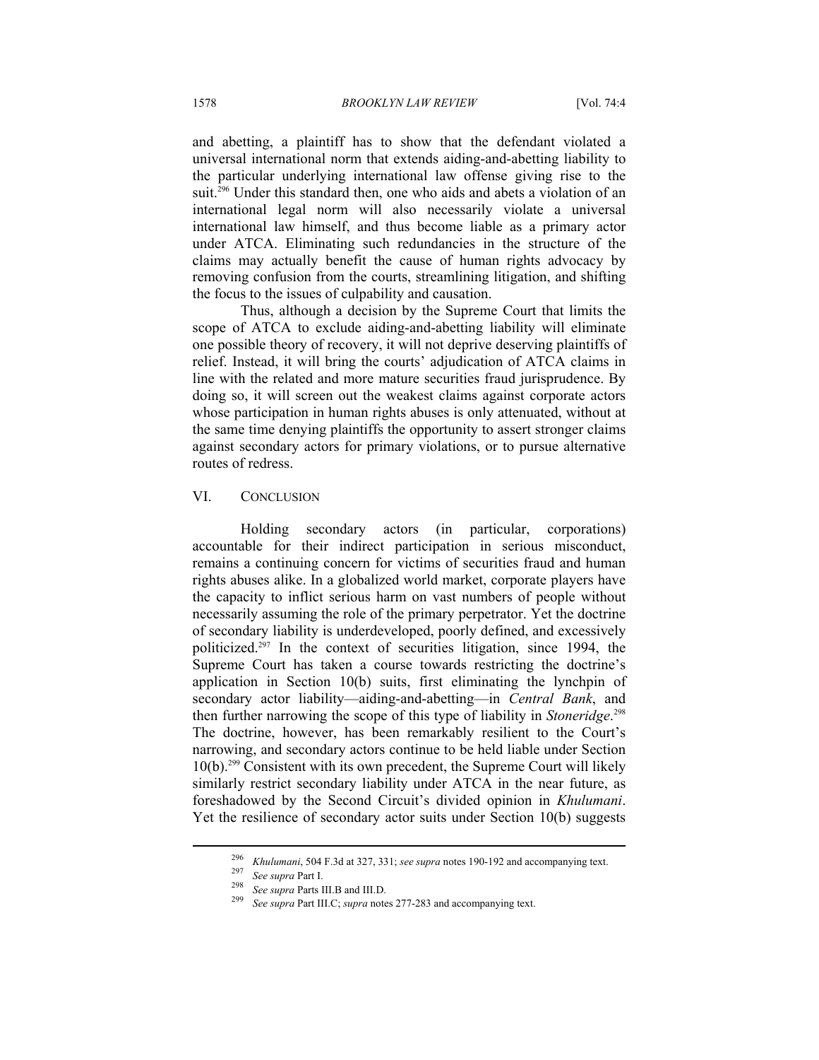and abetting, a plaintiff has to show that the defendant violated a universal international norm that extends aiding-and-abetting liability to the particular underlying international law offense giving rise to the suit.[296] Under this standard then, one who aids and abets a violation of an international legal norm will also necessarily violate a universal international law himself, and thus become liable as a primary actor under ATCA. Eliminating such redundancies in the structure of the claims may actually benefit the cause of human rights advocacy by removing confusion from the courts, streamlining litigation, and shifting the focus to the issues of culpability and causation.

Thus, although a decision by the Supreme Court that limits the scope of ATCA to exclude aiding-and-abetting liability will eliminate one possible theory of recovery, it will not deprive deserving plaintiffs of relief. Instead, it will bring the courts' adjudication of ATCA claims in line with the related and more mature securities fraud jurisprudence. By doing so, it will screen out the weakest claims against corporate actors whose participation in human rights abuses is only attenuated, without at the same time denying plaintiffs the opportunity to assert stronger claims against secondary actors for primary violations, or to pursue alternative routes of redress.

## VI. CONCLUSION

Holding secondary actors (in particular, corporations) accountable for their indirect participation in serious misconduct, remains a continuing concern for victims of securities fraud and human rights abuses alike. In a globalized world market, corporate players have the capacity to inflict serious harm on vast numbers of people without necessarily assuming the role of the primary perpetrator. Yet the doctrine of secondary liability is underdeveloped, poorly defined, and excessively politicized.[297] In the context of securities litigation, since 1994, the Supreme Court has taken a course towards restricting the doctrine's application in Section 10(b) suits, first eliminating the lynchpin of secondary actor liability—aiding-and-abetting—in *Central Bank*, and then further narrowing the scope of this type of liability in *Stoneridge*.[298] The doctrine, however, has been remarkably resilient to the Court's narrowing, and secondary actors continue to be held liable under Section 10(b).[299] Consistent with its own precedent, the Supreme Court will likely similarly restrict secondary liability under ATCA in the near future, as foreshadowed by the Second Circuit's divided opinion in *Khulumani*. Yet the resilience of secondary actor suits under Section 10(b) suggests

---

[296] *Khulumani*, 504 F.3d at 327, 331; *see supra* notes 190-192 and accompanying text.

[297] *See supra* Part I.

[298] *See supra* Parts III.B and III.D.

[299] *See supra* Part III.C; *supra* notes 277-283 and accompanying text.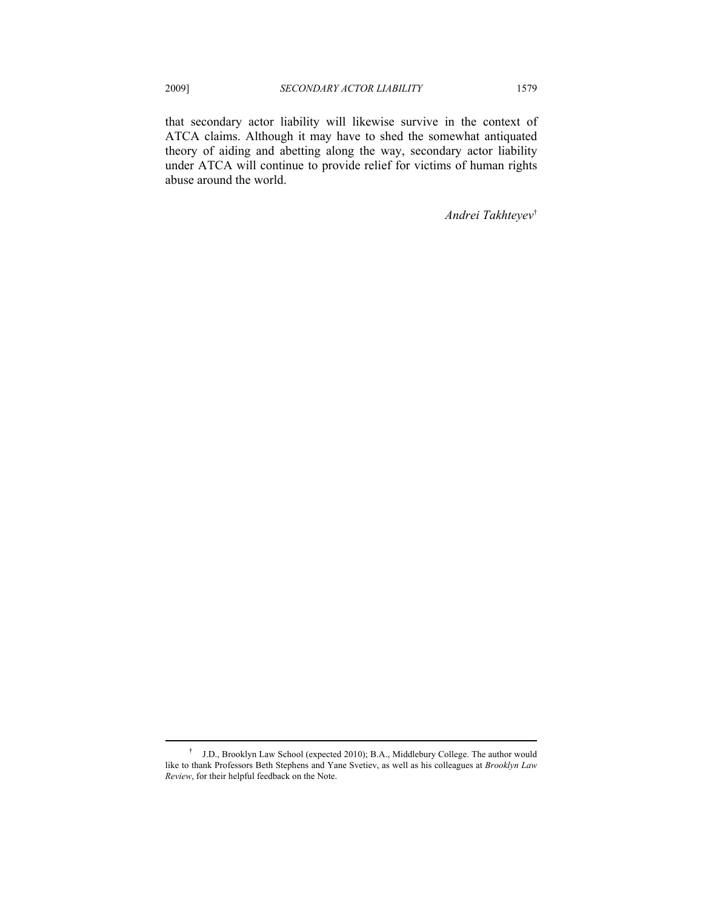that secondary actor liability will likewise survive in the context of ATCA claims. Although it may have to shed the somewhat antiquated theory of aiding and abetting along the way, secondary actor liability under ATCA will continue to provide relief for victims of human rights abuse around the world.

*Andrei Takhteyev*[†]

---

[†] J.D., Brooklyn Law School (expected 2010); B.A., Middlebury College. The author would like to thank Professors Beth Stephens and Yane Svetiev, as well as his colleagues at *Brooklyn Law Review*, for their helpful feedback on the Note.